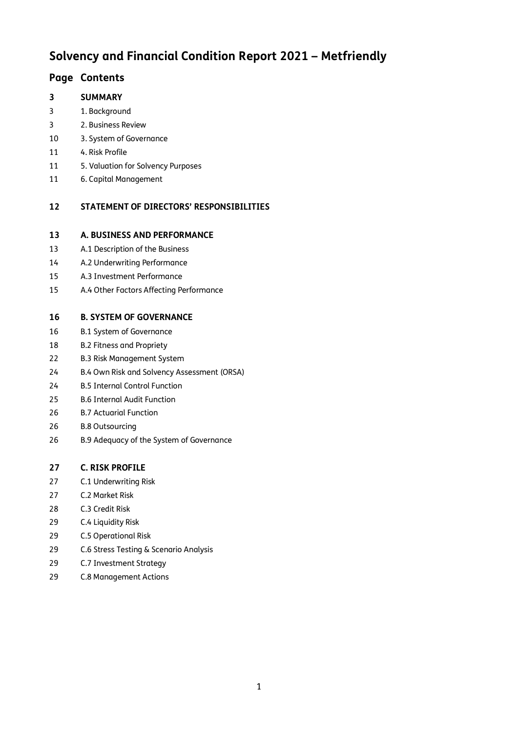# Solvency and Financial Condition Report 2021 – Metfriendly

| Page | Contents |
| --- | --- |
| **3** | **SUMMARY** |
| 3 | 1. Background |
| 3 | 2. Business Review |
| 10 | 3. System of Governance |
| 11 | 4. Risk Profile |
| 11 | 5. Valuation for Solvency Purposes |
| 11 | 6. Capital Management |
| **12** | **STATEMENT OF DIRECTORS' RESPONSIBILITIES** |
| **13** | **A. BUSINESS AND PERFORMANCE** |
| 13 | A.1 Description of the Business |
| 14 | A.2 Underwriting Performance |
| 15 | A.3 Investment Performance |
| 15 | A.4 Other Factors Affecting Performance |
| **16** | **B. SYSTEM OF GOVERNANCE** |
| 16 | B.1 System of Governance |
| 18 | B.2 Fitness and Propriety |
| 22 | B.3 Risk Management System |
| 24 | B.4 Own Risk and Solvency Assessment (ORSA) |
| 24 | B.5 Internal Control Function |
| 25 | B.6 Internal Audit Function |
| 26 | B.7 Actuarial Function |
| 26 | B.8 Outsourcing |
| 26 | B.9 Adequacy of the System of Governance |
| **27** | **C. RISK PROFILE** |
| 27 | C.1 Underwriting Risk |
| 27 | C.2 Market Risk |
| 28 | C.3 Credit Risk |
| 29 | C.4 Liquidity Risk |
| 29 | C.5 Operational Risk |
| 29 | C.6 Stress Testing & Scenario Analysis |
| 29 | C.7 Investment Strategy |
| 29 | C.8 Management Actions |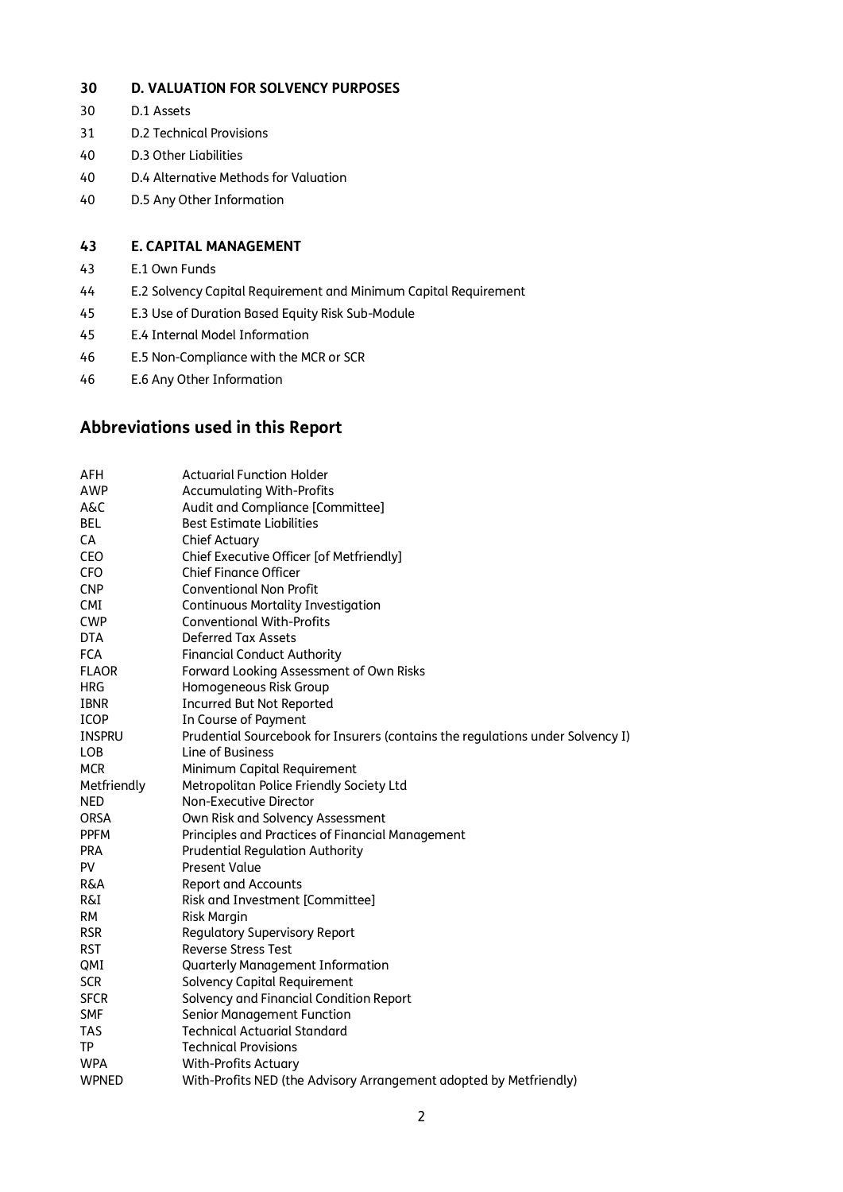**30 D. VALUATION FOR SOLVENCY PURPOSES**

30 D.1 Assets

31 D.2 Technical Provisions

40 D.3 Other Liabilities

40 D.4 Alternative Methods for Valuation

40 D.5 Any Other Information

**43 E. CAPITAL MANAGEMENT**

43 E.1 Own Funds

44 E.2 Solvency Capital Requirement and Minimum Capital Requirement

45 E.3 Use of Duration Based Equity Risk Sub-Module

45 E.4 Internal Model Information

46 E.5 Non-Compliance with the MCR or SCR

46 E.6 Any Other Information

## Abbreviations used in this Report

| | |
|---|---|
| AFH | Actuarial Function Holder |
| AWP | Accumulating With-Profits |
| A&C | Audit and Compliance [Committee] |
| BEL | Best Estimate Liabilities |
| CA | Chief Actuary |
| CEO | Chief Executive Officer [of Metfriendly] |
| CFO | Chief Finance Officer |
| CNP | Conventional Non Profit |
| CMI | Continuous Mortality Investigation |
| CWP | Conventional With-Profits |
| DTA | Deferred Tax Assets |
| FCA | Financial Conduct Authority |
| FLAOR | Forward Looking Assessment of Own Risks |
| HRG | Homogeneous Risk Group |
| IBNR | Incurred But Not Reported |
| ICOP | In Course of Payment |
| INSPRU | Prudential Sourcebook for Insurers (contains the regulations under Solvency I) |
| LOB | Line of Business |
| MCR | Minimum Capital Requirement |
| Metfriendly | Metropolitan Police Friendly Society Ltd |
| NED | Non-Executive Director |
| ORSA | Own Risk and Solvency Assessment |
| PPFM | Principles and Practices of Financial Management |
| PRA | Prudential Regulation Authority |
| PV | Present Value |
| R&A | Report and Accounts |
| R&I | Risk and Investment [Committee] |
| RM | Risk Margin |
| RSR | Regulatory Supervisory Report |
| RST | Reverse Stress Test |
| QMI | Quarterly Management Information |
| SCR | Solvency Capital Requirement |
| SFCR | Solvency and Financial Condition Report |
| SMF | Senior Management Function |
| TAS | Technical Actuarial Standard |
| TP | Technical Provisions |
| WPA | With-Profits Actuary |
| WPNED | With-Profits NED (the Advisory Arrangement adopted by Metfriendly) |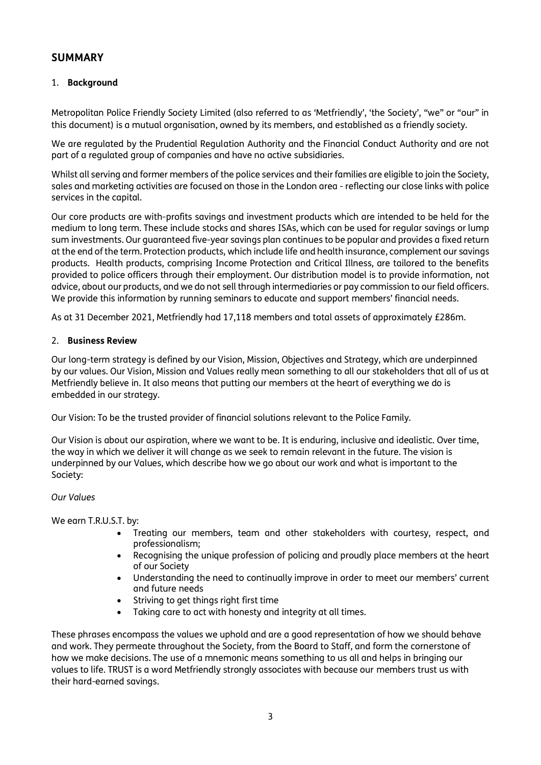## SUMMARY

### 1. Background

Metropolitan Police Friendly Society Limited (also referred to as 'Metfriendly', 'the Society', "we" or "our" in this document) is a mutual organisation, owned by its members, and established as a friendly society.

We are regulated by the Prudential Regulation Authority and the Financial Conduct Authority and are not part of a regulated group of companies and have no active subsidiaries.

Whilst all serving and former members of the police services and their families are eligible to join the Society, sales and marketing activities are focused on those in the London area - reflecting our close links with police services in the capital.

Our core products are with-profits savings and investment products which are intended to be held for the medium to long term. These include stocks and shares ISAs, which can be used for regular savings or lump sum investments. Our guaranteed five-year savings plan continues to be popular and provides a fixed return at the end of the term. Protection products, which include life and health insurance, complement our savings products. Health products, comprising Income Protection and Critical Illness, are tailored to the benefits provided to police officers through their employment. Our distribution model is to provide information, not advice, about our products, and we do not sell through intermediaries or pay commission to our field officers. We provide this information by running seminars to educate and support members' financial needs.

As at 31 December 2021, Metfriendly had 17,118 members and total assets of approximately £286m.

### 2. Business Review

Our long-term strategy is defined by our Vision, Mission, Objectives and Strategy, which are underpinned by our values. Our Vision, Mission and Values really mean something to all our stakeholders that all of us at Metfriendly believe in. It also means that putting our members at the heart of everything we do is embedded in our strategy.

Our Vision: To be the trusted provider of financial solutions relevant to the Police Family.

Our Vision is about our aspiration, where we want to be. It is enduring, inclusive and idealistic. Over time, the way in which we deliver it will change as we seek to remain relevant in the future. The vision is underpinned by our Values, which describe how we go about our work and what is important to the Society:

*Our Values*

We earn T.R.U.S.T. by:

- Treating our members, team and other stakeholders with courtesy, respect, and professionalism;
- Recognising the unique profession of policing and proudly place members at the heart of our Society
- Understanding the need to continually improve in order to meet our members' current and future needs
- Striving to get things right first time
- Taking care to act with honesty and integrity at all times.

These phrases encompass the values we uphold and are a good representation of how we should behave and work. They permeate throughout the Society, from the Board to Staff, and form the cornerstone of how we make decisions. The use of a mnemonic means something to us all and helps in bringing our values to life. TRUST is a word Metfriendly strongly associates with because our members trust us with their hard-earned savings.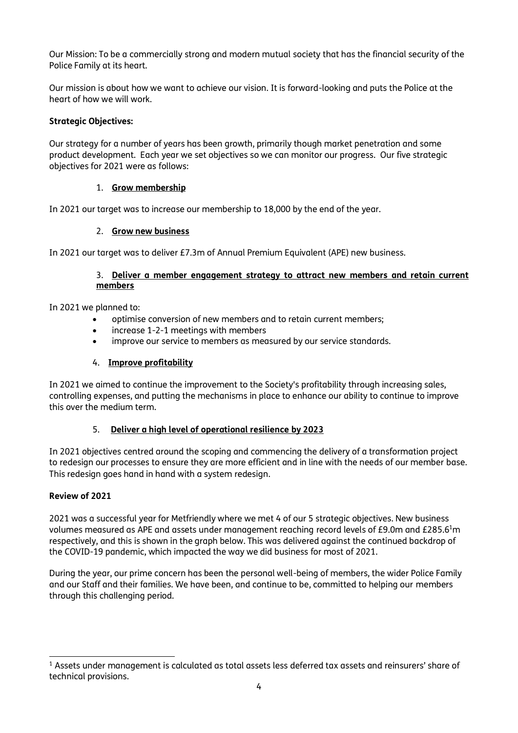Our Mission: To be a commercially strong and modern mutual society that has the financial security of the Police Family at its heart.

Our mission is about how we want to achieve our vision. It is forward-looking and puts the Police at the heart of how we will work.

**Strategic Objectives:**

Our strategy for a number of years has been growth, primarily though market penetration and some product development. Each year we set objectives so we can monitor our progress. Our five strategic objectives for 2021 were as follows:

1. **Grow membership**

In 2021 our target was to increase our membership to 18,000 by the end of the year.

2. **Grow new business**

In 2021 our target was to deliver £7.3m of Annual Premium Equivalent (APE) new business.

3. **Deliver a member engagement strategy to attract new members and retain current members**

In 2021 we planned to:

- optimise conversion of new members and to retain current members;
- increase 1-2-1 meetings with members
- improve our service to members as measured by our service standards.

4. **Improve profitability**

In 2021 we aimed to continue the improvement to the Society's profitability through increasing sales, controlling expenses, and putting the mechanisms in place to enhance our ability to continue to improve this over the medium term.

5. **Deliver a high level of operational resilience by 2023**

In 2021 objectives centred around the scoping and commencing the delivery of a transformation project to redesign our processes to ensure they are more efficient and in line with the needs of our member base. This redesign goes hand in hand with a system redesign.

**Review of 2021**

2021 was a successful year for Metfriendly where we met 4 of our 5 strategic objectives. New business volumes measured as APE and assets under management reaching record levels of £9.0m and £285.6[1]m respectively, and this is shown in the graph below. This was delivered against the continued backdrop of the COVID-19 pandemic, which impacted the way we did business for most of 2021.

During the year, our prime concern has been the personal well-being of members, the wider Police Family and our Staff and their families. We have been, and continue to be, committed to helping our members through this challenging period.

[1] Assets under management is calculated as total assets less deferred tax assets and reinsurers' share of technical provisions.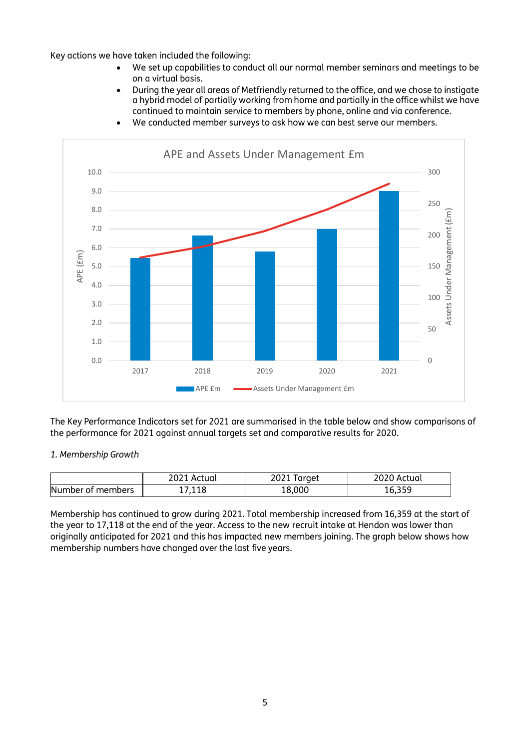Key actions we have taken included the following:

- We set up capabilities to conduct all our normal member seminars and meetings to be on a virtual basis.
- During the year all areas of Metfriendly returned to the office, and we chose to instigate a hybrid model of partially working from home and partially in the office whilst we have continued to maintain service to members by phone, online and via conference.
- We conducted member surveys to ask how we can best serve our members.

The Key Performance Indicators set for 2021 are summarised in the table below and show comparisons of the performance for 2021 against annual targets set and comparative results for 2020.

*1. Membership Growth*

| | 2021 Actual | 2021 Target | 2020 Actual |
|---|---|---|---|
| Number of members | 17,118 | 18,000 | 16,359 |

Membership has continued to grow during 2021. Total membership increased from 16,359 at the start of the year to 17,118 at the end of the year. Access to the new recruit intake at Hendon was lower than originally anticipated for 2021 and this has impacted new members joining. The graph below shows how membership numbers have changed over the last five years.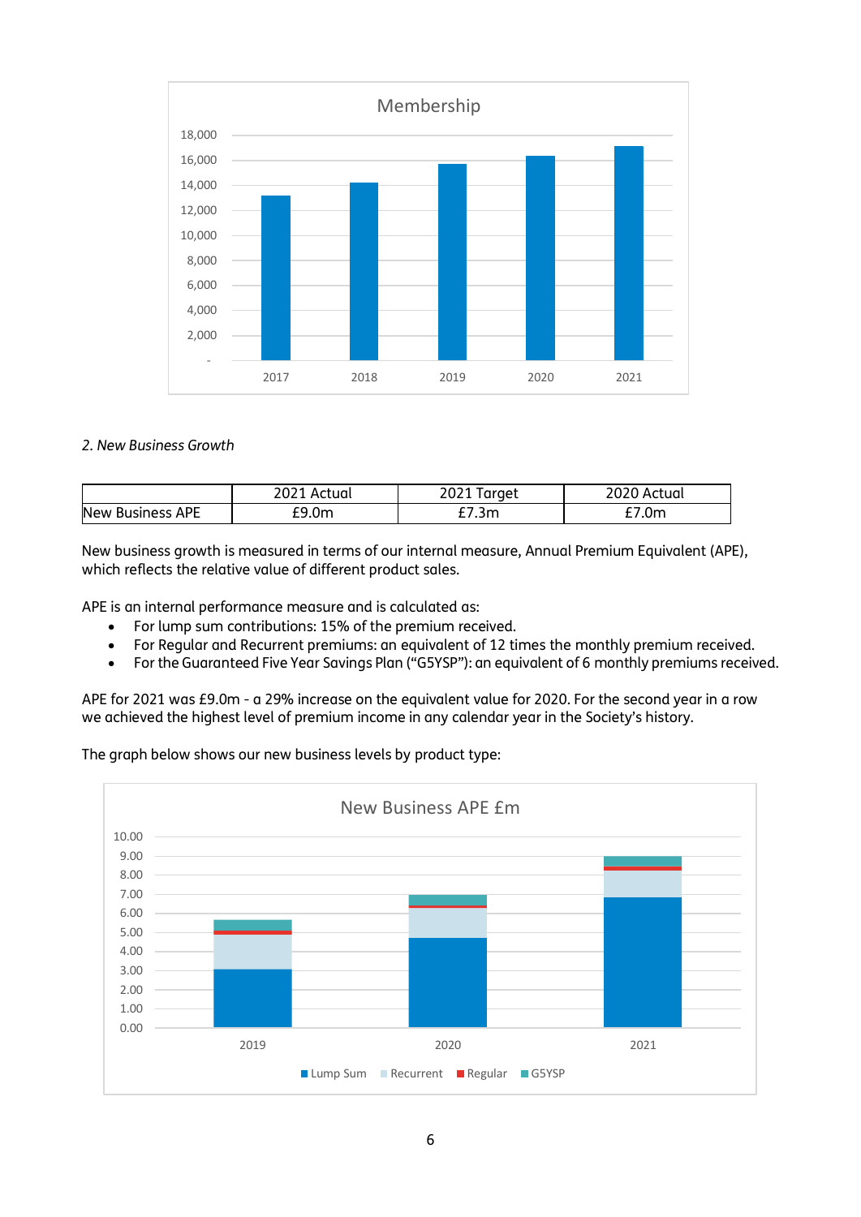*2. New Business Growth*

| | 2021 Actual | 2021 Target | 2020 Actual |
|---|---|---|---|
| New Business APE | £9.0m | £7.3m | £7.0m |

New business growth is measured in terms of our internal measure, Annual Premium Equivalent (APE), which reflects the relative value of different product sales.

APE is an internal performance measure and is calculated as:

- For lump sum contributions: 15% of the premium received.
- For Regular and Recurrent premiums: an equivalent of 12 times the monthly premium received.
- For the Guaranteed Five Year Savings Plan ("G5YSP"): an equivalent of 6 monthly premiums received.

APE for 2021 was £9.0m - a 29% increase on the equivalent value for 2020. For the second year in a row we achieved the highest level of premium income in any calendar year in the Society's history.

The graph below shows our new business levels by product type: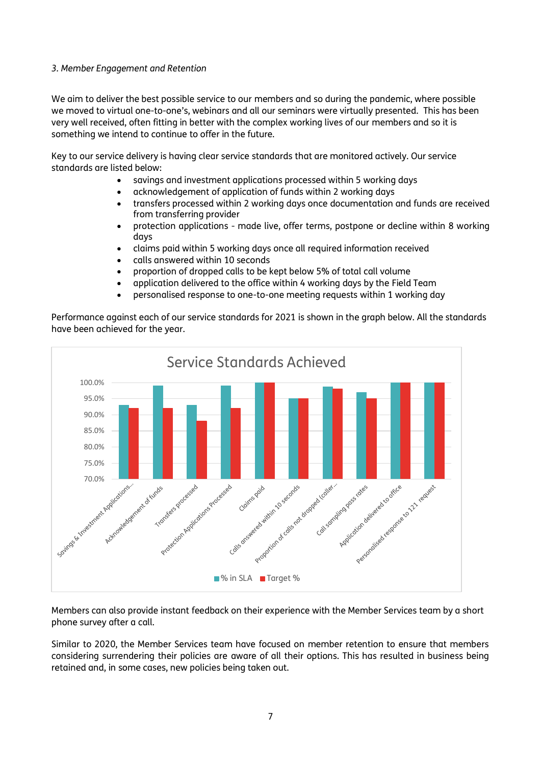*3. Member Engagement and Retention*

We aim to deliver the best possible service to our members and so during the pandemic, where possible we moved to virtual one-to-one's, webinars and all our seminars were virtually presented. This has been very well received, often fitting in better with the complex working lives of our members and so it is something we intend to continue to offer in the future.

Key to our service delivery is having clear service standards that are monitored actively. Our service standards are listed below:

- savings and investment applications processed within 5 working days
- acknowledgement of application of funds within 2 working days
- transfers processed within 2 working days once documentation and funds are received from transferring provider
- protection applications - made live, offer terms, postpone or decline within 8 working days
- claims paid within 5 working days once all required information received
- calls answered within 10 seconds
- proportion of dropped calls to be kept below 5% of total call volume
- application delivered to the office within 4 working days by the Field Team
- personalised response to one-to-one meeting requests within 1 working day

Performance against each of our service standards for 2021 is shown in the graph below. All the standards have been achieved for the year.

Service Standards Achieved

| Service standard | % in SLA | Target % |
|---|---|---|
| Savings & Investment Applications... | 93.0% | 92.0% |
| Acknowledgement of funds | 99.0% | 92.0% |
| Transfers processed | 93.0% | 88.0% |
| Protection Applications Processed | 99.0% | 92.0% |
| Claims paid | 100.0% | 100.0% |
| Calls answered within 10 seconds | 95.0% | 95.0% |
| Proportion of calls not dropped (caller... | 98.8% | 98.0% |
| Call sampling pass rates | 97.0% | 95.0% |
| Application delivered to office | 100.0% | 100.0% |
| Personalised response to 121 request | 100.0% | 100.0% |

Members can also provide instant feedback on their experience with the Member Services team by a short phone survey after a call.

Similar to 2020, the Member Services team have focused on member retention to ensure that members considering surrendering their policies are aware of all their options. This has resulted in business being retained and, in some cases, new policies being taken out.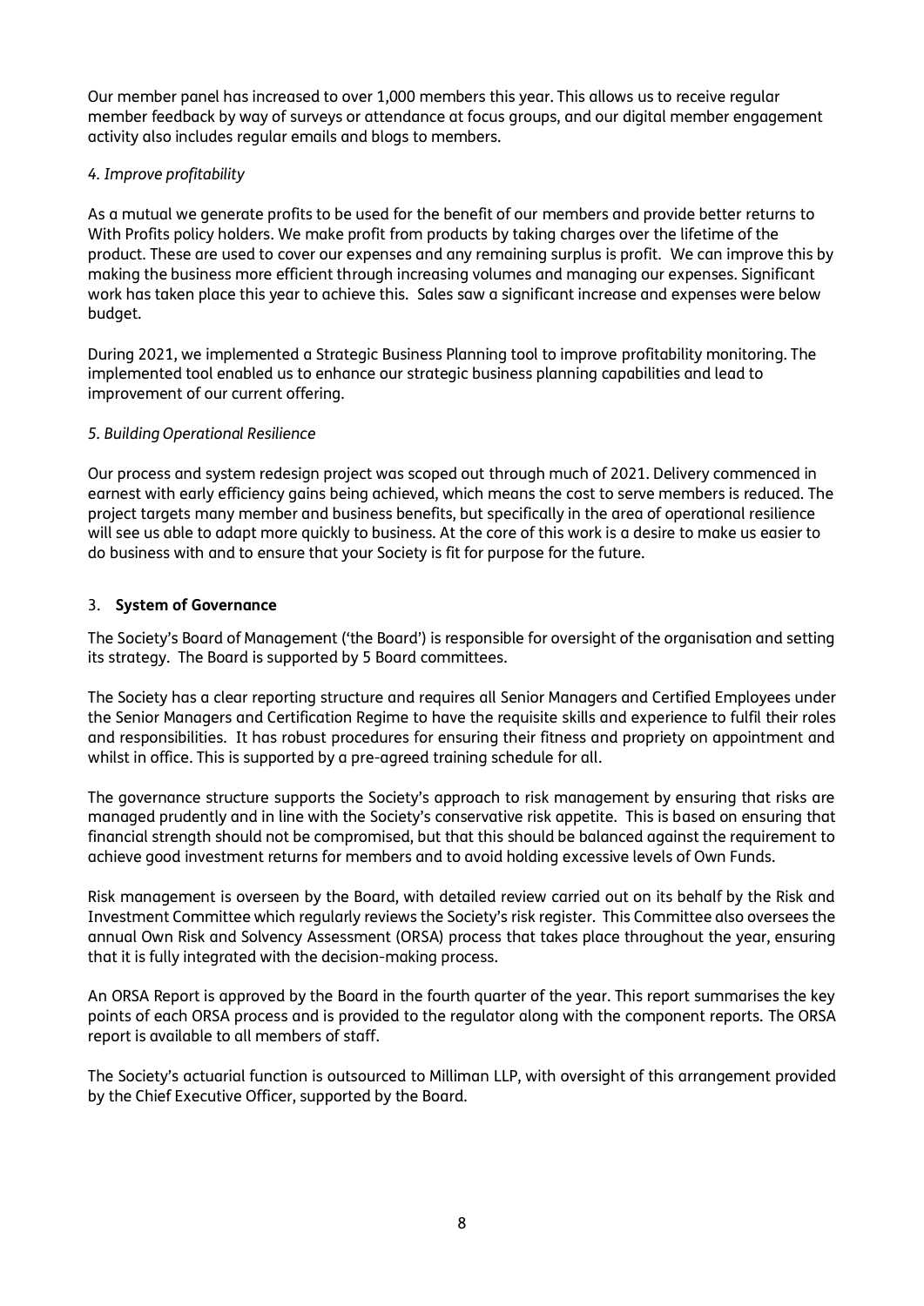Our member panel has increased to over 1,000 members this year. This allows us to receive regular member feedback by way of surveys or attendance at focus groups, and our digital member engagement activity also includes regular emails and blogs to members.

*4. Improve profitability*

As a mutual we generate profits to be used for the benefit of our members and provide better returns to With Profits policy holders. We make profit from products by taking charges over the lifetime of the product. These are used to cover our expenses and any remaining surplus is profit. We can improve this by making the business more efficient through increasing volumes and managing our expenses. Significant work has taken place this year to achieve this. Sales saw a significant increase and expenses were below budget.

During 2021, we implemented a Strategic Business Planning tool to improve profitability monitoring. The implemented tool enabled us to enhance our strategic business planning capabilities and lead to improvement of our current offering.

*5. Building Operational Resilience*

Our process and system redesign project was scoped out through much of 2021. Delivery commenced in earnest with early efficiency gains being achieved, which means the cost to serve members is reduced. The project targets many member and business benefits, but specifically in the area of operational resilience will see us able to adapt more quickly to business. At the core of this work is a desire to make us easier to do business with and to ensure that your Society is fit for purpose for the future.

## 3. **System of Governance**

The Society's Board of Management ('the Board') is responsible for oversight of the organisation and setting its strategy. The Board is supported by 5 Board committees.

The Society has a clear reporting structure and requires all Senior Managers and Certified Employees under the Senior Managers and Certification Regime to have the requisite skills and experience to fulfil their roles and responsibilities. It has robust procedures for ensuring their fitness and propriety on appointment and whilst in office. This is supported by a pre-agreed training schedule for all.

The governance structure supports the Society's approach to risk management by ensuring that risks are managed prudently and in line with the Society's conservative risk appetite. This is based on ensuring that financial strength should not be compromised, but that this should be balanced against the requirement to achieve good investment returns for members and to avoid holding excessive levels of Own Funds.

Risk management is overseen by the Board, with detailed review carried out on its behalf by the Risk and Investment Committee which regularly reviews the Society's risk register. This Committee also oversees the annual Own Risk and Solvency Assessment (ORSA) process that takes place throughout the year, ensuring that it is fully integrated with the decision-making process.

An ORSA Report is approved by the Board in the fourth quarter of the year. This report summarises the key points of each ORSA process and is provided to the regulator along with the component reports. The ORSA report is available to all members of staff.

The Society's actuarial function is outsourced to Milliman LLP, with oversight of this arrangement provided by the Chief Executive Officer, supported by the Board.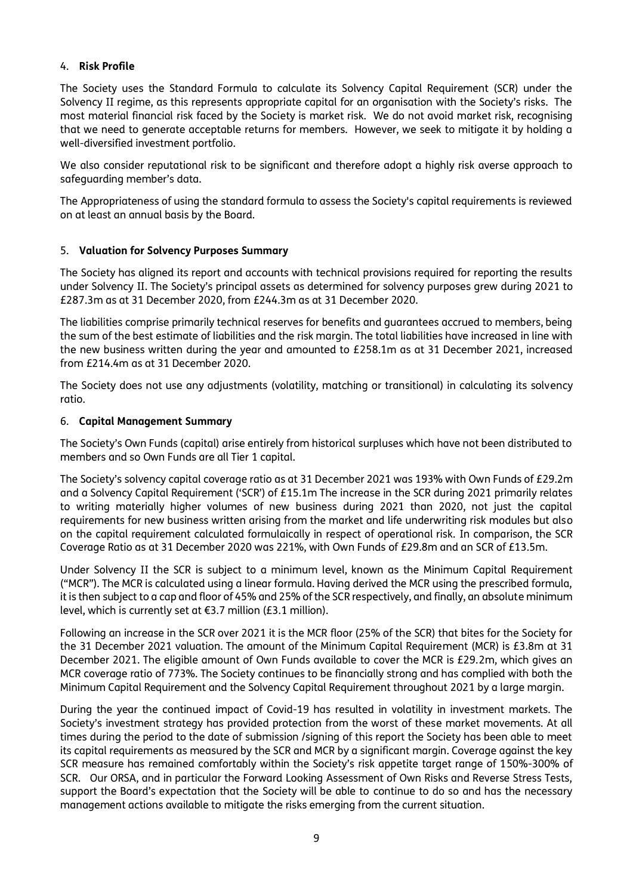4. **Risk Profile**

The Society uses the Standard Formula to calculate its Solvency Capital Requirement (SCR) under the Solvency II regime, as this represents appropriate capital for an organisation with the Society's risks. The most material financial risk faced by the Society is market risk. We do not avoid market risk, recognising that we need to generate acceptable returns for members. However, we seek to mitigate it by holding a well-diversified investment portfolio.

We also consider reputational risk to be significant and therefore adopt a highly risk averse approach to safeguarding member's data.

The Appropriateness of using the standard formula to assess the Society's capital requirements is reviewed on at least an annual basis by the Board.

5. **Valuation for Solvency Purposes Summary**

The Society has aligned its report and accounts with technical provisions required for reporting the results under Solvency II. The Society's principal assets as determined for solvency purposes grew during 2021 to £287.3m as at 31 December 2020, from £244.3m as at 31 December 2020.

The liabilities comprise primarily technical reserves for benefits and guarantees accrued to members, being the sum of the best estimate of liabilities and the risk margin. The total liabilities have increased in line with the new business written during the year and amounted to £258.1m as at 31 December 2021, increased from £214.4m as at 31 December 2020.

The Society does not use any adjustments (volatility, matching or transitional) in calculating its solvency ratio.

6. **Capital Management Summary**

The Society's Own Funds (capital) arise entirely from historical surpluses which have not been distributed to members and so Own Funds are all Tier 1 capital.

The Society's solvency capital coverage ratio as at 31 December 2021 was 193% with Own Funds of £29.2m and a Solvency Capital Requirement ('SCR') of £15.1m The increase in the SCR during 2021 primarily relates to writing materially higher volumes of new business during 2021 than 2020, not just the capital requirements for new business written arising from the market and life underwriting risk modules but also on the capital requirement calculated formulaically in respect of operational risk. In comparison, the SCR Coverage Ratio as at 31 December 2020 was 221%, with Own Funds of £29.8m and an SCR of £13.5m.

Under Solvency II the SCR is subject to a minimum level, known as the Minimum Capital Requirement ("MCR"). The MCR is calculated using a linear formula. Having derived the MCR using the prescribed formula, it is then subject to a cap and floor of 45% and 25% of the SCR respectively, and finally, an absolute minimum level, which is currently set at €3.7 million (£3.1 million).

Following an increase in the SCR over 2021 it is the MCR floor (25% of the SCR) that bites for the Society for the 31 December 2021 valuation. The amount of the Minimum Capital Requirement (MCR) is £3.8m at 31 December 2021. The eligible amount of Own Funds available to cover the MCR is £29.2m, which gives an MCR coverage ratio of 773%. The Society continues to be financially strong and has complied with both the Minimum Capital Requirement and the Solvency Capital Requirement throughout 2021 by a large margin.

During the year the continued impact of Covid-19 has resulted in volatility in investment markets. The Society's investment strategy has provided protection from the worst of these market movements. At all times during the period to the date of submission /signing of this report the Society has been able to meet its capital requirements as measured by the SCR and MCR by a significant margin. Coverage against the key SCR measure has remained comfortably within the Society's risk appetite target range of 150%-300% of SCR. Our ORSA, and in particular the Forward Looking Assessment of Own Risks and Reverse Stress Tests, support the Board's expectation that the Society will be able to continue to do so and has the necessary management actions available to mitigate the risks emerging from the current situation.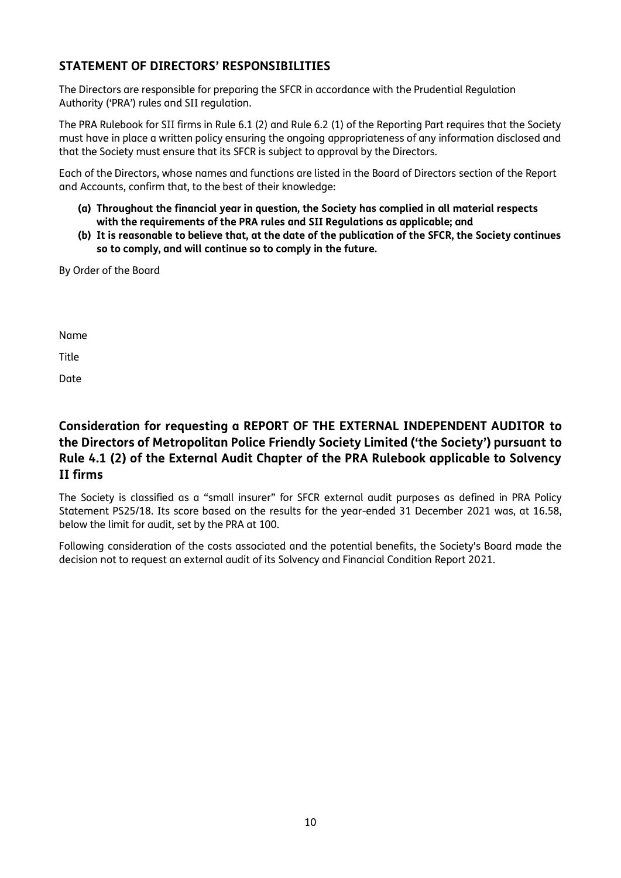## STATEMENT OF DIRECTORS' RESPONSIBILITIES

The Directors are responsible for preparing the SFCR in accordance with the Prudential Regulation Authority ('PRA') rules and SII regulation.

The PRA Rulebook for SII firms in Rule 6.1 (2) and Rule 6.2 (1) of the Reporting Part requires that the Society must have in place a written policy ensuring the ongoing appropriateness of any information disclosed and that the Society must ensure that its SFCR is subject to approval by the Directors.

Each of the Directors, whose names and functions are listed in the Board of Directors section of the Report and Accounts, confirm that, to the best of their knowledge:

- **(a) Throughout the financial year in question, the Society has complied in all material respects with the requirements of the PRA rules and SII Regulations as applicable; and**
- **(b) It is reasonable to believe that, at the date of the publication of the SFCR, the Society continues so to comply, and will continue so to comply in the future.**

By Order of the Board

Name

Title

Date

## Consideration for requesting a REPORT OF THE EXTERNAL INDEPENDENT AUDITOR to the Directors of Metropolitan Police Friendly Society Limited ('the Society') pursuant to Rule 4.1 (2) of the External Audit Chapter of the PRA Rulebook applicable to Solvency II firms

The Society is classified as a "small insurer" for SFCR external audit purposes as defined in PRA Policy Statement PS25/18. Its score based on the results for the year-ended 31 December 2021 was, at 16.58, below the limit for audit, set by the PRA at 100.

Following consideration of the costs associated and the potential benefits, the Society's Board made the decision not to request an external audit of its Solvency and Financial Condition Report 2021.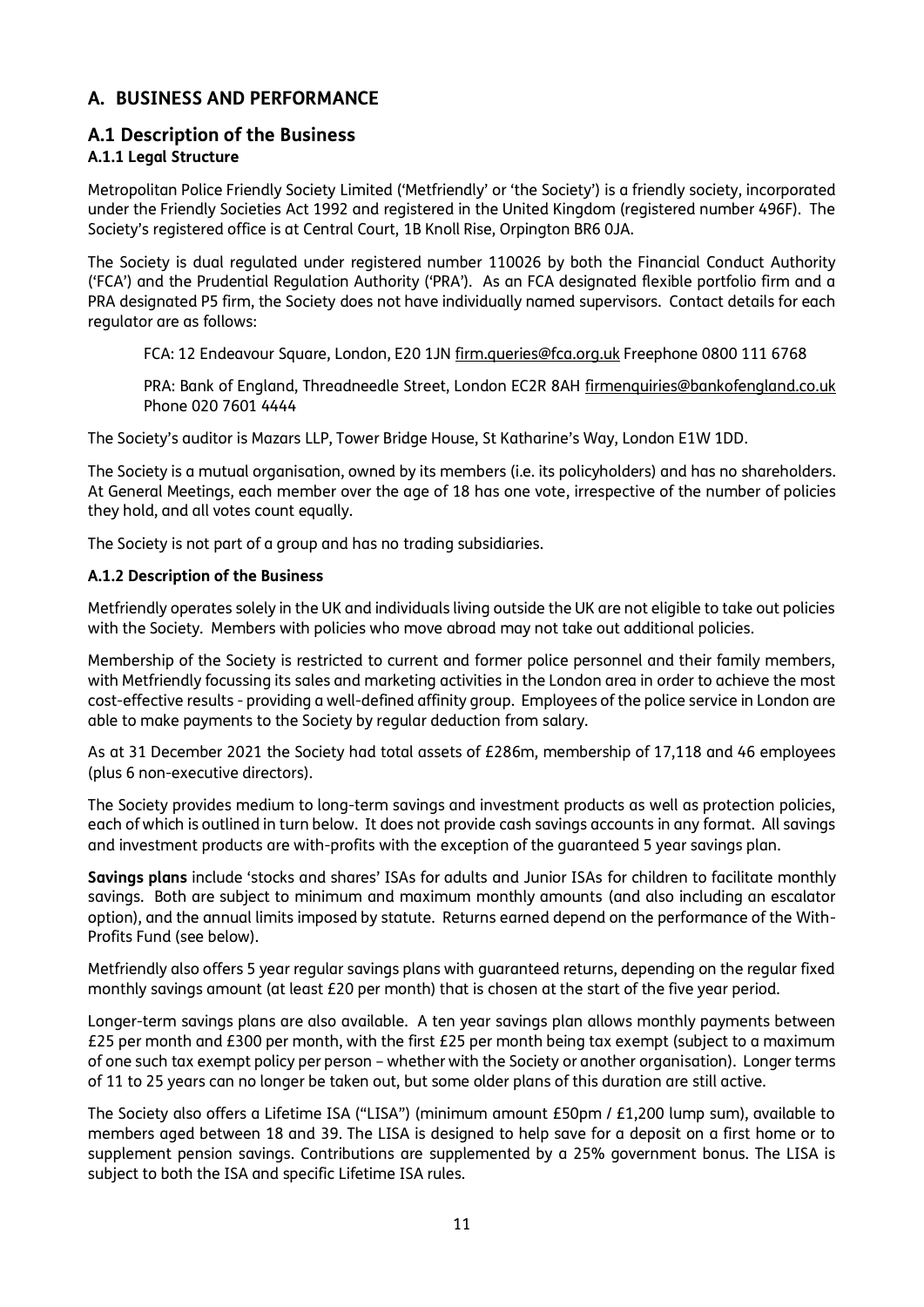## A. BUSINESS AND PERFORMANCE

## A.1 Description of the Business

### A.1.1 Legal Structure

Metropolitan Police Friendly Society Limited ('Metfriendly' or 'the Society') is a friendly society, incorporated under the Friendly Societies Act 1992 and registered in the United Kingdom (registered number 496F). The Society's registered office is at Central Court, 1B Knoll Rise, Orpington BR6 0JA.

The Society is dual regulated under registered number 110026 by both the Financial Conduct Authority ('FCA') and the Prudential Regulation Authority ('PRA'). As an FCA designated flexible portfolio firm and a PRA designated P5 firm, the Society does not have individually named supervisors. Contact details for each regulator are as follows:

FCA: 12 Endeavour Square, London, E20 1JN firm.queries@fca.org.uk Freephone 0800 111 6768

PRA: Bank of England, Threadneedle Street, London EC2R 8AH firmenquiries@bankofengland.co.uk Phone 020 7601 4444

The Society's auditor is Mazars LLP, Tower Bridge House, St Katharine's Way, London E1W 1DD.

The Society is a mutual organisation, owned by its members (i.e. its policyholders) and has no shareholders. At General Meetings, each member over the age of 18 has one vote, irrespective of the number of policies they hold, and all votes count equally.

The Society is not part of a group and has no trading subsidiaries.

### A.1.2 Description of the Business

Metfriendly operates solely in the UK and individuals living outside the UK are not eligible to take out policies with the Society. Members with policies who move abroad may not take out additional policies.

Membership of the Society is restricted to current and former police personnel and their family members, with Metfriendly focussing its sales and marketing activities in the London area in order to achieve the most cost-effective results - providing a well-defined affinity group. Employees of the police service in London are able to make payments to the Society by regular deduction from salary.

As at 31 December 2021 the Society had total assets of £286m, membership of 17,118 and 46 employees (plus 6 non-executive directors).

The Society provides medium to long-term savings and investment products as well as protection policies, each of which is outlined in turn below. It does not provide cash savings accounts in any format. All savings and investment products are with-profits with the exception of the guaranteed 5 year savings plan.

**Savings plans** include 'stocks and shares' ISAs for adults and Junior ISAs for children to facilitate monthly savings. Both are subject to minimum and maximum monthly amounts (and also including an escalator option), and the annual limits imposed by statute. Returns earned depend on the performance of the With-Profits Fund (see below).

Metfriendly also offers 5 year regular savings plans with guaranteed returns, depending on the regular fixed monthly savings amount (at least £20 per month) that is chosen at the start of the five year period.

Longer-term savings plans are also available. A ten year savings plan allows monthly payments between £25 per month and £300 per month, with the first £25 per month being tax exempt (subject to a maximum of one such tax exempt policy per person – whether with the Society or another organisation). Longer terms of 11 to 25 years can no longer be taken out, but some older plans of this duration are still active.

The Society also offers a Lifetime ISA ("LISA") (minimum amount £50pm / £1,200 lump sum), available to members aged between 18 and 39. The LISA is designed to help save for a deposit on a first home or to supplement pension savings. Contributions are supplemented by a 25% government bonus. The LISA is subject to both the ISA and specific Lifetime ISA rules.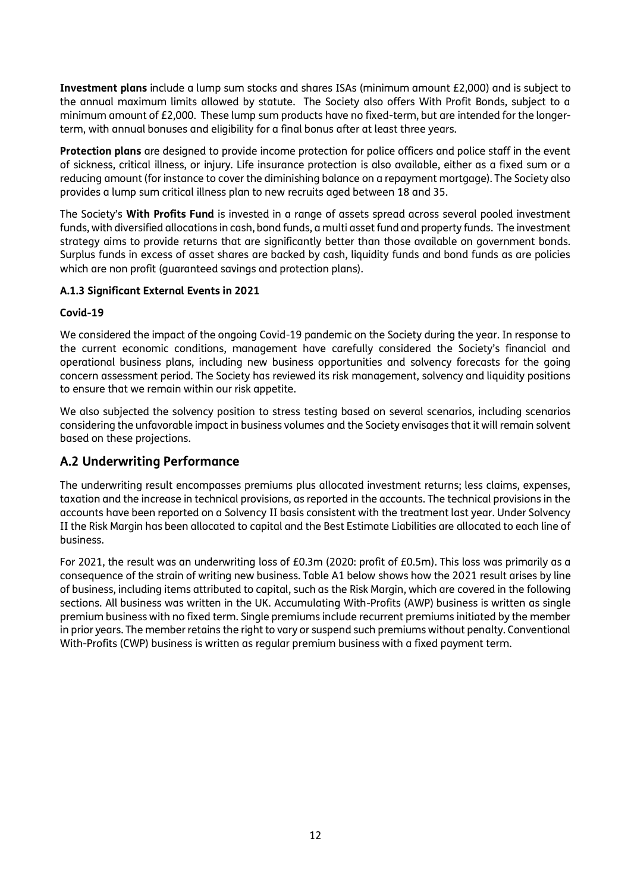**Investment plans** include a lump sum stocks and shares ISAs (minimum amount £2,000) and is subject to the annual maximum limits allowed by statute. The Society also offers With Profit Bonds, subject to a minimum amount of £2,000. These lump sum products have no fixed-term, but are intended for the longer-term, with annual bonuses and eligibility for a final bonus after at least three years.

**Protection plans** are designed to provide income protection for police officers and police staff in the event of sickness, critical illness, or injury. Life insurance protection is also available, either as a fixed sum or a reducing amount (for instance to cover the diminishing balance on a repayment mortgage). The Society also provides a lump sum critical illness plan to new recruits aged between 18 and 35.

The Society's **With Profits Fund** is invested in a range of assets spread across several pooled investment funds, with diversified allocations in cash, bond funds, a multi asset fund and property funds. The investment strategy aims to provide returns that are significantly better than those available on government bonds. Surplus funds in excess of asset shares are backed by cash, liquidity funds and bond funds as are policies which are non profit (guaranteed savings and protection plans).

#### A.1.3 Significant External Events in 2021

**Covid-19**

We considered the impact of the ongoing Covid-19 pandemic on the Society during the year. In response to the current economic conditions, management have carefully considered the Society's financial and operational business plans, including new business opportunities and solvency forecasts for the going concern assessment period. The Society has reviewed its risk management, solvency and liquidity positions to ensure that we remain within our risk appetite.

We also subjected the solvency position to stress testing based on several scenarios, including scenarios considering the unfavorable impact in business volumes and the Society envisages that it will remain solvent based on these projections.

## A.2 Underwriting Performance

The underwriting result encompasses premiums plus allocated investment returns; less claims, expenses, taxation and the increase in technical provisions, as reported in the accounts. The technical provisions in the accounts have been reported on a Solvency II basis consistent with the treatment last year. Under Solvency II the Risk Margin has been allocated to capital and the Best Estimate Liabilities are allocated to each line of business.

For 2021, the result was an underwriting loss of £0.3m (2020: profit of £0.5m). This loss was primarily as a consequence of the strain of writing new business. Table A1 below shows how the 2021 result arises by line of business, including items attributed to capital, such as the Risk Margin, which are covered in the following sections. All business was written in the UK. Accumulating With-Profits (AWP) business is written as single premium business with no fixed term. Single premiums include recurrent premiums initiated by the member in prior years. The member retains the right to vary or suspend such premiums without penalty. Conventional With-Profits (CWP) business is written as regular premium business with a fixed payment term.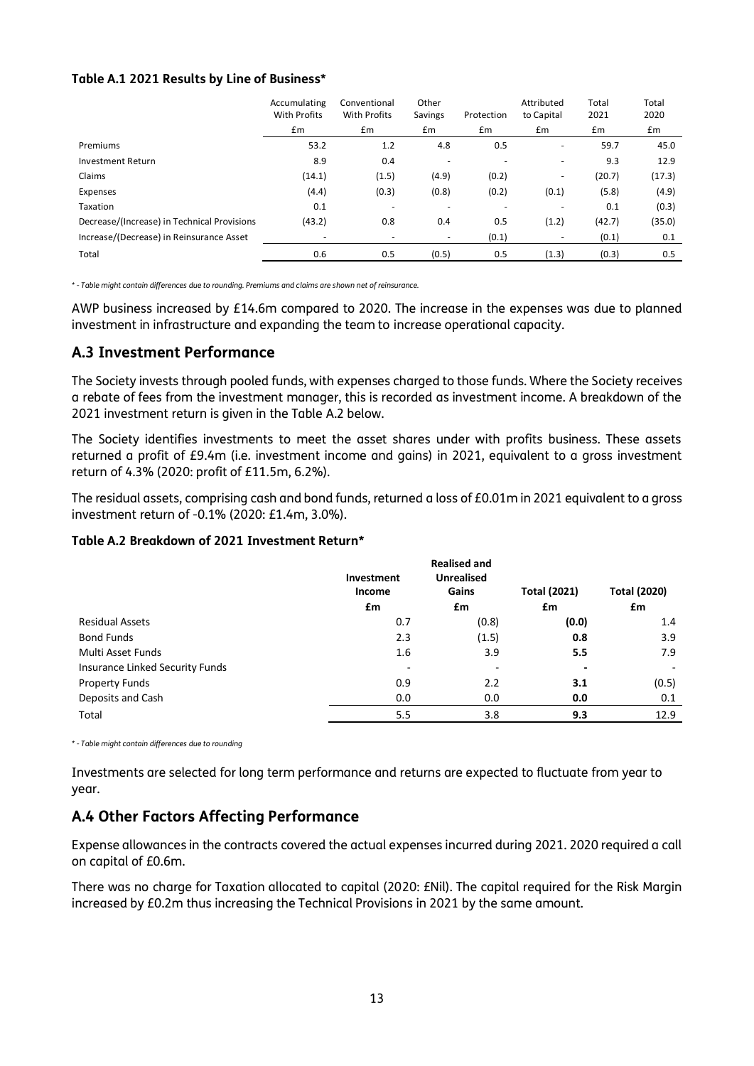**Table A.1 2021 Results by Line of Business***

| | Accumulating With Profits | Conventional With Profits | Other Savings | Protection | Attributed to Capital | Total 2021 | Total 2020 |
|---|---|---|---|---|---|---|---|
| | £m | £m | £m | £m | £m | £m | £m |
| Premiums | 53.2 | 1.2 | 4.8 | 0.5 | - | 59.7 | 45.0 |
| Investment Return | 8.9 | 0.4 | - | - | - | 9.3 | 12.9 |
| Claims | (14.1) | (1.5) | (4.9) | (0.2) | - | (20.7) | (17.3) |
| Expenses | (4.4) | (0.3) | (0.8) | (0.2) | (0.1) | (5.8) | (4.9) |
| Taxation | 0.1 | - | - | - | - | 0.1 | (0.3) |
| Decrease/(Increase) in Technical Provisions | (43.2) | 0.8 | 0.4 | 0.5 | (1.2) | (42.7) | (35.0) |
| Increase/(Decrease) in Reinsurance Asset | - | - | - | (0.1) | - | (0.1) | 0.1 |
| Total | 0.6 | 0.5 | (0.5) | 0.5 | (1.3) | (0.3) | 0.5 |

*\* - Table might contain differences due to rounding. Premiums and claims are shown net of reinsurance.*

AWP business increased by £14.6m compared to 2020. The increase in the expenses was due to planned investment in infrastructure and expanding the team to increase operational capacity.

## A.3 Investment Performance

The Society invests through pooled funds, with expenses charged to those funds. Where the Society receives a rebate of fees from the investment manager, this is recorded as investment income. A breakdown of the 2021 investment return is given in the Table A.2 below.

The Society identifies investments to meet the asset shares under with profits business. These assets returned a profit of £9.4m (i.e. investment income and gains) in 2021, equivalent to a gross investment return of 4.3% (2020: profit of £11.5m, 6.2%).

The residual assets, comprising cash and bond funds, returned a loss of £0.01m in 2021 equivalent to a gross investment return of -0.1% (2020: £1.4m, 3.0%).

**Table A.2 Breakdown of 2021 Investment Return***

| | Investment Income | Realised and Unrealised Gains | Total (2021) | Total (2020) |
|---|---|---|---|---|
| | £m | £m | £m | £m |
| Residual Assets | 0.7 | (0.8) | **(0.0)** | 1.4 |
| Bond Funds | 2.3 | (1.5) | **0.8** | 3.9 |
| Multi Asset Funds | 1.6 | 3.9 | **5.5** | 7.9 |
| Insurance Linked Security Funds | - | - | **-** | - |
| Property Funds | 0.9 | 2.2 | **3.1** | (0.5) |
| Deposits and Cash | 0.0 | 0.0 | **0.0** | 0.1 |
| Total | 5.5 | 3.8 | 9.3 | 12.9 |

*\* - Table might contain differences due to rounding*

Investments are selected for long term performance and returns are expected to fluctuate from year to year.

## A.4 Other Factors Affecting Performance

Expense allowances in the contracts covered the actual expenses incurred during 2021. 2020 required a call on capital of £0.6m.

There was no charge for Taxation allocated to capital (2020: £Nil). The capital required for the Risk Margin increased by £0.2m thus increasing the Technical Provisions in 2021 by the same amount.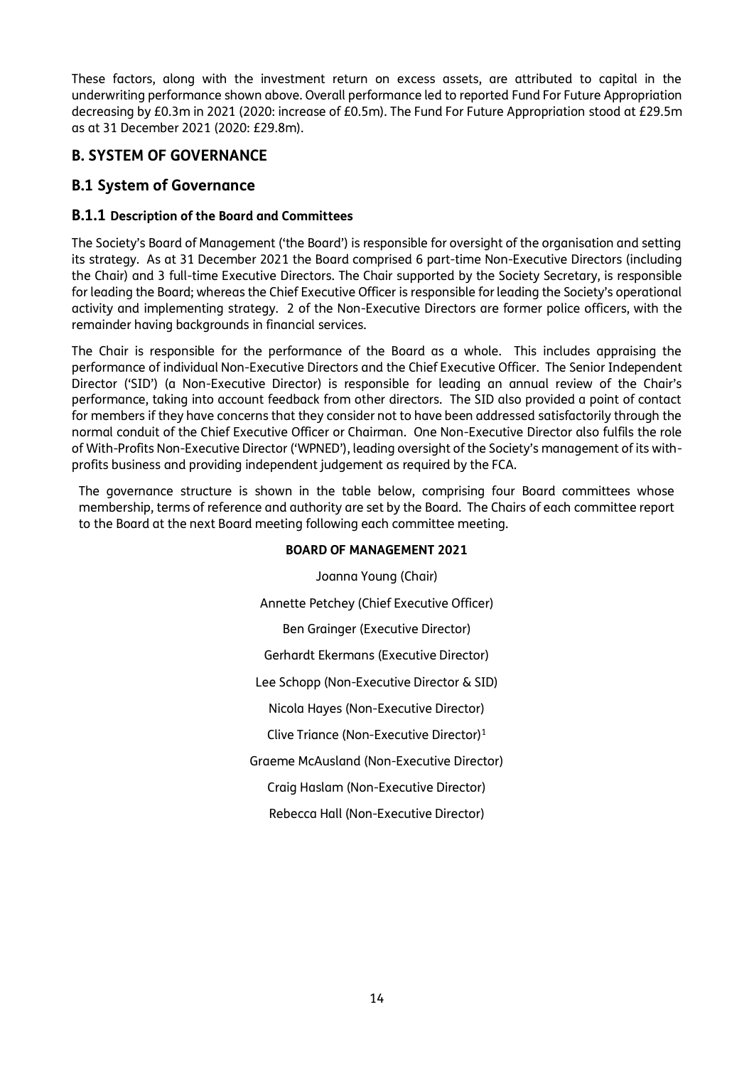These factors, along with the investment return on excess assets, are attributed to capital in the underwriting performance shown above. Overall performance led to reported Fund For Future Appropriation decreasing by £0.3m in 2021 (2020: increase of £0.5m). The Fund For Future Appropriation stood at £29.5m as at 31 December 2021 (2020: £29.8m).

## B. SYSTEM OF GOVERNANCE

## B.1 System of Governance

### B.1.1 Description of the Board and Committees

The Society's Board of Management ('the Board') is responsible for oversight of the organisation and setting its strategy. As at 31 December 2021 the Board comprised 6 part-time Non-Executive Directors (including the Chair) and 3 full-time Executive Directors. The Chair supported by the Society Secretary, is responsible for leading the Board; whereas the Chief Executive Officer is responsible for leading the Society's operational activity and implementing strategy. 2 of the Non-Executive Directors are former police officers, with the remainder having backgrounds in financial services.

The Chair is responsible for the performance of the Board as a whole. This includes appraising the performance of individual Non-Executive Directors and the Chief Executive Officer. The Senior Independent Director ('SID') (a Non-Executive Director) is responsible for leading an annual review of the Chair's performance, taking into account feedback from other directors. The SID also provided a point of contact for members if they have concerns that they consider not to have been addressed satisfactorily through the normal conduit of the Chief Executive Officer or Chairman. One Non-Executive Director also fulfils the role of With-Profits Non-Executive Director ('WPNED'), leading oversight of the Society's management of its with-profits business and providing independent judgement as required by the FCA.

The governance structure is shown in the table below, comprising four Board committees whose membership, terms of reference and authority are set by the Board. The Chairs of each committee report to the Board at the next Board meeting following each committee meeting.

**BOARD OF MANAGEMENT 2021**

Joanna Young (Chair)

Annette Petchey (Chief Executive Officer)

Ben Grainger (Executive Director)

Gerhardt Ekermans (Executive Director)

Lee Schopp (Non-Executive Director & SID)

Nicola Hayes (Non-Executive Director)

Clive Triance (Non-Executive Director)[1]

Graeme McAusland (Non-Executive Director)

Craig Haslam (Non-Executive Director)

Rebecca Hall (Non-Executive Director)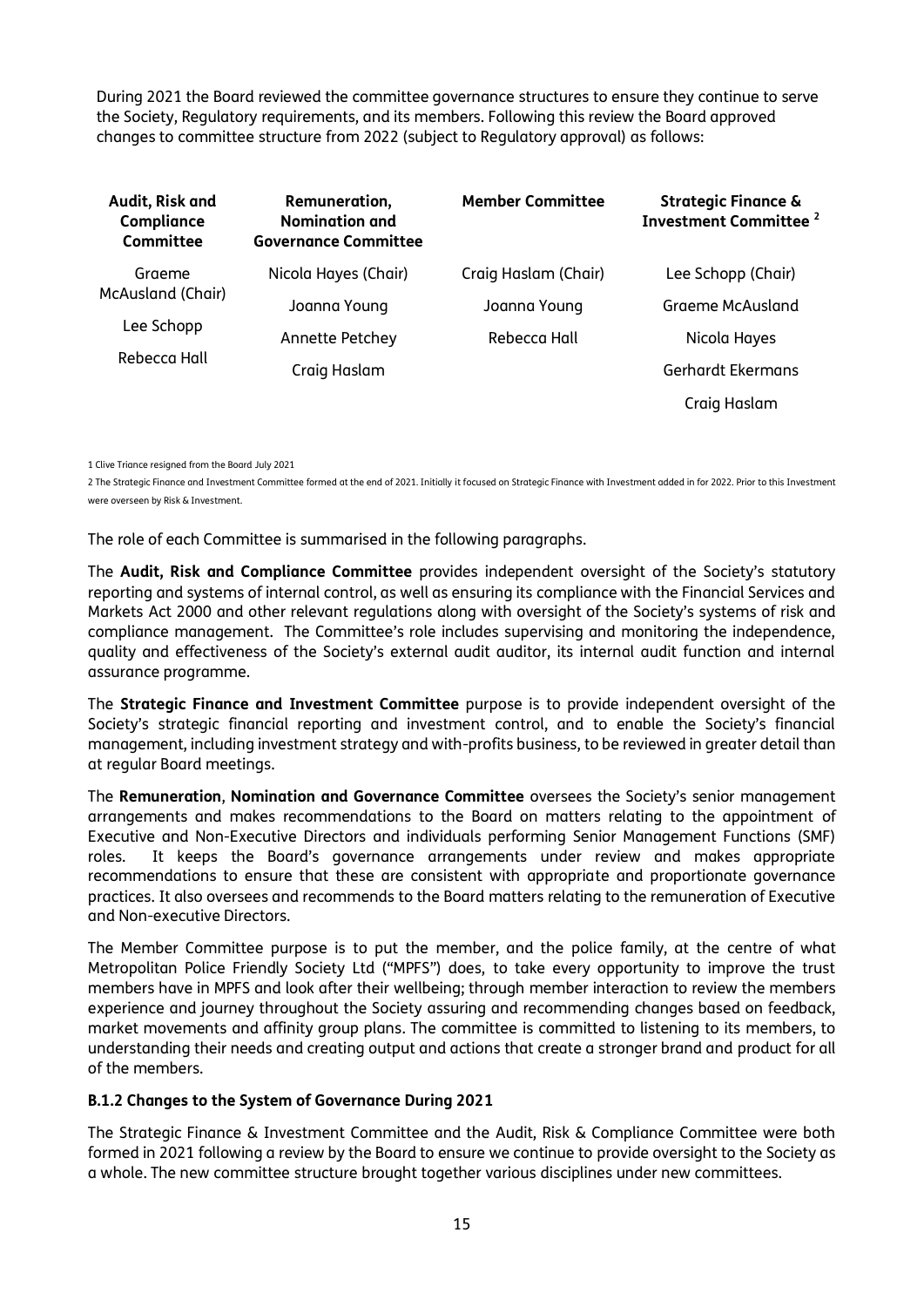During 2021 the Board reviewed the committee governance structures to ensure they continue to serve the Society, Regulatory requirements, and its members. Following this review the Board approved changes to committee structure from 2022 (subject to Regulatory approval) as follows:

| **Audit, Risk and Compliance Committee** | **Remuneration, Nomination and Governance Committee** | **Member Committee** | **Strategic Finance & Investment Committee** [2] |
|---|---|---|---|
| Graeme McAusland (Chair) | Nicola Hayes (Chair) | Craig Haslam (Chair) | Lee Schopp (Chair) |
| Lee Schopp | Joanna Young | Joanna Young | Graeme McAusland |
| Rebecca Hall | Annette Petchey | Rebecca Hall | Nicola Hayes |
| | Craig Haslam | | Gerhardt Ekermans |
| | | | Craig Haslam |

1 Clive Triance resigned from the Board July 2021

2 The Strategic Finance and Investment Committee formed at the end of 2021. Initially it focused on Strategic Finance with Investment added in for 2022. Prior to this Investment were overseen by Risk & Investment.

The role of each Committee is summarised in the following paragraphs.

The **Audit, Risk and Compliance Committee** provides independent oversight of the Society's statutory reporting and systems of internal control, as well as ensuring its compliance with the Financial Services and Markets Act 2000 and other relevant regulations along with oversight of the Society's systems of risk and compliance management. The Committee's role includes supervising and monitoring the independence, quality and effectiveness of the Society's external audit auditor, its internal audit function and internal assurance programme.

The **Strategic Finance and Investment Committee** purpose is to provide independent oversight of the Society's strategic financial reporting and investment control, and to enable the Society's financial management, including investment strategy and with-profits business, to be reviewed in greater detail than at regular Board meetings.

The **Remuneration**, **Nomination and Governance Committee** oversees the Society's senior management arrangements and makes recommendations to the Board on matters relating to the appointment of Executive and Non-Executive Directors and individuals performing Senior Management Functions (SMF) roles. It keeps the Board's governance arrangements under review and makes appropriate recommendations to ensure that these are consistent with appropriate and proportionate governance practices. It also oversees and recommends to the Board matters relating to the remuneration of Executive and Non-executive Directors.

The Member Committee purpose is to put the member, and the police family, at the centre of what Metropolitan Police Friendly Society Ltd ("MPFS") does, to take every opportunity to improve the trust members have in MPFS and look after their wellbeing; through member interaction to review the members experience and journey throughout the Society assuring and recommending changes based on feedback, market movements and affinity group plans. The committee is committed to listening to its members, to understanding their needs and creating output and actions that create a stronger brand and product for all of the members.

### B.1.2 Changes to the System of Governance During 2021

The Strategic Finance & Investment Committee and the Audit, Risk & Compliance Committee were both formed in 2021 following a review by the Board to ensure we continue to provide oversight to the Society as a whole. The new committee structure brought together various disciplines under new committees.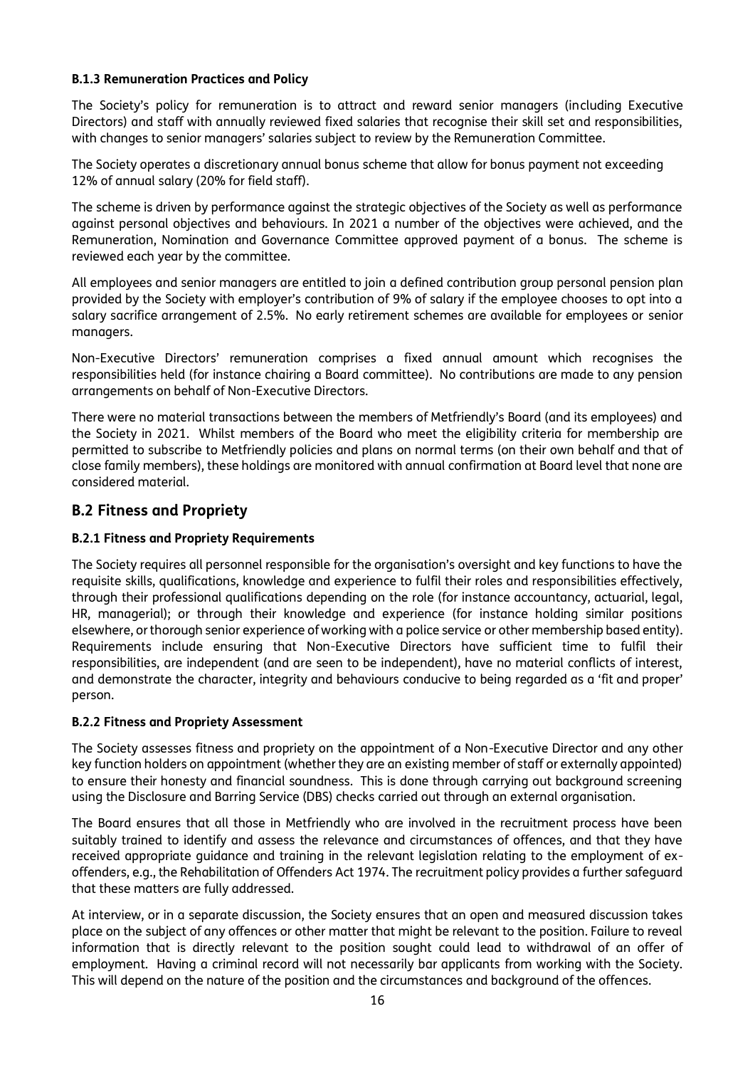#### B.1.3 Remuneration Practices and Policy

The Society's policy for remuneration is to attract and reward senior managers (including Executive Directors) and staff with annually reviewed fixed salaries that recognise their skill set and responsibilities, with changes to senior managers' salaries subject to review by the Remuneration Committee.

The Society operates a discretionary annual bonus scheme that allow for bonus payment not exceeding 12% of annual salary (20% for field staff).

The scheme is driven by performance against the strategic objectives of the Society as well as performance against personal objectives and behaviours. In 2021 a number of the objectives were achieved, and the Remuneration, Nomination and Governance Committee approved payment of a bonus. The scheme is reviewed each year by the committee.

All employees and senior managers are entitled to join a defined contribution group personal pension plan provided by the Society with employer's contribution of 9% of salary if the employee chooses to opt into a salary sacrifice arrangement of 2.5%. No early retirement schemes are available for employees or senior managers.

Non-Executive Directors' remuneration comprises a fixed annual amount which recognises the responsibilities held (for instance chairing a Board committee). No contributions are made to any pension arrangements on behalf of Non-Executive Directors.

There were no material transactions between the members of Metfriendly's Board (and its employees) and the Society in 2021. Whilst members of the Board who meet the eligibility criteria for membership are permitted to subscribe to Metfriendly policies and plans on normal terms (on their own behalf and that of close family members), these holdings are monitored with annual confirmation at Board level that none are considered material.

## B.2 Fitness and Propriety

#### B.2.1 Fitness and Propriety Requirements

The Society requires all personnel responsible for the organisation's oversight and key functions to have the requisite skills, qualifications, knowledge and experience to fulfil their roles and responsibilities effectively, through their professional qualifications depending on the role (for instance accountancy, actuarial, legal, HR, managerial); or through their knowledge and experience (for instance holding similar positions elsewhere, or thorough senior experience of working with a police service or other membership based entity). Requirements include ensuring that Non-Executive Directors have sufficient time to fulfil their responsibilities, are independent (and are seen to be independent), have no material conflicts of interest, and demonstrate the character, integrity and behaviours conducive to being regarded as a 'fit and proper' person.

#### B.2.2 Fitness and Propriety Assessment

The Society assesses fitness and propriety on the appointment of a Non-Executive Director and any other key function holders on appointment (whether they are an existing member of staff or externally appointed) to ensure their honesty and financial soundness. This is done through carrying out background screening using the Disclosure and Barring Service (DBS) checks carried out through an external organisation.

The Board ensures that all those in Metfriendly who are involved in the recruitment process have been suitably trained to identify and assess the relevance and circumstances of offences, and that they have received appropriate guidance and training in the relevant legislation relating to the employment of ex-offenders, e.g., the Rehabilitation of Offenders Act 1974. The recruitment policy provides a further safeguard that these matters are fully addressed.

At interview, or in a separate discussion, the Society ensures that an open and measured discussion takes place on the subject of any offences or other matter that might be relevant to the position. Failure to reveal information that is directly relevant to the position sought could lead to withdrawal of an offer of employment. Having a criminal record will not necessarily bar applicants from working with the Society. This will depend on the nature of the position and the circumstances and background of the offences.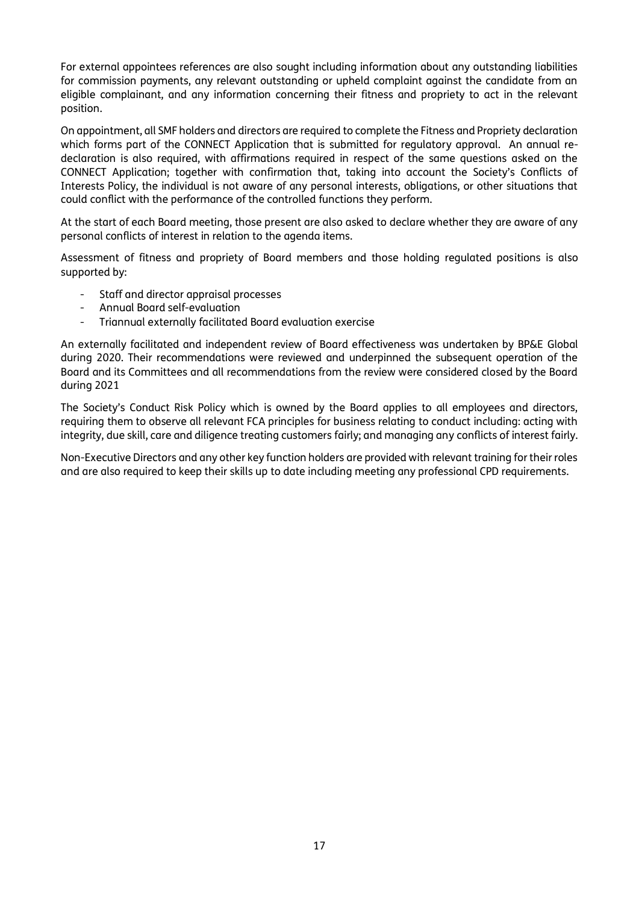For external appointees references are also sought including information about any outstanding liabilities for commission payments, any relevant outstanding or upheld complaint against the candidate from an eligible complainant, and any information concerning their fitness and propriety to act in the relevant position.

On appointment, all SMF holders and directors are required to complete the Fitness and Propriety declaration which forms part of the CONNECT Application that is submitted for regulatory approval. An annual re-declaration is also required, with affirmations required in respect of the same questions asked on the CONNECT Application; together with confirmation that, taking into account the Society's Conflicts of Interests Policy, the individual is not aware of any personal interests, obligations, or other situations that could conflict with the performance of the controlled functions they perform.

At the start of each Board meeting, those present are also asked to declare whether they are aware of any personal conflicts of interest in relation to the agenda items.

Assessment of fitness and propriety of Board members and those holding regulated positions is also supported by:

- Staff and director appraisal processes
- Annual Board self-evaluation
- Triannual externally facilitated Board evaluation exercise

An externally facilitated and independent review of Board effectiveness was undertaken by BP&E Global during 2020. Their recommendations were reviewed and underpinned the subsequent operation of the Board and its Committees and all recommendations from the review were considered closed by the Board during 2021

The Society's Conduct Risk Policy which is owned by the Board applies to all employees and directors, requiring them to observe all relevant FCA principles for business relating to conduct including: acting with integrity, due skill, care and diligence treating customers fairly; and managing any conflicts of interest fairly.

Non-Executive Directors and any other key function holders are provided with relevant training for their roles and are also required to keep their skills up to date including meeting any professional CPD requirements.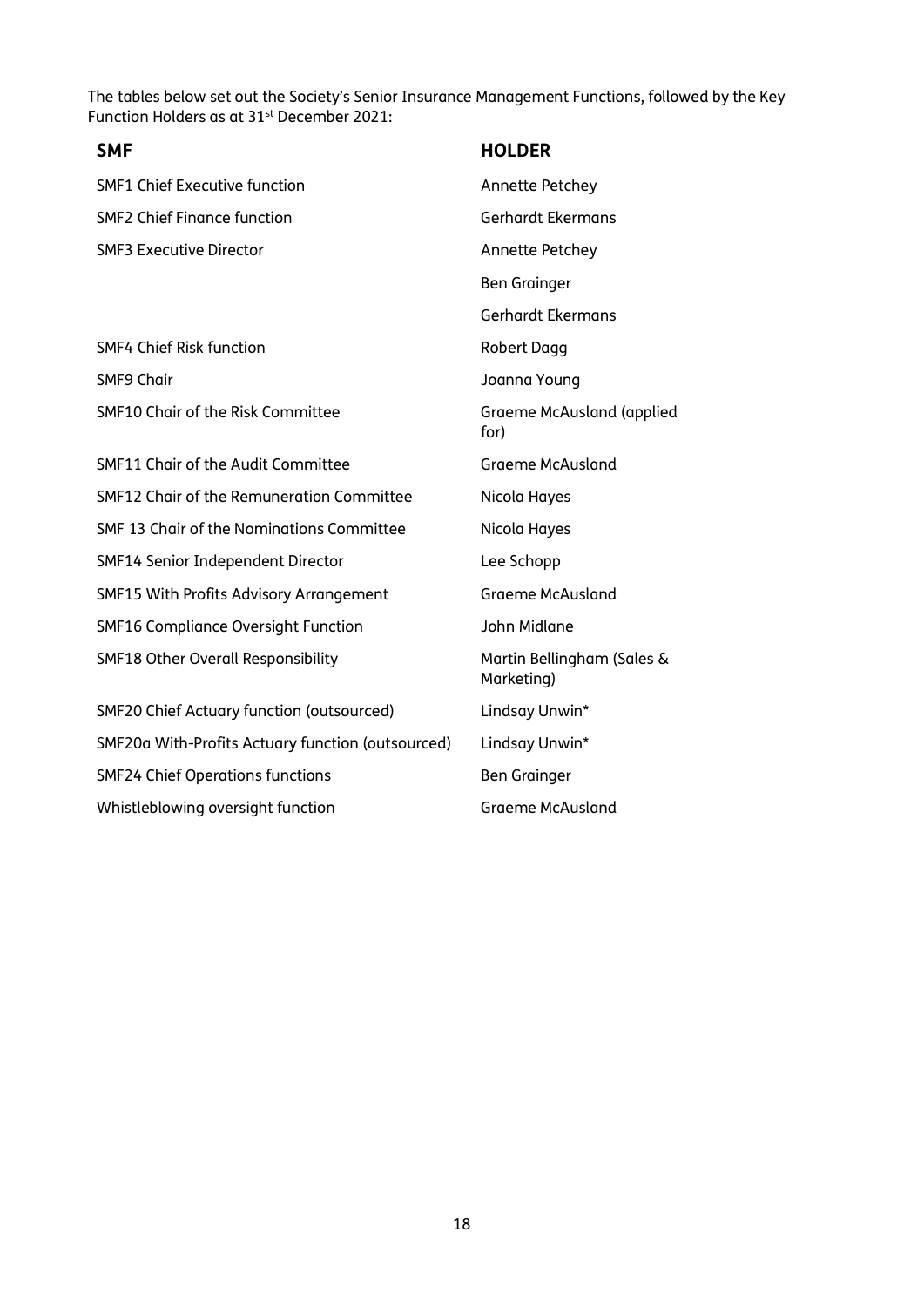The tables below set out the Society's Senior Insurance Management Functions, followed by the Key Function Holders as at 31st December 2021:

| SMF | HOLDER |
| --- | --- |
| SMF1 Chief Executive function | Annette Petchey |
| SMF2 Chief Finance function | Gerhardt Ekermans |
| SMF3 Executive Director | Annette Petchey |
| | Ben Grainger |
| | Gerhardt Ekermans |
| SMF4 Chief Risk function | Robert Dagg |
| SMF9 Chair | Joanna Young |
| SMF10 Chair of the Risk Committee | Graeme McAusland (applied for) |
| SMF11 Chair of the Audit Committee | Graeme McAusland |
| SMF12 Chair of the Remuneration Committee | Nicola Hayes |
| SMF 13 Chair of the Nominations Committee | Nicola Hayes |
| SMF14 Senior Independent Director | Lee Schopp |
| SMF15 With Profits Advisory Arrangement | Graeme McAusland |
| SMF16 Compliance Oversight Function | John Midlane |
| SMF18 Other Overall Responsibility | Martin Bellingham (Sales & Marketing) |
| SMF20 Chief Actuary function (outsourced) | Lindsay Unwin* |
| SMF20a With-Profits Actuary function (outsourced) | Lindsay Unwin* |
| SMF24 Chief Operations functions | Ben Grainger |
| Whistleblowing oversight function | Graeme McAusland |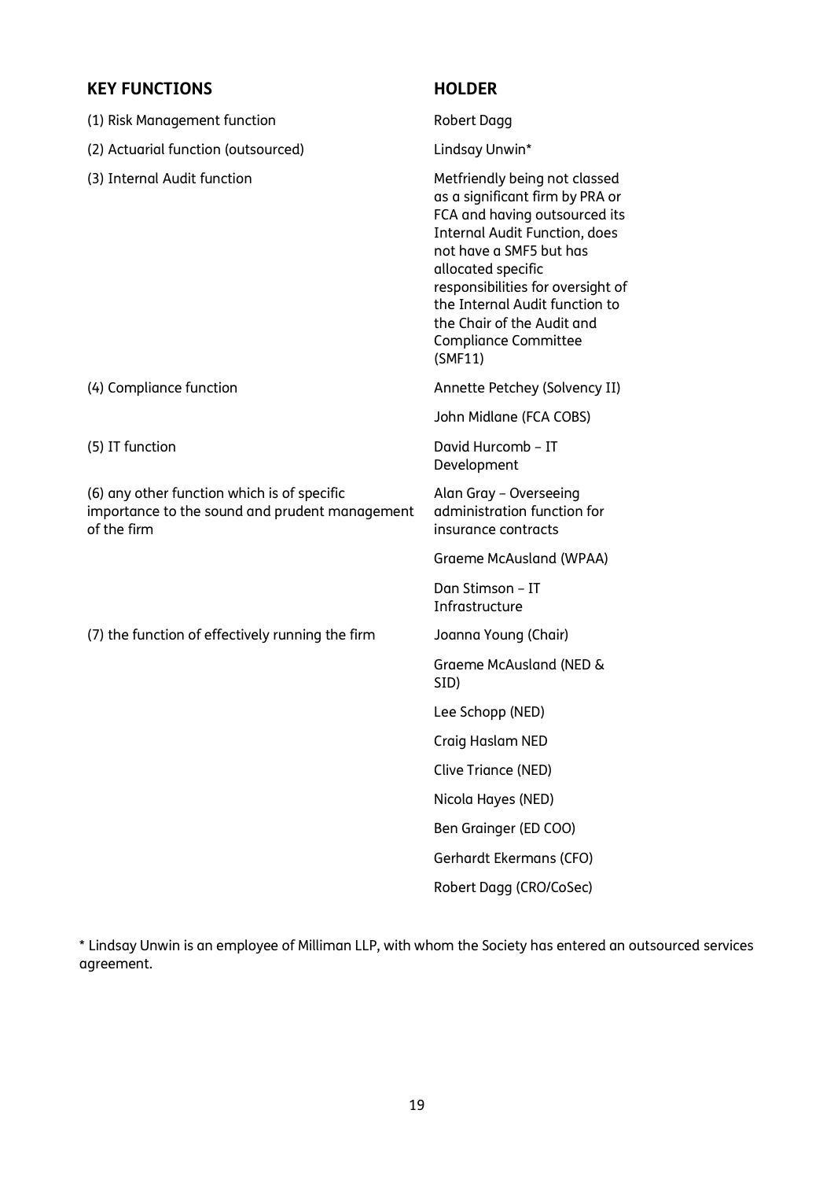| KEY FUNCTIONS | HOLDER |
|---|---|
| (1) Risk Management function | Robert Dagg |
| (2) Actuarial function (outsourced) | Lindsay Unwin* |
| (3) Internal Audit function | Metfriendly being not classed as a significant firm by PRA or FCA and having outsourced its Internal Audit Function, does not have a SMF5 but has allocated specific responsibilities for oversight of the Internal Audit function to the Chair of the Audit and Compliance Committee (SMF11) |
| (4) Compliance function | Annette Petchey (Solvency II) |
| | John Midlane (FCA COBS) |
| (5) IT function | David Hurcomb – IT Development |
| (6) any other function which is of specific importance to the sound and prudent management of the firm | Alan Gray – Overseeing administration function for insurance contracts |
| | Graeme McAusland (WPAA) |
| | Dan Stimson – IT Infrastructure |
| (7) the function of effectively running the firm | Joanna Young (Chair) |
| | Graeme McAusland (NED & SID) |
| | Lee Schopp (NED) |
| | Craig Haslam NED |
| | Clive Triance (NED) |
| | Nicola Hayes (NED) |
| | Ben Grainger (ED COO) |
| | Gerhardt Ekermans (CFO) |
| | Robert Dagg (CRO/CoSec) |

* Lindsay Unwin is an employee of Milliman LLP, with whom the Society has entered an outsourced services agreement.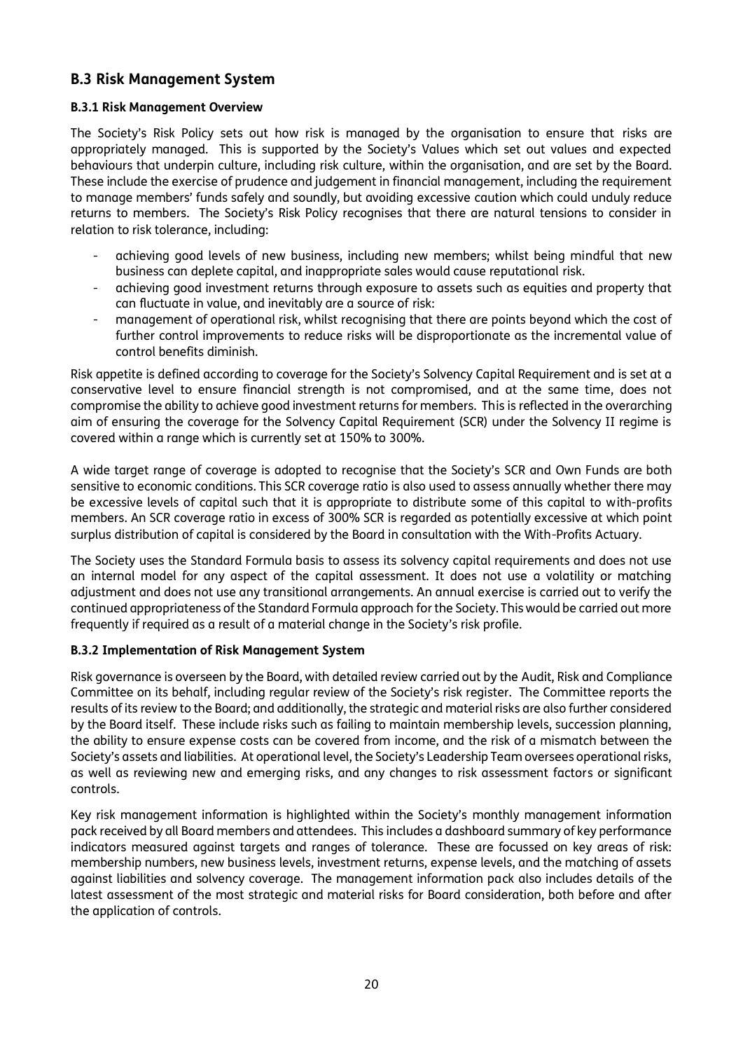## B.3 Risk Management System

### B.3.1 Risk Management Overview

The Society's Risk Policy sets out how risk is managed by the organisation to ensure that risks are appropriately managed. This is supported by the Society's Values which set out values and expected behaviours that underpin culture, including risk culture, within the organisation, and are set by the Board. These include the exercise of prudence and judgement in financial management, including the requirement to manage members' funds safely and soundly, but avoiding excessive caution which could unduly reduce returns to members. The Society's Risk Policy recognises that there are natural tensions to consider in relation to risk tolerance, including:

- achieving good levels of new business, including new members; whilst being mindful that new business can deplete capital, and inappropriate sales would cause reputational risk.
- achieving good investment returns through exposure to assets such as equities and property that can fluctuate in value, and inevitably are a source of risk:
- management of operational risk, whilst recognising that there are points beyond which the cost of further control improvements to reduce risks will be disproportionate as the incremental value of control benefits diminish.

Risk appetite is defined according to coverage for the Society's Solvency Capital Requirement and is set at a conservative level to ensure financial strength is not compromised, and at the same time, does not compromise the ability to achieve good investment returns for members. This is reflected in the overarching aim of ensuring the coverage for the Solvency Capital Requirement (SCR) under the Solvency II regime is covered within a range which is currently set at 150% to 300%.

A wide target range of coverage is adopted to recognise that the Society's SCR and Own Funds are both sensitive to economic conditions. This SCR coverage ratio is also used to assess annually whether there may be excessive levels of capital such that it is appropriate to distribute some of this capital to with-profits members. An SCR coverage ratio in excess of 300% SCR is regarded as potentially excessive at which point surplus distribution of capital is considered by the Board in consultation with the With-Profits Actuary.

The Society uses the Standard Formula basis to assess its solvency capital requirements and does not use an internal model for any aspect of the capital assessment. It does not use a volatility or matching adjustment and does not use any transitional arrangements. An annual exercise is carried out to verify the continued appropriateness of the Standard Formula approach for the Society. This would be carried out more frequently if required as a result of a material change in the Society's risk profile.

### B.3.2 Implementation of Risk Management System

Risk governance is overseen by the Board, with detailed review carried out by the Audit, Risk and Compliance Committee on its behalf, including regular review of the Society's risk register. The Committee reports the results of its review to the Board; and additionally, the strategic and material risks are also further considered by the Board itself. These include risks such as failing to maintain membership levels, succession planning, the ability to ensure expense costs can be covered from income, and the risk of a mismatch between the Society's assets and liabilities. At operational level, the Society's Leadership Team oversees operational risks, as well as reviewing new and emerging risks, and any changes to risk assessment factors or significant controls.

Key risk management information is highlighted within the Society's monthly management information pack received by all Board members and attendees. This includes a dashboard summary of key performance indicators measured against targets and ranges of tolerance. These are focussed on key areas of risk: membership numbers, new business levels, investment returns, expense levels, and the matching of assets against liabilities and solvency coverage. The management information pack also includes details of the latest assessment of the most strategic and material risks for Board consideration, both before and after the application of controls.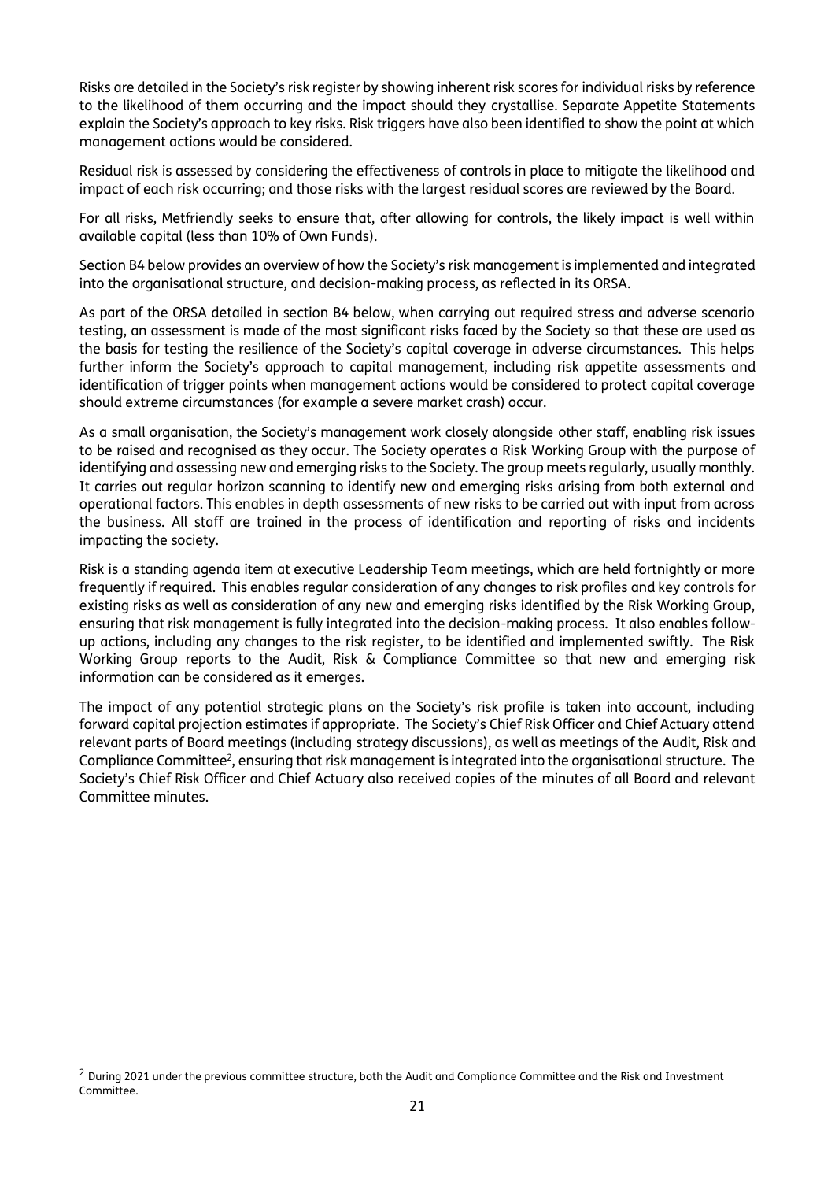Risks are detailed in the Society's risk register by showing inherent risk scores for individual risks by reference to the likelihood of them occurring and the impact should they crystallise. Separate Appetite Statements explain the Society's approach to key risks. Risk triggers have also been identified to show the point at which management actions would be considered.

Residual risk is assessed by considering the effectiveness of controls in place to mitigate the likelihood and impact of each risk occurring; and those risks with the largest residual scores are reviewed by the Board.

For all risks, Metfriendly seeks to ensure that, after allowing for controls, the likely impact is well within available capital (less than 10% of Own Funds).

Section B4 below provides an overview of how the Society's risk management is implemented and integrated into the organisational structure, and decision-making process, as reflected in its ORSA.

As part of the ORSA detailed in section B4 below, when carrying out required stress and adverse scenario testing, an assessment is made of the most significant risks faced by the Society so that these are used as the basis for testing the resilience of the Society's capital coverage in adverse circumstances. This helps further inform the Society's approach to capital management, including risk appetite assessments and identification of trigger points when management actions would be considered to protect capital coverage should extreme circumstances (for example a severe market crash) occur.

As a small organisation, the Society's management work closely alongside other staff, enabling risk issues to be raised and recognised as they occur. The Society operates a Risk Working Group with the purpose of identifying and assessing new and emerging risks to the Society. The group meets regularly, usually monthly. It carries out regular horizon scanning to identify new and emerging risks arising from both external and operational factors. This enables in depth assessments of new risks to be carried out with input from across the business. All staff are trained in the process of identification and reporting of risks and incidents impacting the society.

Risk is a standing agenda item at executive Leadership Team meetings, which are held fortnightly or more frequently if required. This enables regular consideration of any changes to risk profiles and key controls for existing risks as well as consideration of any new and emerging risks identified by the Risk Working Group, ensuring that risk management is fully integrated into the decision-making process. It also enables follow-up actions, including any changes to the risk register, to be identified and implemented swiftly. The Risk Working Group reports to the Audit, Risk & Compliance Committee so that new and emerging risk information can be considered as it emerges.

The impact of any potential strategic plans on the Society's risk profile is taken into account, including forward capital projection estimates if appropriate. The Society's Chief Risk Officer and Chief Actuary attend relevant parts of Board meetings (including strategy discussions), as well as meetings of the Audit, Risk and Compliance Committee[2], ensuring that risk management is integrated into the organisational structure. The Society's Chief Risk Officer and Chief Actuary also received copies of the minutes of all Board and relevant Committee minutes.

---

[2] During 2021 under the previous committee structure, both the Audit and Compliance Committee and the Risk and Investment Committee.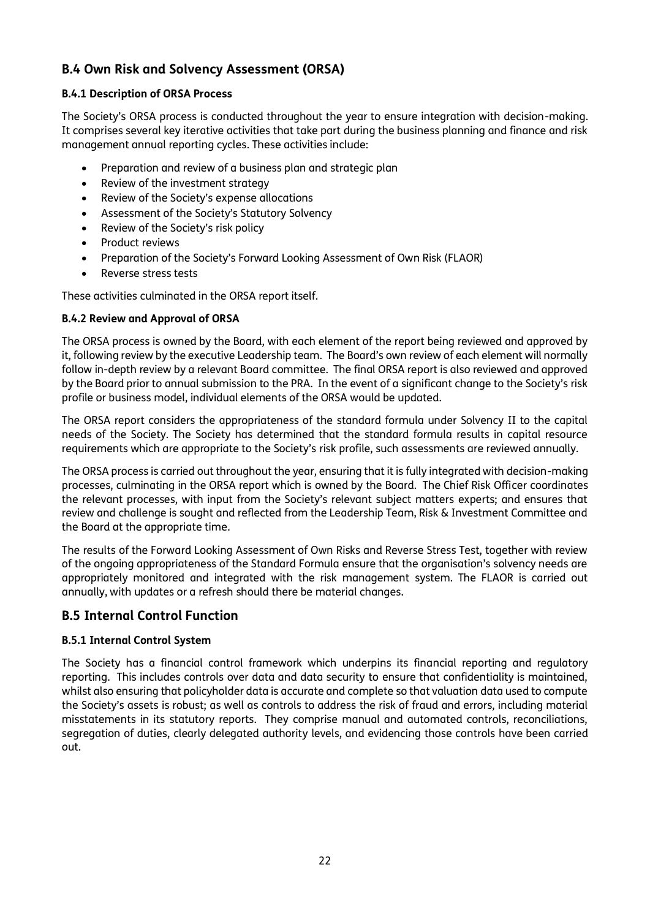## B.4 Own Risk and Solvency Assessment (ORSA)

### B.4.1 Description of ORSA Process

The Society's ORSA process is conducted throughout the year to ensure integration with decision-making. It comprises several key iterative activities that take part during the business planning and finance and risk management annual reporting cycles. These activities include:

- Preparation and review of a business plan and strategic plan
- Review of the investment strategy
- Review of the Society's expense allocations
- Assessment of the Society's Statutory Solvency
- Review of the Society's risk policy
- Product reviews
- Preparation of the Society's Forward Looking Assessment of Own Risk (FLAOR)
- Reverse stress tests

These activities culminated in the ORSA report itself.

### B.4.2 Review and Approval of ORSA

The ORSA process is owned by the Board, with each element of the report being reviewed and approved by it, following review by the executive Leadership team. The Board's own review of each element will normally follow in-depth review by a relevant Board committee. The final ORSA report is also reviewed and approved by the Board prior to annual submission to the PRA. In the event of a significant change to the Society's risk profile or business model, individual elements of the ORSA would be updated.

The ORSA report considers the appropriateness of the standard formula under Solvency II to the capital needs of the Society. The Society has determined that the standard formula results in capital resource requirements which are appropriate to the Society's risk profile, such assessments are reviewed annually.

The ORSA process is carried out throughout the year, ensuring that it is fully integrated with decision-making processes, culminating in the ORSA report which is owned by the Board. The Chief Risk Officer coordinates the relevant processes, with input from the Society's relevant subject matters experts; and ensures that review and challenge is sought and reflected from the Leadership Team, Risk & Investment Committee and the Board at the appropriate time.

The results of the Forward Looking Assessment of Own Risks and Reverse Stress Test, together with review of the ongoing appropriateness of the Standard Formula ensure that the organisation's solvency needs are appropriately monitored and integrated with the risk management system. The FLAOR is carried out annually, with updates or a refresh should there be material changes.

## B.5 Internal Control Function

### B.5.1 Internal Control System

The Society has a financial control framework which underpins its financial reporting and regulatory reporting. This includes controls over data and data security to ensure that confidentiality is maintained, whilst also ensuring that policyholder data is accurate and complete so that valuation data used to compute the Society's assets is robust; as well as controls to address the risk of fraud and errors, including material misstatements in its statutory reports. They comprise manual and automated controls, reconciliations, segregation of duties, clearly delegated authority levels, and evidencing those controls have been carried out.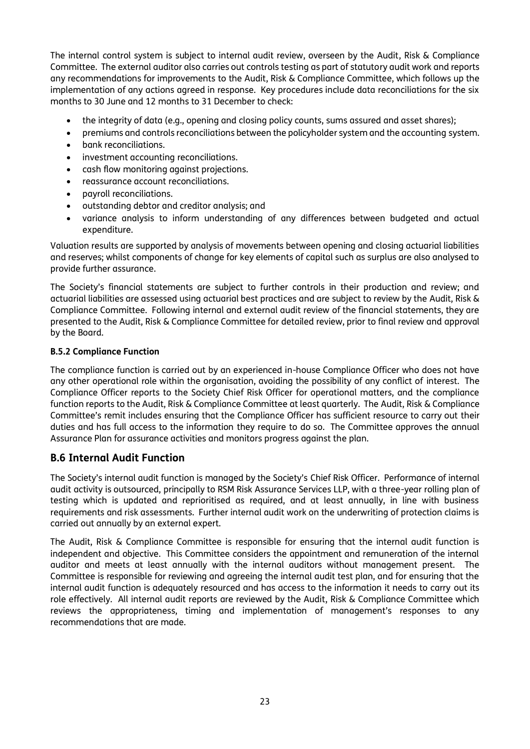The internal control system is subject to internal audit review, overseen by the Audit, Risk & Compliance Committee. The external auditor also carries out controls testing as part of statutory audit work and reports any recommendations for improvements to the Audit, Risk & Compliance Committee, which follows up the implementation of any actions agreed in response. Key procedures include data reconciliations for the six months to 30 June and 12 months to 31 December to check:

- the integrity of data (e.g., opening and closing policy counts, sums assured and asset shares);
- premiums and controls reconciliations between the policyholder system and the accounting system.
- bank reconciliations.
- investment accounting reconciliations.
- cash flow monitoring against projections.
- reassurance account reconciliations.
- payroll reconciliations.
- outstanding debtor and creditor analysis; and
- variance analysis to inform understanding of any differences between budgeted and actual expenditure.

Valuation results are supported by analysis of movements between opening and closing actuarial liabilities and reserves; whilst components of change for key elements of capital such as surplus are also analysed to provide further assurance.

The Society's financial statements are subject to further controls in their production and review; and actuarial liabilities are assessed using actuarial best practices and are subject to review by the Audit, Risk & Compliance Committee. Following internal and external audit review of the financial statements, they are presented to the Audit, Risk & Compliance Committee for detailed review, prior to final review and approval by the Board.

**B.5.2 Compliance Function**

The compliance function is carried out by an experienced in-house Compliance Officer who does not have any other operational role within the organisation, avoiding the possibility of any conflict of interest. The Compliance Officer reports to the Society Chief Risk Officer for operational matters, and the compliance function reports to the Audit, Risk & Compliance Committee at least quarterly. The Audit, Risk & Compliance Committee's remit includes ensuring that the Compliance Officer has sufficient resource to carry out their duties and has full access to the information they require to do so. The Committee approves the annual Assurance Plan for assurance activities and monitors progress against the plan.

## B.6 Internal Audit Function

The Society's internal audit function is managed by the Society's Chief Risk Officer. Performance of internal audit activity is outsourced, principally to RSM Risk Assurance Services LLP, with a three-year rolling plan of testing which is updated and reprioritised as required, and at least annually, in line with business requirements and risk assessments. Further internal audit work on the underwriting of protection claims is carried out annually by an external expert.

The Audit, Risk & Compliance Committee is responsible for ensuring that the internal audit function is independent and objective. This Committee considers the appointment and remuneration of the internal auditor and meets at least annually with the internal auditors without management present. The Committee is responsible for reviewing and agreeing the internal audit test plan, and for ensuring that the internal audit function is adequately resourced and has access to the information it needs to carry out its role effectively. All internal audit reports are reviewed by the Audit, Risk & Compliance Committee which reviews the appropriateness, timing and implementation of management's responses to any recommendations that are made.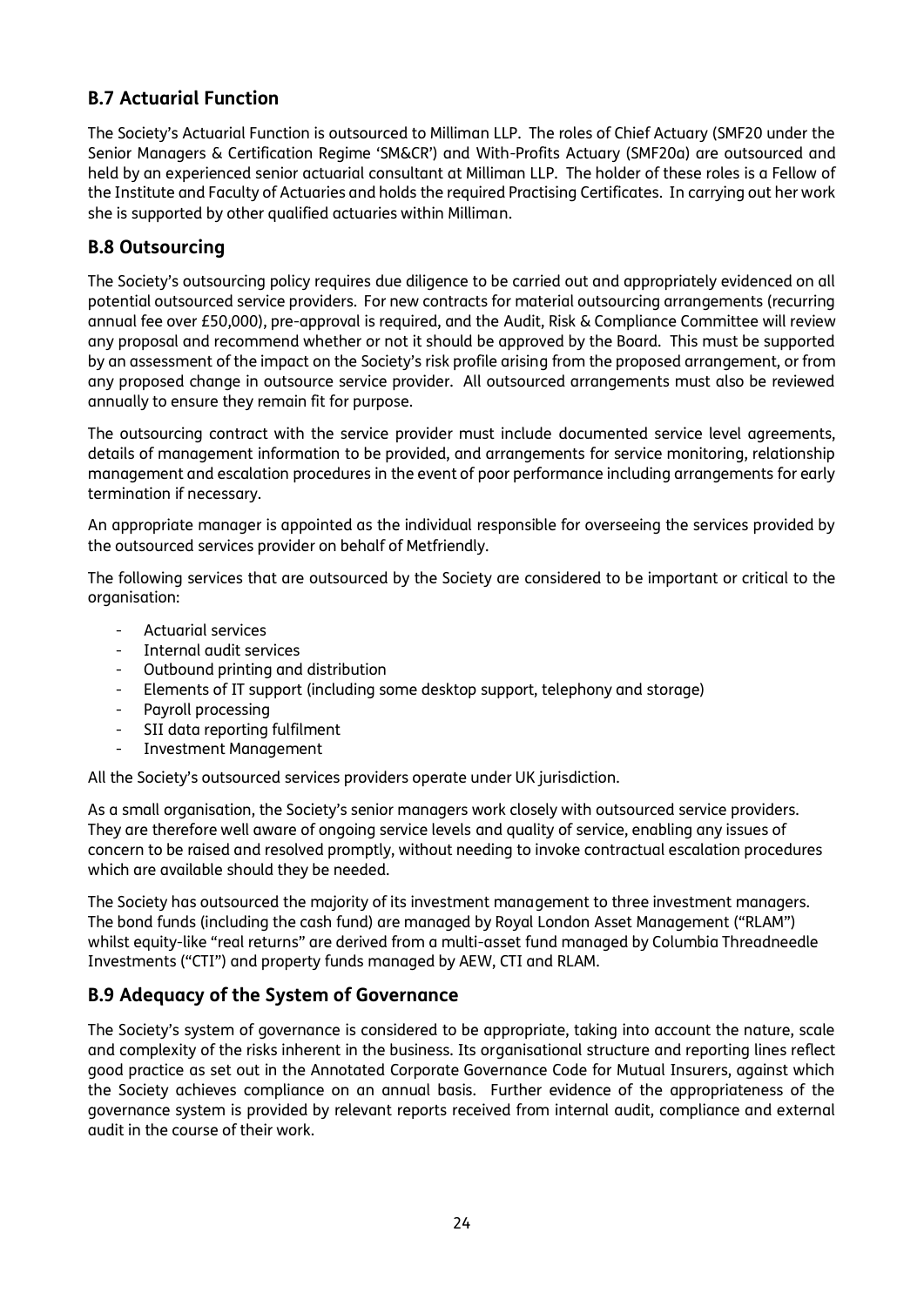## B.7 Actuarial Function

The Society's Actuarial Function is outsourced to Milliman LLP. The roles of Chief Actuary (SMF20 under the Senior Managers & Certification Regime 'SM&CR') and With-Profits Actuary (SMF20a) are outsourced and held by an experienced senior actuarial consultant at Milliman LLP. The holder of these roles is a Fellow of the Institute and Faculty of Actuaries and holds the required Practising Certificates. In carrying out her work she is supported by other qualified actuaries within Milliman.

## B.8 Outsourcing

The Society's outsourcing policy requires due diligence to be carried out and appropriately evidenced on all potential outsourced service providers. For new contracts for material outsourcing arrangements (recurring annual fee over £50,000), pre-approval is required, and the Audit, Risk & Compliance Committee will review any proposal and recommend whether or not it should be approved by the Board. This must be supported by an assessment of the impact on the Society's risk profile arising from the proposed arrangement, or from any proposed change in outsource service provider. All outsourced arrangements must also be reviewed annually to ensure they remain fit for purpose.

The outsourcing contract with the service provider must include documented service level agreements, details of management information to be provided, and arrangements for service monitoring, relationship management and escalation procedures in the event of poor performance including arrangements for early termination if necessary.

An appropriate manager is appointed as the individual responsible for overseeing the services provided by the outsourced services provider on behalf of Metfriendly.

The following services that are outsourced by the Society are considered to be important or critical to the organisation:

- Actuarial services
- Internal audit services
- Outbound printing and distribution
- Elements of IT support (including some desktop support, telephony and storage)
- Payroll processing
- SII data reporting fulfilment
- Investment Management

All the Society's outsourced services providers operate under UK jurisdiction.

As a small organisation, the Society's senior managers work closely with outsourced service providers. They are therefore well aware of ongoing service levels and quality of service, enabling any issues of concern to be raised and resolved promptly, without needing to invoke contractual escalation procedures which are available should they be needed.

The Society has outsourced the majority of its investment management to three investment managers. The bond funds (including the cash fund) are managed by Royal London Asset Management ("RLAM") whilst equity-like "real returns" are derived from a multi-asset fund managed by Columbia Threadneedle Investments ("CTI") and property funds managed by AEW, CTI and RLAM.

## B.9 Adequacy of the System of Governance

The Society's system of governance is considered to be appropriate, taking into account the nature, scale and complexity of the risks inherent in the business. Its organisational structure and reporting lines reflect good practice as set out in the Annotated Corporate Governance Code for Mutual Insurers, against which the Society achieves compliance on an annual basis. Further evidence of the appropriateness of the governance system is provided by relevant reports received from internal audit, compliance and external audit in the course of their work.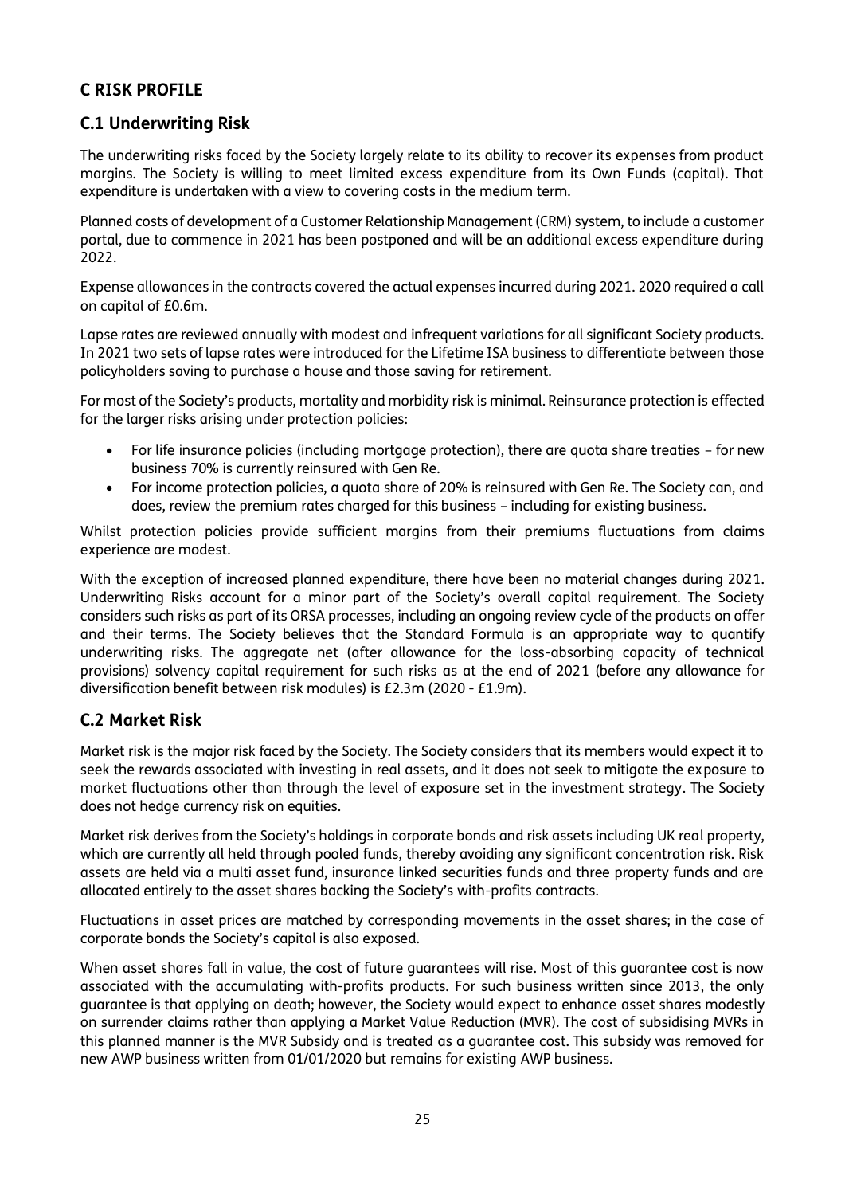# C RISK PROFILE

## C.1 Underwriting Risk

The underwriting risks faced by the Society largely relate to its ability to recover its expenses from product margins. The Society is willing to meet limited excess expenditure from its Own Funds (capital). That expenditure is undertaken with a view to covering costs in the medium term.

Planned costs of development of a Customer Relationship Management (CRM) system, to include a customer portal, due to commence in 2021 has been postponed and will be an additional excess expenditure during 2022.

Expense allowances in the contracts covered the actual expenses incurred during 2021. 2020 required a call on capital of £0.6m.

Lapse rates are reviewed annually with modest and infrequent variations for all significant Society products. In 2021 two sets of lapse rates were introduced for the Lifetime ISA business to differentiate between those policyholders saving to purchase a house and those saving for retirement.

For most of the Society's products, mortality and morbidity risk is minimal. Reinsurance protection is effected for the larger risks arising under protection policies:

- For life insurance policies (including mortgage protection), there are quota share treaties – for new business 70% is currently reinsured with Gen Re.
- For income protection policies, a quota share of 20% is reinsured with Gen Re. The Society can, and does, review the premium rates charged for this business – including for existing business.

Whilst protection policies provide sufficient margins from their premiums fluctuations from claims experience are modest.

With the exception of increased planned expenditure, there have been no material changes during 2021. Underwriting Risks account for a minor part of the Society's overall capital requirement. The Society considers such risks as part of its ORSA processes, including an ongoing review cycle of the products on offer and their terms. The Society believes that the Standard Formula is an appropriate way to quantify underwriting risks. The aggregate net (after allowance for the loss-absorbing capacity of technical provisions) solvency capital requirement for such risks as at the end of 2021 (before any allowance for diversification benefit between risk modules) is £2.3m (2020 - £1.9m).

## C.2 Market Risk

Market risk is the major risk faced by the Society. The Society considers that its members would expect it to seek the rewards associated with investing in real assets, and it does not seek to mitigate the exposure to market fluctuations other than through the level of exposure set in the investment strategy. The Society does not hedge currency risk on equities.

Market risk derives from the Society's holdings in corporate bonds and risk assets including UK real property, which are currently all held through pooled funds, thereby avoiding any significant concentration risk. Risk assets are held via a multi asset fund, insurance linked securities funds and three property funds and are allocated entirely to the asset shares backing the Society's with-profits contracts.

Fluctuations in asset prices are matched by corresponding movements in the asset shares; in the case of corporate bonds the Society's capital is also exposed.

When asset shares fall in value, the cost of future guarantees will rise. Most of this guarantee cost is now associated with the accumulating with-profits products. For such business written since 2013, the only guarantee is that applying on death; however, the Society would expect to enhance asset shares modestly on surrender claims rather than applying a Market Value Reduction (MVR). The cost of subsidising MVRs in this planned manner is the MVR Subsidy and is treated as a guarantee cost. This subsidy was removed for new AWP business written from 01/01/2020 but remains for existing AWP business.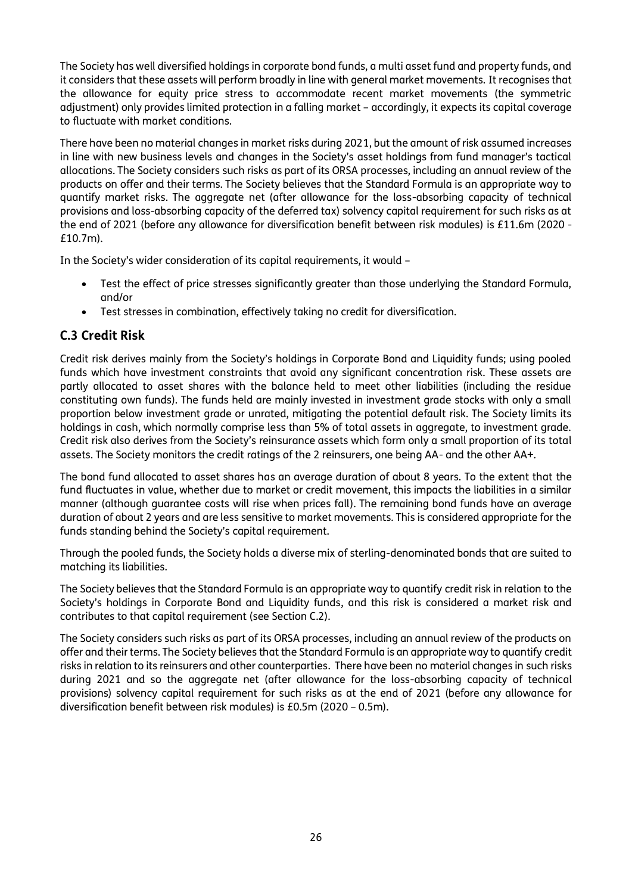The Society has well diversified holdings in corporate bond funds, a multi asset fund and property funds, and it considers that these assets will perform broadly in line with general market movements. It recognises that the allowance for equity price stress to accommodate recent market movements (the symmetric adjustment) only provides limited protection in a falling market – accordingly, it expects its capital coverage to fluctuate with market conditions.

There have been no material changes in market risks during 2021, but the amount of risk assumed increases in line with new business levels and changes in the Society's asset holdings from fund manager's tactical allocations. The Society considers such risks as part of its ORSA processes, including an annual review of the products on offer and their terms. The Society believes that the Standard Formula is an appropriate way to quantify market risks. The aggregate net (after allowance for the loss-absorbing capacity of technical provisions and loss-absorbing capacity of the deferred tax) solvency capital requirement for such risks as at the end of 2021 (before any allowance for diversification benefit between risk modules) is £11.6m (2020 - £10.7m).

In the Society's wider consideration of its capital requirements, it would –

- Test the effect of price stresses significantly greater than those underlying the Standard Formula, and/or
- Test stresses in combination, effectively taking no credit for diversification.

## C.3 Credit Risk

Credit risk derives mainly from the Society's holdings in Corporate Bond and Liquidity funds; using pooled funds which have investment constraints that avoid any significant concentration risk. These assets are partly allocated to asset shares with the balance held to meet other liabilities (including the residue constituting own funds). The funds held are mainly invested in investment grade stocks with only a small proportion below investment grade or unrated, mitigating the potential default risk. The Society limits its holdings in cash, which normally comprise less than 5% of total assets in aggregate, to investment grade. Credit risk also derives from the Society's reinsurance assets which form only a small proportion of its total assets. The Society monitors the credit ratings of the 2 reinsurers, one being AA- and the other AA+.

The bond fund allocated to asset shares has an average duration of about 8 years. To the extent that the fund fluctuates in value, whether due to market or credit movement, this impacts the liabilities in a similar manner (although guarantee costs will rise when prices fall). The remaining bond funds have an average duration of about 2 years and are less sensitive to market movements. This is considered appropriate for the funds standing behind the Society's capital requirement.

Through the pooled funds, the Society holds a diverse mix of sterling-denominated bonds that are suited to matching its liabilities.

The Society believes that the Standard Formula is an appropriate way to quantify credit risk in relation to the Society's holdings in Corporate Bond and Liquidity funds, and this risk is considered a market risk and contributes to that capital requirement (see Section C.2).

The Society considers such risks as part of its ORSA processes, including an annual review of the products on offer and their terms. The Society believes that the Standard Formula is an appropriate way to quantify credit risks in relation to its reinsurers and other counterparties. There have been no material changes in such risks during 2021 and so the aggregate net (after allowance for the loss-absorbing capacity of technical provisions) solvency capital requirement for such risks as at the end of 2021 (before any allowance for diversification benefit between risk modules) is £0.5m (2020 – 0.5m).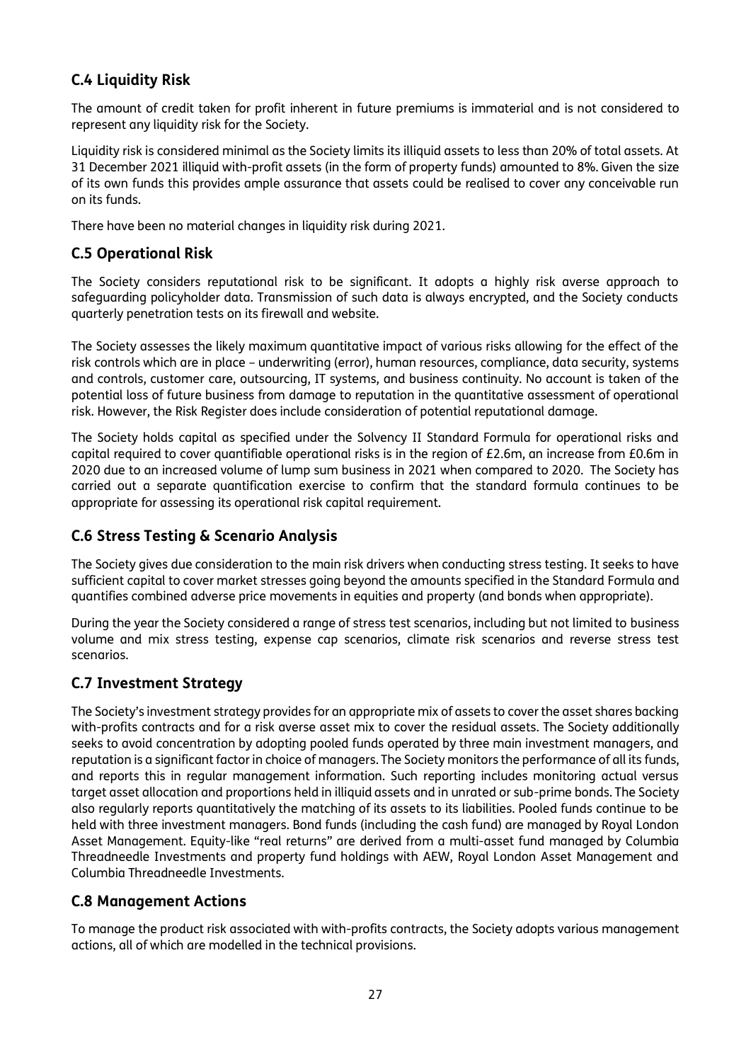## C.4 Liquidity Risk

The amount of credit taken for profit inherent in future premiums is immaterial and is not considered to represent any liquidity risk for the Society.

Liquidity risk is considered minimal as the Society limits its illiquid assets to less than 20% of total assets. At 31 December 2021 illiquid with-profit assets (in the form of property funds) amounted to 8%. Given the size of its own funds this provides ample assurance that assets could be realised to cover any conceivable run on its funds.

There have been no material changes in liquidity risk during 2021.

## C.5 Operational Risk

The Society considers reputational risk to be significant. It adopts a highly risk averse approach to safeguarding policyholder data. Transmission of such data is always encrypted, and the Society conducts quarterly penetration tests on its firewall and website.

The Society assesses the likely maximum quantitative impact of various risks allowing for the effect of the risk controls which are in place – underwriting (error), human resources, compliance, data security, systems and controls, customer care, outsourcing, IT systems, and business continuity. No account is taken of the potential loss of future business from damage to reputation in the quantitative assessment of operational risk. However, the Risk Register does include consideration of potential reputational damage.

The Society holds capital as specified under the Solvency II Standard Formula for operational risks and capital required to cover quantifiable operational risks is in the region of £2.6m, an increase from £0.6m in 2020 due to an increased volume of lump sum business in 2021 when compared to 2020. The Society has carried out a separate quantification exercise to confirm that the standard formula continues to be appropriate for assessing its operational risk capital requirement.

## C.6 Stress Testing & Scenario Analysis

The Society gives due consideration to the main risk drivers when conducting stress testing. It seeks to have sufficient capital to cover market stresses going beyond the amounts specified in the Standard Formula and quantifies combined adverse price movements in equities and property (and bonds when appropriate).

During the year the Society considered a range of stress test scenarios, including but not limited to business volume and mix stress testing, expense cap scenarios, climate risk scenarios and reverse stress test scenarios.

## C.7 Investment Strategy

The Society's investment strategy provides for an appropriate mix of assets to cover the asset shares backing with-profits contracts and for a risk averse asset mix to cover the residual assets. The Society additionally seeks to avoid concentration by adopting pooled funds operated by three main investment managers, and reputation is a significant factor in choice of managers. The Society monitors the performance of all its funds, and reports this in regular management information. Such reporting includes monitoring actual versus target asset allocation and proportions held in illiquid assets and in unrated or sub-prime bonds. The Society also regularly reports quantitatively the matching of its assets to its liabilities. Pooled funds continue to be held with three investment managers. Bond funds (including the cash fund) are managed by Royal London Asset Management. Equity-like "real returns" are derived from a multi-asset fund managed by Columbia Threadneedle Investments and property fund holdings with AEW, Royal London Asset Management and Columbia Threadneedle Investments.

## C.8 Management Actions

To manage the product risk associated with with-profits contracts, the Society adopts various management actions, all of which are modelled in the technical provisions.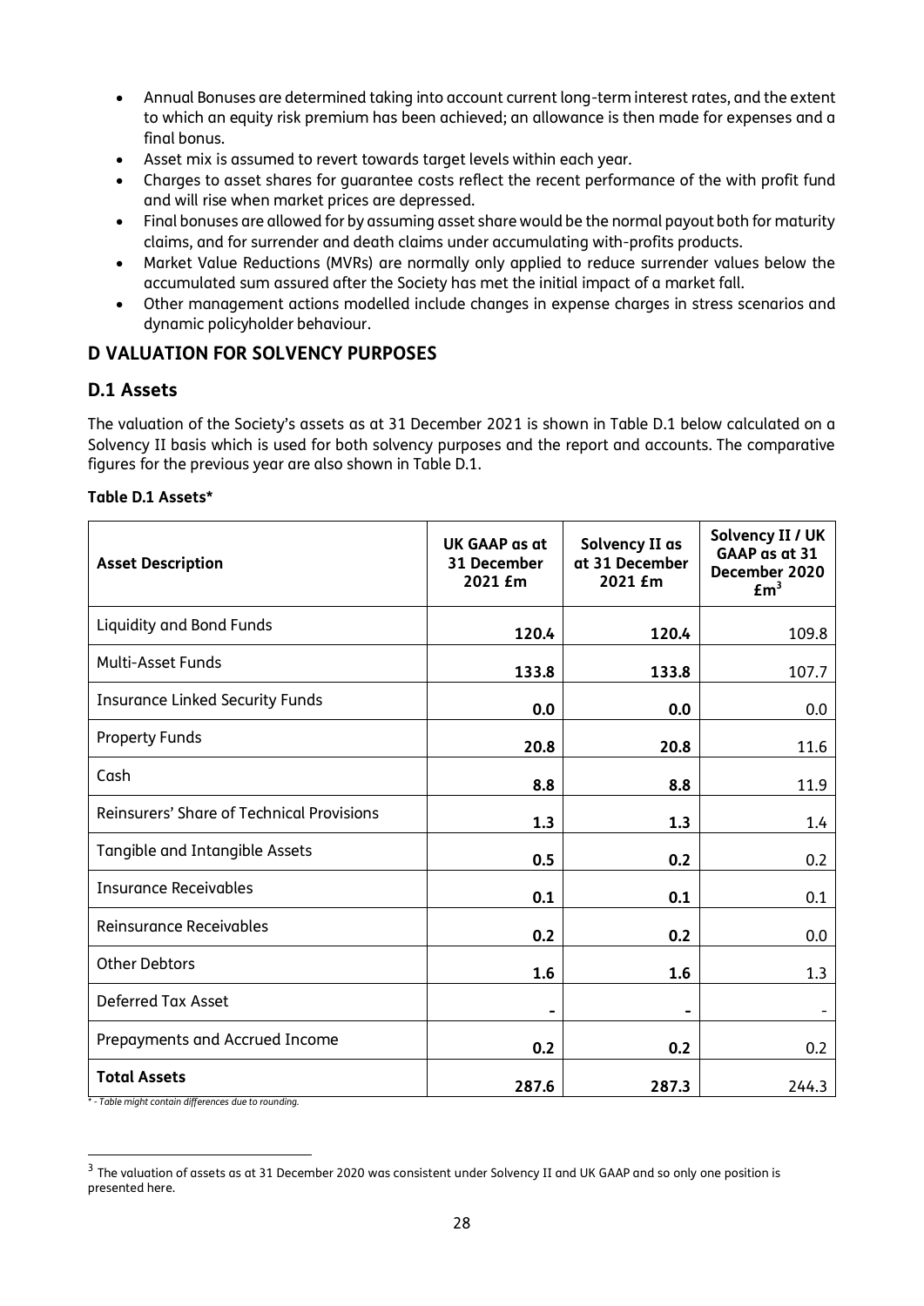- Annual Bonuses are determined taking into account current long-term interest rates, and the extent to which an equity risk premium has been achieved; an allowance is then made for expenses and a final bonus.
- Asset mix is assumed to revert towards target levels within each year.
- Charges to asset shares for guarantee costs reflect the recent performance of the with profit fund and will rise when market prices are depressed.
- Final bonuses are allowed for by assuming asset share would be the normal payout both for maturity claims, and for surrender and death claims under accumulating with-profits products.
- Market Value Reductions (MVRs) are normally only applied to reduce surrender values below the accumulated sum assured after the Society has met the initial impact of a market fall.
- Other management actions modelled include changes in expense charges in stress scenarios and dynamic policyholder behaviour.

## D VALUATION FOR SOLVENCY PURPOSES

### D.1 Assets

The valuation of the Society's assets as at 31 December 2021 is shown in Table D.1 below calculated on a Solvency II basis which is used for both solvency purposes and the report and accounts. The comparative figures for the previous year are also shown in Table D.1.

**Table D.1 Assets***

| Asset Description | UK GAAP as at 31 December 2021 £m | Solvency II as at 31 December 2021 £m | Solvency II / UK GAAP as at 31 December 2020 £m[3] |
|---|---|---|---|
| Liquidity and Bond Funds | **120.4** | **120.4** | 109.8 |
| Multi-Asset Funds | **133.8** | **133.8** | 107.7 |
| Insurance Linked Security Funds | **0.0** | **0.0** | 0.0 |
| Property Funds | **20.8** | **20.8** | 11.6 |
| Cash | **8.8** | **8.8** | 11.9 |
| Reinsurers' Share of Technical Provisions | **1.3** | **1.3** | 1.4 |
| Tangible and Intangible Assets | **0.5** | **0.2** | 0.2 |
| Insurance Receivables | **0.1** | **0.1** | 0.1 |
| Reinsurance Receivables | **0.2** | **0.2** | 0.0 |
| Other Debtors | **1.6** | **1.6** | 1.3 |
| Deferred Tax Asset | **-** | **-** | - |
| Prepayments and Accrued Income | **0.2** | **0.2** | 0.2 |
| **Total Assets** | **287.6** | **287.3** | 244.3 |

*\* - Table might contain differences due to rounding.*

[3] The valuation of assets as at 31 December 2020 was consistent under Solvency II and UK GAAP and so only one position is presented here.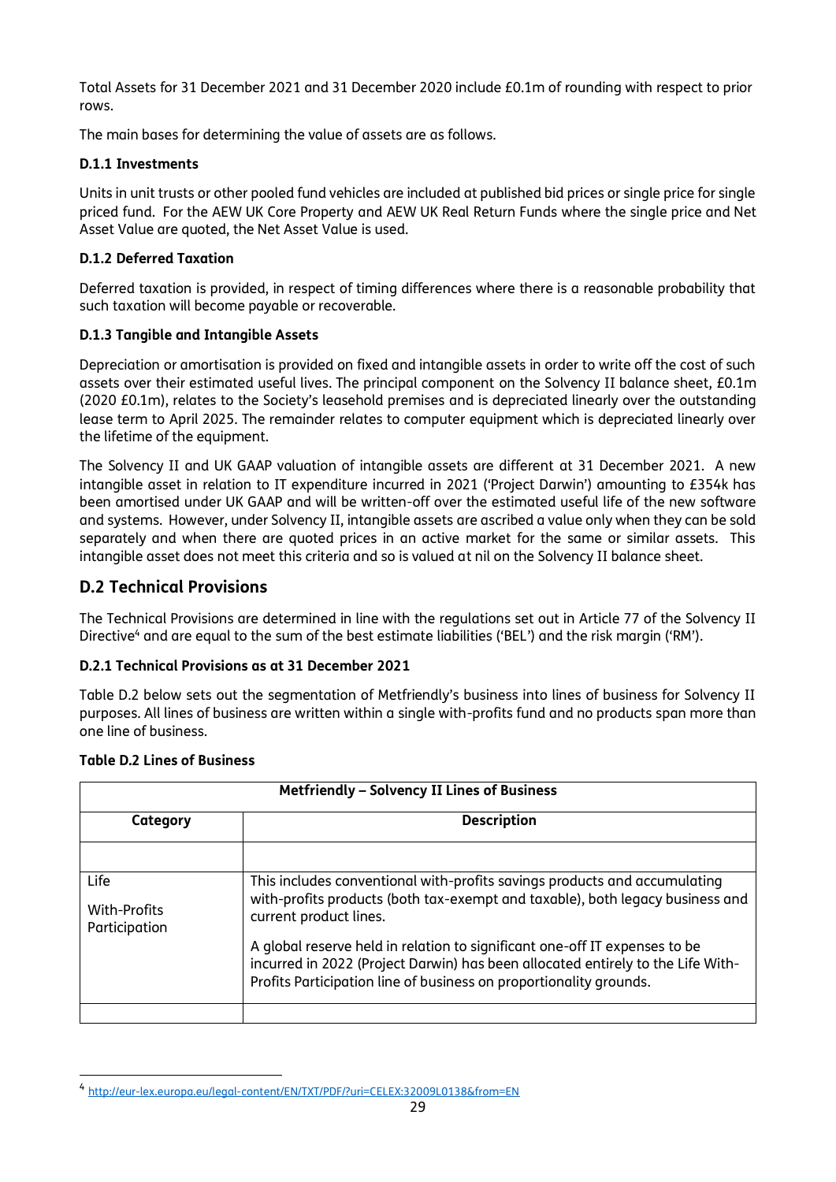Total Assets for 31 December 2021 and 31 December 2020 include £0.1m of rounding with respect to prior rows.

The main bases for determining the value of assets are as follows.

### D.1.1 Investments

Units in unit trusts or other pooled fund vehicles are included at published bid prices or single price for single priced fund. For the AEW UK Core Property and AEW UK Real Return Funds where the single price and Net Asset Value are quoted, the Net Asset Value is used.

### D.1.2 Deferred Taxation

Deferred taxation is provided, in respect of timing differences where there is a reasonable probability that such taxation will become payable or recoverable.

### D.1.3 Tangible and Intangible Assets

Depreciation or amortisation is provided on fixed and intangible assets in order to write off the cost of such assets over their estimated useful lives. The principal component on the Solvency II balance sheet, £0.1m (2020 £0.1m), relates to the Society's leasehold premises and is depreciated linearly over the outstanding lease term to April 2025. The remainder relates to computer equipment which is depreciated linearly over the lifetime of the equipment.

The Solvency II and UK GAAP valuation of intangible assets are different at 31 December 2021. A new intangible asset in relation to IT expenditure incurred in 2021 ('Project Darwin') amounting to £354k has been amortised under UK GAAP and will be written-off over the estimated useful life of the new software and systems. However, under Solvency II, intangible assets are ascribed a value only when they can be sold separately and when there are quoted prices in an active market for the same or similar assets. This intangible asset does not meet this criteria and so is valued at nil on the Solvency II balance sheet.

## D.2 Technical Provisions

The Technical Provisions are determined in line with the regulations set out in Article 77 of the Solvency II Directive[4] and are equal to the sum of the best estimate liabilities ('BEL') and the risk margin ('RM').

### D.2.1 Technical Provisions as at 31 December 2021

Table D.2 below sets out the segmentation of Metfriendly's business into lines of business for Solvency II purposes. All lines of business are written within a single with-profits fund and no products span more than one line of business.

**Table D.2 Lines of Business**

| Metfriendly – Solvency II Lines of Business | |
|---|---|
| **Category** | **Description** |
| | |
| Life<br>With-Profits Participation | This includes conventional with-profits savings products and accumulating with-profits products (both tax-exempt and taxable), both legacy business and current product lines.<br><br>A global reserve held in relation to significant one-off IT expenses to be incurred in 2022 (Project Darwin) has been allocated entirely to the Life With-Profits Participation line of business on proportionality grounds. |
| | |

[4] http://eur-lex.europa.eu/legal-content/EN/TXT/PDF/?uri=CELEX:32009L0138&from=EN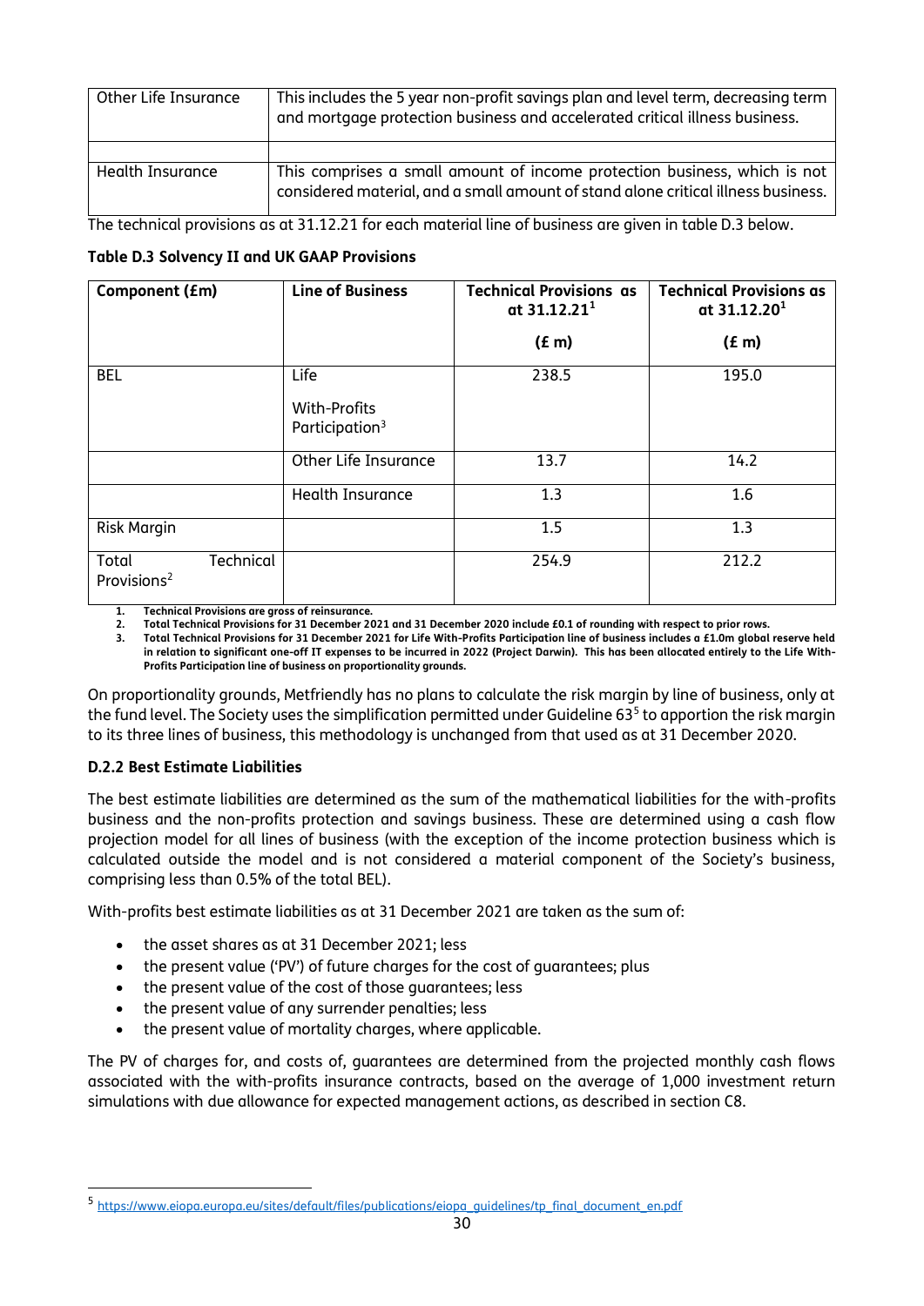| Other Life Insurance | This includes the 5 year non-profit savings plan and level term, decreasing term and mortgage protection business and accelerated critical illness business. |
|---|---|
| | |
| Health Insurance | This comprises a small amount of income protection business, which is not considered material, and a small amount of stand alone critical illness business. |

The technical provisions as at 31.12.21 for each material line of business are given in table D.3 below.

**Table D.3 Solvency II and UK GAAP Provisions**

| Component (£m) | Line of Business | Technical Provisions as at 31.12.21[1] (£ m) | Technical Provisions as at 31.12.20[1] (£ m) |
|---|---|---|---|
| BEL | Life<br>With-Profits Participation[3] | 238.5 | 195.0 |
| | Other Life Insurance | 13.7 | 14.2 |
| | Health Insurance | 1.3 | 1.6 |
| Risk Margin | | 1.5 | 1.3 |
| Total Technical Provisions[2] | | 254.9 | 212.2 |

1. **Technical Provisions are gross of reinsurance.**
2. **Total Technical Provisions for 31 December 2021 and 31 December 2020 include £0.1 of rounding with respect to prior rows.**
3. **Total Technical Provisions for 31 December 2021 for Life With-Profits Participation line of business includes a £1.0m global reserve held in relation to significant one-off IT expenses to be incurred in 2022 (Project Darwin). This has been allocated entirely to the Life With-Profits Participation line of business on proportionality grounds.**

On proportionality grounds, Metfriendly has no plans to calculate the risk margin by line of business, only at the fund level. The Society uses the simplification permitted under Guideline 63[5] to apportion the risk margin to its three lines of business, this methodology is unchanged from that used as at 31 December 2020.

### D.2.2 Best Estimate Liabilities

The best estimate liabilities are determined as the sum of the mathematical liabilities for the with-profits business and the non-profits protection and savings business. These are determined using a cash flow projection model for all lines of business (with the exception of the income protection business which is calculated outside the model and is not considered a material component of the Society's business, comprising less than 0.5% of the total BEL).

With-profits best estimate liabilities as at 31 December 2021 are taken as the sum of:

- the asset shares as at 31 December 2021; less
- the present value ('PV') of future charges for the cost of guarantees; plus
- the present value of the cost of those guarantees; less
- the present value of any surrender penalties; less
- the present value of mortality charges, where applicable.

The PV of charges for, and costs of, guarantees are determined from the projected monthly cash flows associated with the with-profits insurance contracts, based on the average of 1,000 investment return simulations with due allowance for expected management actions, as described in section C8.

[5] https://www.eiopa.europa.eu/sites/default/files/publications/eiopa_guidelines/tp_final_document_en.pdf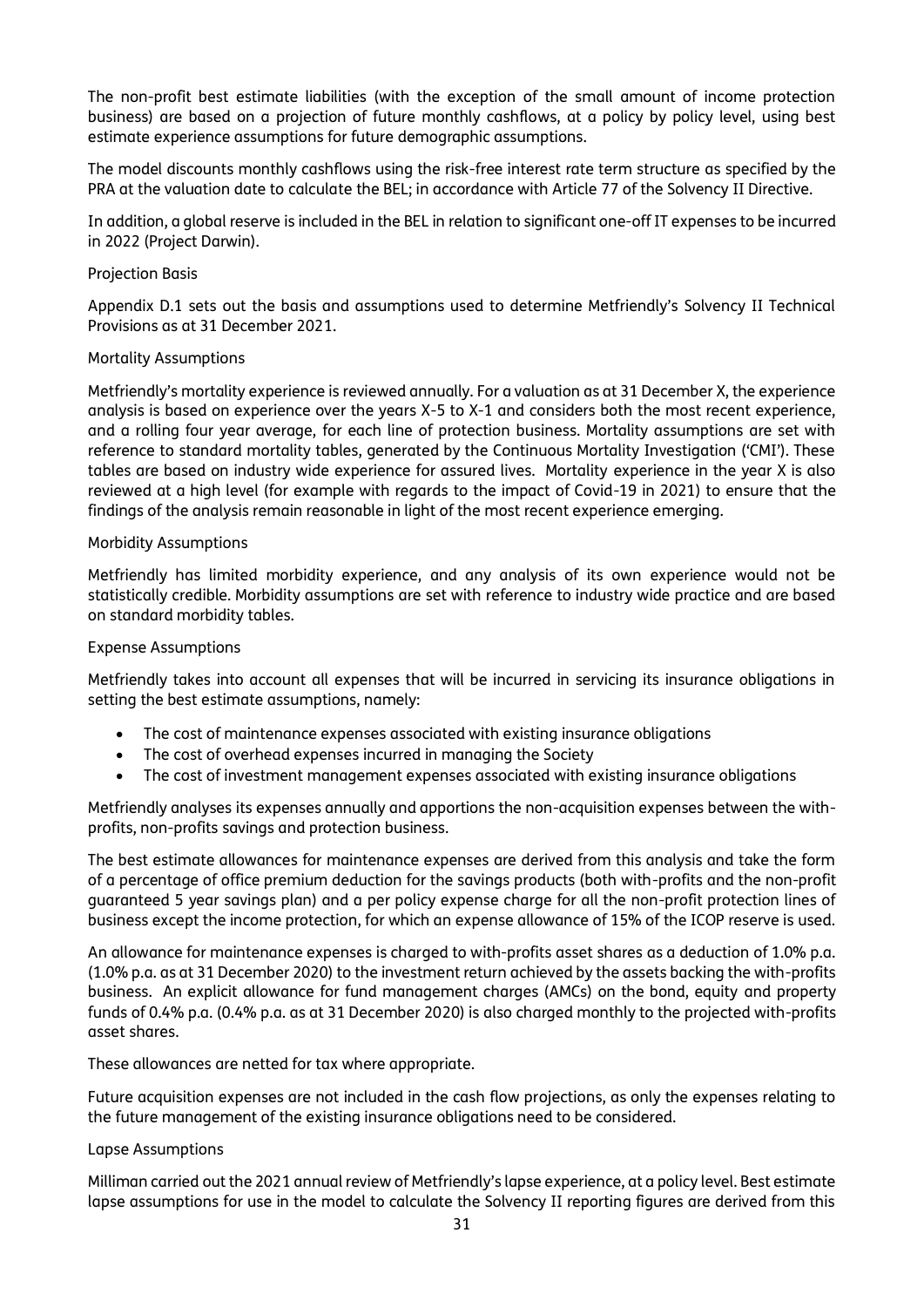The non-profit best estimate liabilities (with the exception of the small amount of income protection business) are based on a projection of future monthly cashflows, at a policy by policy level, using best estimate experience assumptions for future demographic assumptions.

The model discounts monthly cashflows using the risk-free interest rate term structure as specified by the PRA at the valuation date to calculate the BEL; in accordance with Article 77 of the Solvency II Directive.

In addition, a global reserve is included in the BEL in relation to significant one-off IT expenses to be incurred in 2022 (Project Darwin).

Projection Basis

Appendix D.1 sets out the basis and assumptions used to determine Metfriendly's Solvency II Technical Provisions as at 31 December 2021.

Mortality Assumptions

Metfriendly's mortality experience is reviewed annually. For a valuation as at 31 December X, the experience analysis is based on experience over the years X-5 to X-1 and considers both the most recent experience, and a rolling four year average, for each line of protection business. Mortality assumptions are set with reference to standard mortality tables, generated by the Continuous Mortality Investigation ('CMI'). These tables are based on industry wide experience for assured lives. Mortality experience in the year X is also reviewed at a high level (for example with regards to the impact of Covid-19 in 2021) to ensure that the findings of the analysis remain reasonable in light of the most recent experience emerging.

Morbidity Assumptions

Metfriendly has limited morbidity experience, and any analysis of its own experience would not be statistically credible. Morbidity assumptions are set with reference to industry wide practice and are based on standard morbidity tables.

Expense Assumptions

Metfriendly takes into account all expenses that will be incurred in servicing its insurance obligations in setting the best estimate assumptions, namely:

- The cost of maintenance expenses associated with existing insurance obligations
- The cost of overhead expenses incurred in managing the Society
- The cost of investment management expenses associated with existing insurance obligations

Metfriendly analyses its expenses annually and apportions the non-acquisition expenses between the with-profits, non-profits savings and protection business.

The best estimate allowances for maintenance expenses are derived from this analysis and take the form of a percentage of office premium deduction for the savings products (both with-profits and the non-profit guaranteed 5 year savings plan) and a per policy expense charge for all the non-profit protection lines of business except the income protection, for which an expense allowance of 15% of the ICOP reserve is used.

An allowance for maintenance expenses is charged to with-profits asset shares as a deduction of 1.0% p.a. (1.0% p.a. as at 31 December 2020) to the investment return achieved by the assets backing the with-profits business. An explicit allowance for fund management charges (AMCs) on the bond, equity and property funds of 0.4% p.a. (0.4% p.a. as at 31 December 2020) is also charged monthly to the projected with-profits asset shares.

These allowances are netted for tax where appropriate.

Future acquisition expenses are not included in the cash flow projections, as only the expenses relating to the future management of the existing insurance obligations need to be considered.

Lapse Assumptions

Milliman carried out the 2021 annual review of Metfriendly's lapse experience, at a policy level. Best estimate lapse assumptions for use in the model to calculate the Solvency II reporting figures are derived from this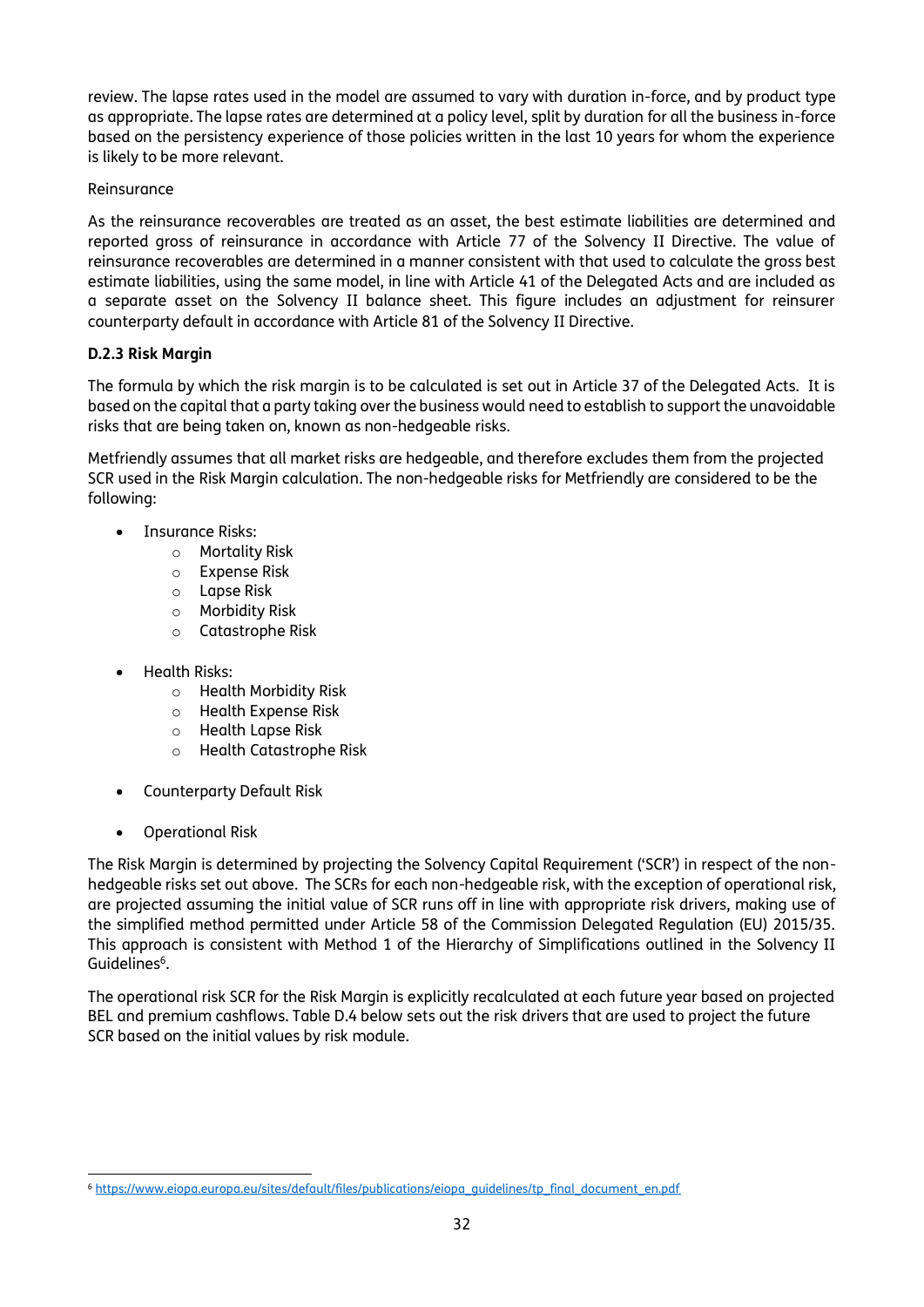review. The lapse rates used in the model are assumed to vary with duration in-force, and by product type as appropriate. The lapse rates are determined at a policy level, split by duration for all the business in-force based on the persistency experience of those policies written in the last 10 years for whom the experience is likely to be more relevant.

Reinsurance

As the reinsurance recoverables are treated as an asset, the best estimate liabilities are determined and reported gross of reinsurance in accordance with Article 77 of the Solvency II Directive. The value of reinsurance recoverables are determined in a manner consistent with that used to calculate the gross best estimate liabilities, using the same model, in line with Article 41 of the Delegated Acts and are included as a separate asset on the Solvency II balance sheet. This figure includes an adjustment for reinsurer counterparty default in accordance with Article 81 of the Solvency II Directive.

**D.2.3 Risk Margin**

The formula by which the risk margin is to be calculated is set out in Article 37 of the Delegated Acts. It is based on the capital that a party taking over the business would need to establish to support the unavoidable risks that are being taken on, known as non-hedgeable risks.

Metfriendly assumes that all market risks are hedgeable, and therefore excludes them from the projected SCR used in the Risk Margin calculation. The non-hedgeable risks for Metfriendly are considered to be the following:

- Insurance Risks:
  - Mortality Risk
  - Expense Risk
  - Lapse Risk
  - Morbidity Risk
  - Catastrophe Risk

- Health Risks:
  - Health Morbidity Risk
  - Health Expense Risk
  - Health Lapse Risk
  - Health Catastrophe Risk

- Counterparty Default Risk

- Operational Risk

The Risk Margin is determined by projecting the Solvency Capital Requirement ('SCR') in respect of the non-hedgeable risks set out above. The SCRs for each non-hedgeable risk, with the exception of operational risk, are projected assuming the initial value of SCR runs off in line with appropriate risk drivers, making use of the simplified method permitted under Article 58 of the Commission Delegated Regulation (EU) 2015/35. This approach is consistent with Method 1 of the Hierarchy of Simplifications outlined in the Solvency II Guidelines[6].

The operational risk SCR for the Risk Margin is explicitly recalculated at each future year based on projected BEL and premium cashflows. Table D.4 below sets out the risk drivers that are used to project the future SCR based on the initial values by risk module.

[6] https://www.eiopa.europa.eu/sites/default/files/publications/eiopa_guidelines/tp_final_document_en.pdf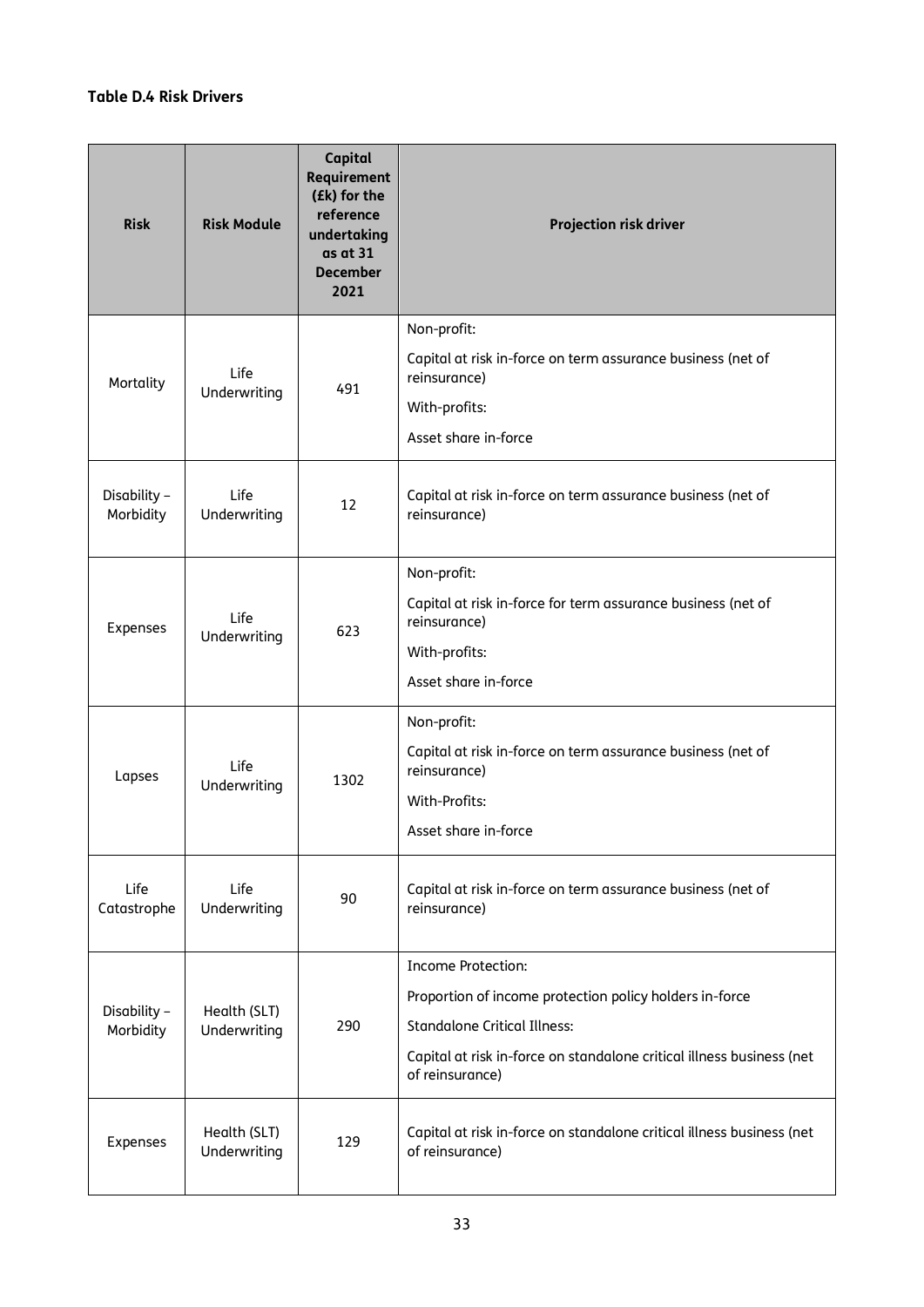**Table D.4 Risk Drivers**

| Risk | Risk Module | Capital Requirement (£k) for the reference undertaking as at 31 December 2021 | Projection risk driver |
|---|---|---|---|
| Mortality | Life Underwriting | 491 | Non-profit:<br>Capital at risk in-force on term assurance business (net of reinsurance)<br>With-profits:<br>Asset share in-force |
| Disability – Morbidity | Life Underwriting | 12 | Capital at risk in-force on term assurance business (net of reinsurance) |
| Expenses | Life Underwriting | 623 | Non-profit:<br>Capital at risk in-force for term assurance business (net of reinsurance)<br>With-profits:<br>Asset share in-force |
| Lapses | Life Underwriting | 1302 | Non-profit:<br>Capital at risk in-force on term assurance business (net of reinsurance)<br>With-Profits:<br>Asset share in-force |
| Life Catastrophe | Life Underwriting | 90 | Capital at risk in-force on term assurance business (net of reinsurance) |
| Disability – Morbidity | Health (SLT) Underwriting | 290 | Income Protection:<br>Proportion of income protection policy holders in-force<br>Standalone Critical Illness:<br>Capital at risk in-force on standalone critical illness business (net of reinsurance) |
| Expenses | Health (SLT) Underwriting | 129 | Capital at risk in-force on standalone critical illness business (net of reinsurance) |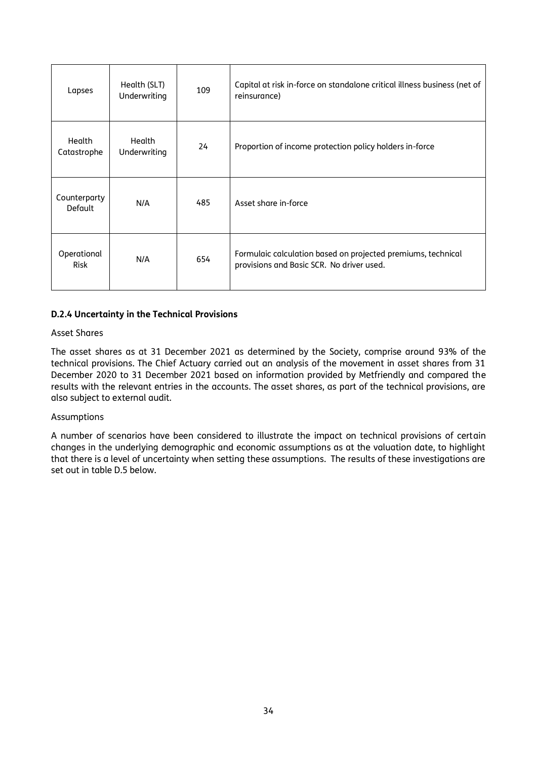| Lapses | Health (SLT) Underwriting | 109 | Capital at risk in-force on standalone critical illness business (net of reinsurance) |
|---|---|---|---|
| Health Catastrophe | Health Underwriting | 24 | Proportion of income protection policy holders in-force |
| Counterparty Default | N/A | 485 | Asset share in-force |
| Operational Risk | N/A | 654 | Formulaic calculation based on projected premiums, technical provisions and Basic SCR. No driver used. |

**D.2.4 Uncertainty in the Technical Provisions**

Asset Shares

The asset shares as at 31 December 2021 as determined by the Society, comprise around 93% of the technical provisions. The Chief Actuary carried out an analysis of the movement in asset shares from 31 December 2020 to 31 December 2021 based on information provided by Metfriendly and compared the results with the relevant entries in the accounts. The asset shares, as part of the technical provisions, are also subject to external audit.

Assumptions

A number of scenarios have been considered to illustrate the impact on technical provisions of certain changes in the underlying demographic and economic assumptions as at the valuation date, to highlight that there is a level of uncertainty when setting these assumptions. The results of these investigations are set out in table D.5 below.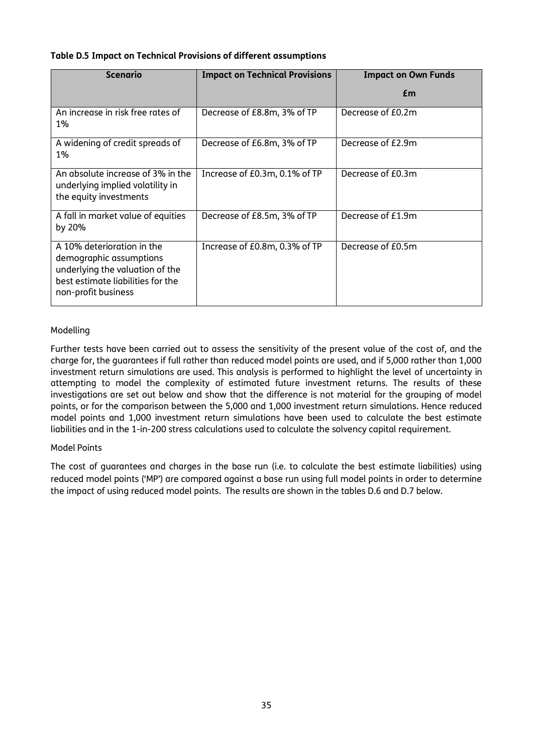**Table D.5 Impact on Technical Provisions of different assumptions**

| Scenario | Impact on Technical Provisions | Impact on Own Funds<br>£m |
|---|---|---|
| An increase in risk free rates of 1% | Decrease of £8.8m, 3% of TP | Decrease of £0.2m |
| A widening of credit spreads of 1% | Decrease of £6.8m, 3% of TP | Decrease of £2.9m |
| An absolute increase of 3% in the underlying implied volatility in the equity investments | Increase of £0.3m, 0.1% of TP | Decrease of £0.3m |
| A fall in market value of equities by 20% | Decrease of £8.5m, 3% of TP | Decrease of £1.9m |
| A 10% deterioration in the demographic assumptions underlying the valuation of the best estimate liabilities for the non-profit business | Increase of £0.8m, 0.3% of TP | Decrease of £0.5m |

Modelling

Further tests have been carried out to assess the sensitivity of the present value of the cost of, and the charge for, the guarantees if full rather than reduced model points are used, and if 5,000 rather than 1,000 investment return simulations are used. This analysis is performed to highlight the level of uncertainty in attempting to model the complexity of estimated future investment returns. The results of these investigations are set out below and show that the difference is not material for the grouping of model points, or for the comparison between the 5,000 and 1,000 investment return simulations. Hence reduced model points and 1,000 investment return simulations have been used to calculate the best estimate liabilities and in the 1-in-200 stress calculations used to calculate the solvency capital requirement.

Model Points

The cost of guarantees and charges in the base run (i.e. to calculate the best estimate liabilities) using reduced model points ('MP') are compared against a base run using full model points in order to determine the impact of using reduced model points. The results are shown in the tables D.6 and D.7 below.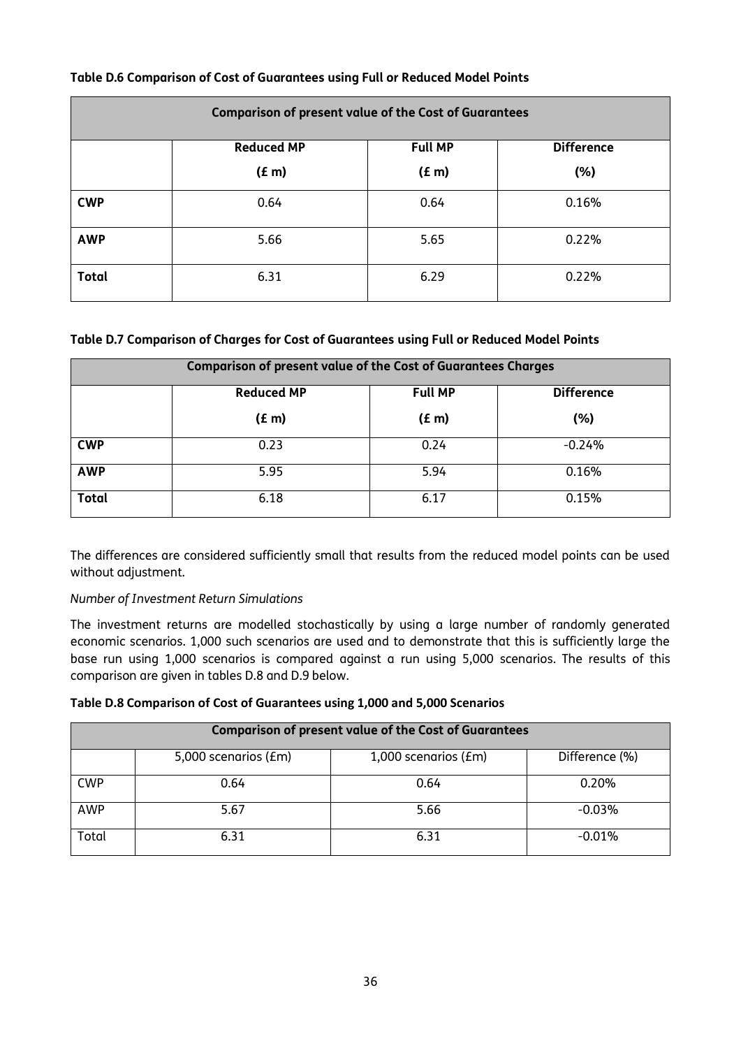**Table D.6 Comparison of Cost of Guarantees using Full or Reduced Model Points**

| Comparison of present value of the Cost of Guarantees | | | |
|---|---|---|---|
| | **Reduced MP (£ m)** | **Full MP (£ m)** | **Difference (%)** |
| **CWP** | 0.64 | 0.64 | 0.16% |
| **AWP** | 5.66 | 5.65 | 0.22% |
| **Total** | 6.31 | 6.29 | 0.22% |

**Table D.7 Comparison of Charges for Cost of Guarantees using Full or Reduced Model Points**

| Comparison of present value of the Cost of Guarantees Charges | | | |
|---|---|---|---|
| | **Reduced MP (£ m)** | **Full MP (£ m)** | **Difference (%)** |
| **CWP** | 0.23 | 0.24 | -0.24% |
| **AWP** | 5.95 | 5.94 | 0.16% |
| **Total** | 6.18 | 6.17 | 0.15% |

The differences are considered sufficiently small that results from the reduced model points can be used without adjustment.

*Number of Investment Return Simulations*

The investment returns are modelled stochastically by using a large number of randomly generated economic scenarios. 1,000 such scenarios are used and to demonstrate that this is sufficiently large the base run using 1,000 scenarios is compared against a run using 5,000 scenarios. The results of this comparison are given in tables D.8 and D.9 below.

**Table D.8 Comparison of Cost of Guarantees using 1,000 and 5,000 Scenarios**

| Comparison of present value of the Cost of Guarantees | | | |
|---|---|---|---|
| | 5,000 scenarios (£m) | 1,000 scenarios (£m) | Difference (%) |
| CWP | 0.64 | 0.64 | 0.20% |
| AWP | 5.67 | 5.66 | -0.03% |
| Total | 6.31 | 6.31 | -0.01% |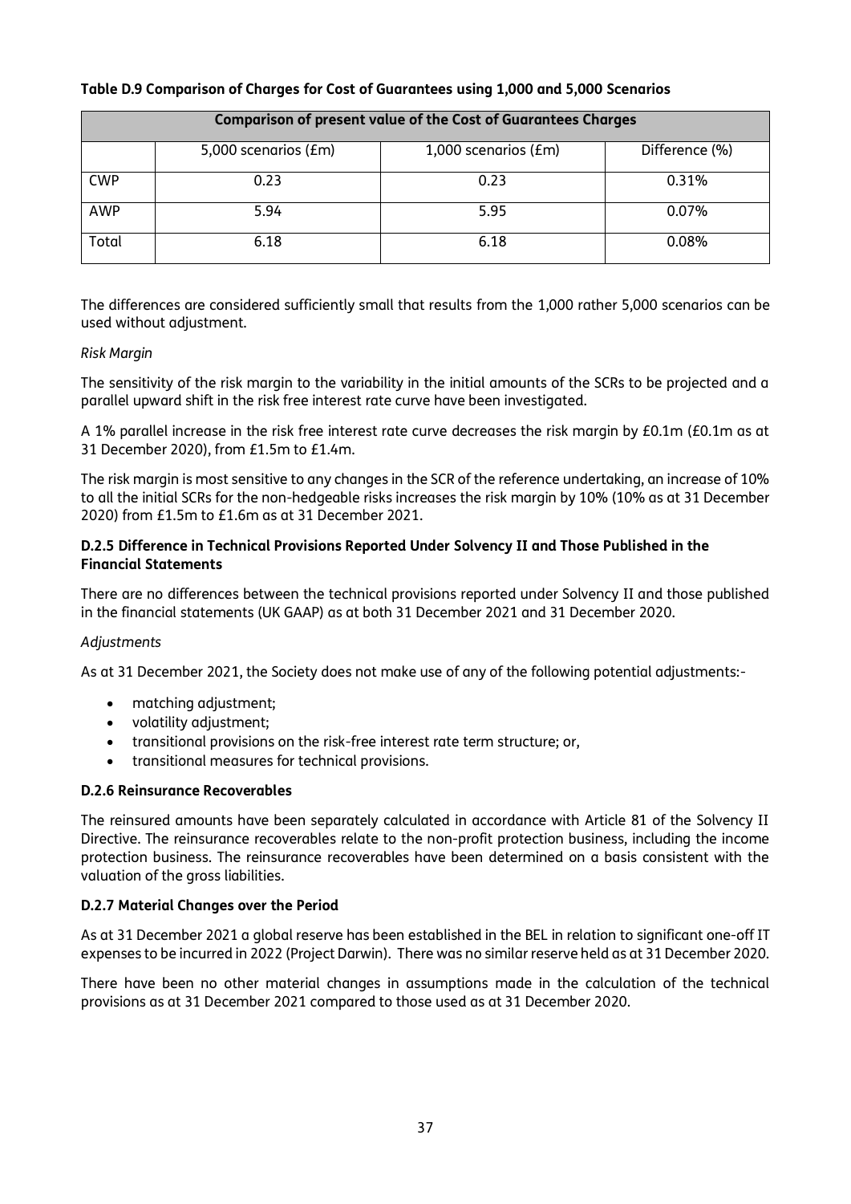**Table D.9 Comparison of Charges for Cost of Guarantees using 1,000 and 5,000 Scenarios**

| Comparison of present value of the Cost of Guarantees Charges | | | |
|---|---|---|---|
| | 5,000 scenarios (£m) | 1,000 scenarios (£m) | Difference (%) |
| CWP | 0.23 | 0.23 | 0.31% |
| AWP | 5.94 | 5.95 | 0.07% |
| Total | 6.18 | 6.18 | 0.08% |

The differences are considered sufficiently small that results from the 1,000 rather 5,000 scenarios can be used without adjustment.

*Risk Margin*

The sensitivity of the risk margin to the variability in the initial amounts of the SCRs to be projected and a parallel upward shift in the risk free interest rate curve have been investigated.

A 1% parallel increase in the risk free interest rate curve decreases the risk margin by £0.1m (£0.1m as at 31 December 2020), from £1.5m to £1.4m.

The risk margin is most sensitive to any changes in the SCR of the reference undertaking, an increase of 10% to all the initial SCRs for the non-hedgeable risks increases the risk margin by 10% (10% as at 31 December 2020) from £1.5m to £1.6m as at 31 December 2021.

### D.2.5 Difference in Technical Provisions Reported Under Solvency II and Those Published in the Financial Statements

There are no differences between the technical provisions reported under Solvency II and those published in the financial statements (UK GAAP) as at both 31 December 2021 and 31 December 2020.

*Adjustments*

As at 31 December 2021, the Society does not make use of any of the following potential adjustments:-

- matching adjustment;
- volatility adjustment;
- transitional provisions on the risk-free interest rate term structure; or,
- transitional measures for technical provisions.

### D.2.6 Reinsurance Recoverables

The reinsured amounts have been separately calculated in accordance with Article 81 of the Solvency II Directive. The reinsurance recoverables relate to the non-profit protection business, including the income protection business. The reinsurance recoverables have been determined on a basis consistent with the valuation of the gross liabilities.

### D.2.7 Material Changes over the Period

As at 31 December 2021 a global reserve has been established in the BEL in relation to significant one-off IT expenses to be incurred in 2022 (Project Darwin). There was no similar reserve held as at 31 December 2020.

There have been no other material changes in assumptions made in the calculation of the technical provisions as at 31 December 2021 compared to those used as at 31 December 2020.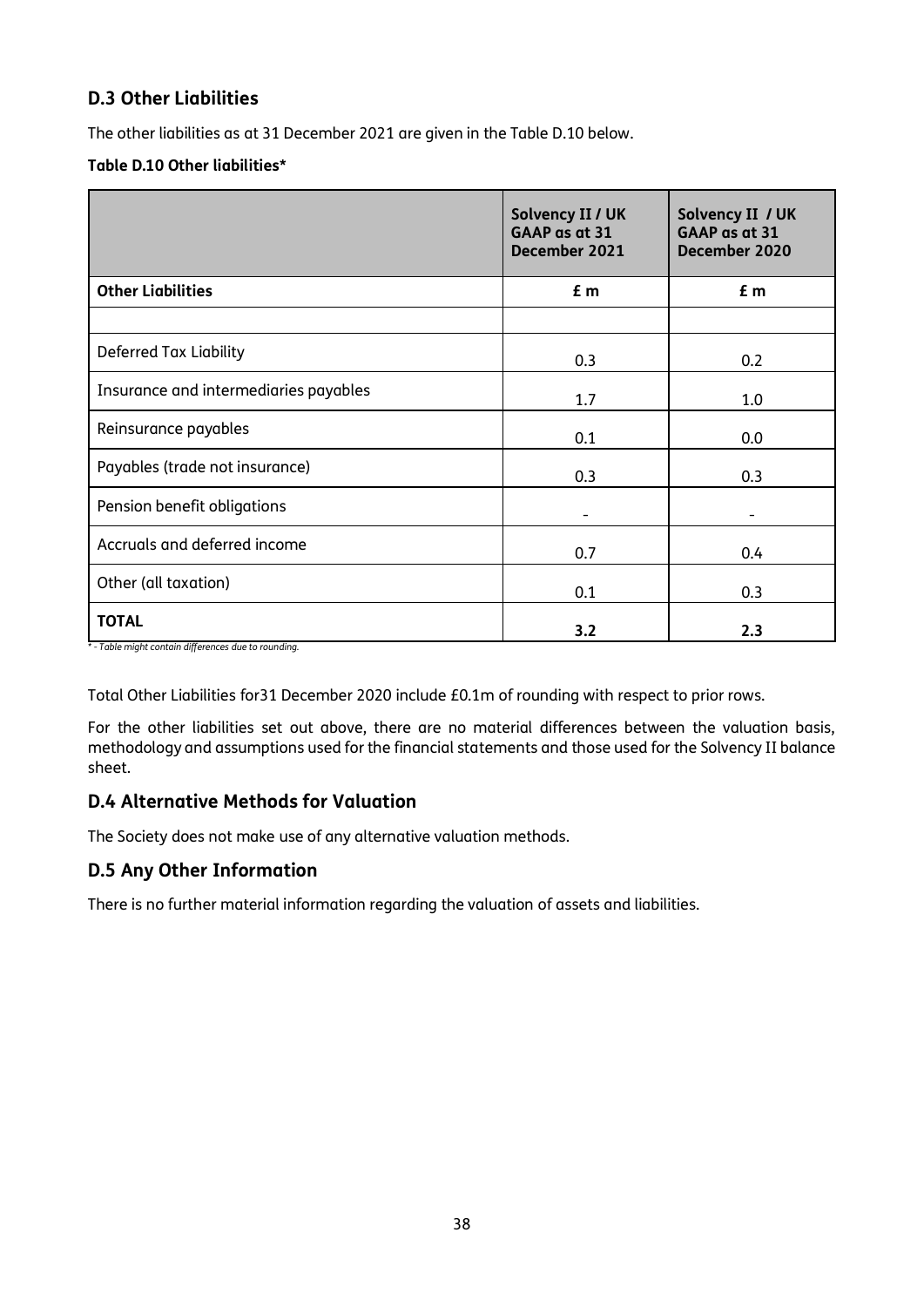## D.3 Other Liabilities

The other liabilities as at 31 December 2021 are given in the Table D.10 below.

**Table D.10 Other liabilities***

| | **Solvency II / UK GAAP as at 31 December 2021** | **Solvency II / UK GAAP as at 31 December 2020** |
|---|---|---|
| **Other Liabilities** | **£ m** | **£ m** |
| | | |
| Deferred Tax Liability | 0.3 | 0.2 |
| Insurance and intermediaries payables | 1.7 | 1.0 |
| Reinsurance payables | 0.1 | 0.0 |
| Payables (trade not insurance) | 0.3 | 0.3 |
| Pension benefit obligations | - | - |
| Accruals and deferred income | 0.7 | 0.4 |
| Other (all taxation) | 0.1 | 0.3 |
| **TOTAL** | **3.2** | **2.3** |

*\* - Table might contain differences due to rounding.*

Total Other Liabilities for31 December 2020 include £0.1m of rounding with respect to prior rows.

For the other liabilities set out above, there are no material differences between the valuation basis, methodology and assumptions used for the financial statements and those used for the Solvency II balance sheet.

## D.4 Alternative Methods for Valuation

The Society does not make use of any alternative valuation methods.

## D.5 Any Other Information

There is no further material information regarding the valuation of assets and liabilities.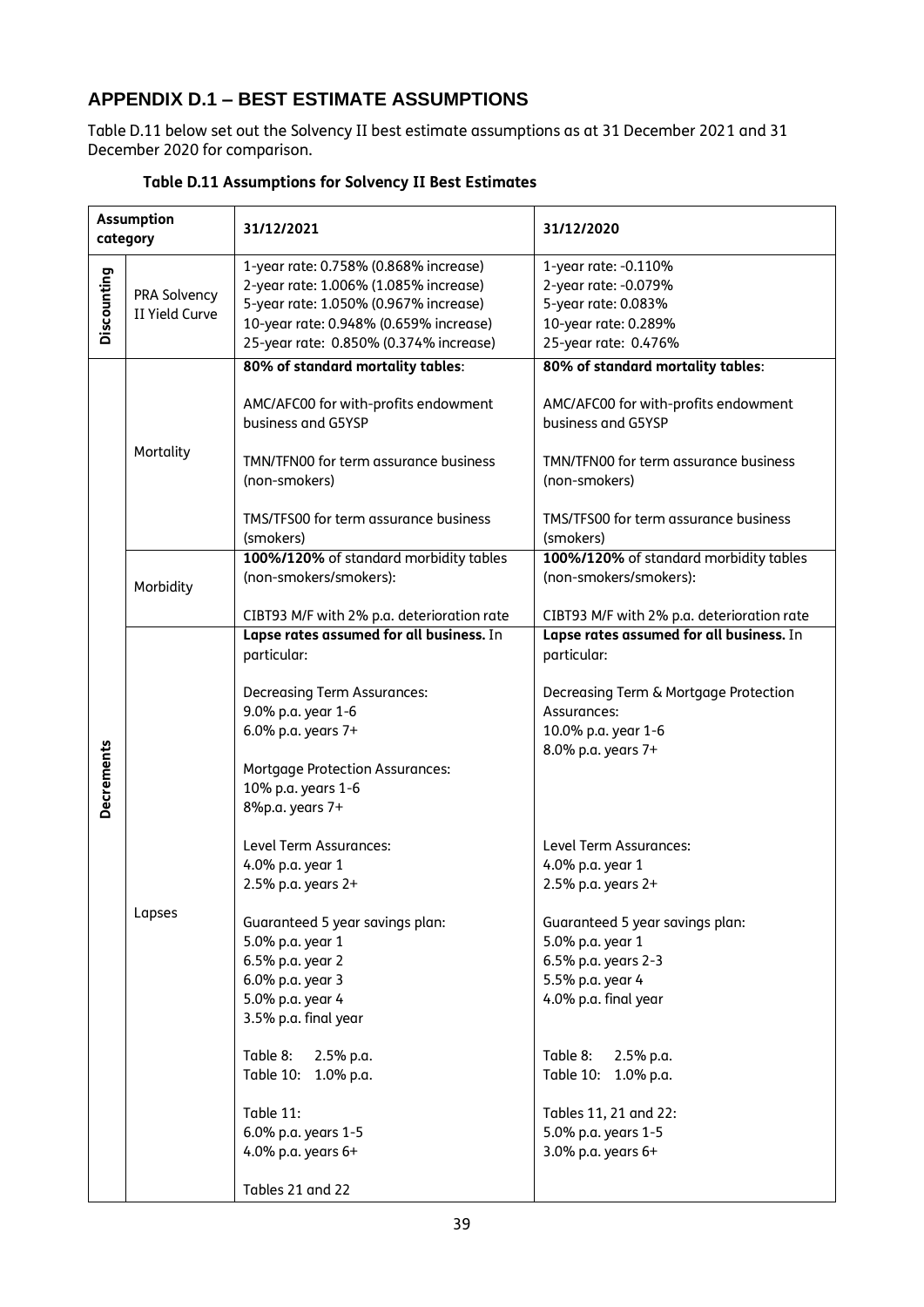## APPENDIX D.1 – BEST ESTIMATE ASSUMPTIONS

Table D.11 below set out the Solvency II best estimate assumptions as at 31 December 2021 and 31 December 2020 for comparison.

**Table D.11 Assumptions for Solvency II Best Estimates**

| Assumption category | | 31/12/2021 | 31/12/2020 |
|---|---|---|---|
| Discounting | PRA Solvency II Yield Curve | 1-year rate: 0.758% (0.868% increase)<br>2-year rate: 1.006% (1.085% increase)<br>5-year rate: 1.050% (0.967% increase)<br>10-year rate: 0.948% (0.659% increase)<br>25-year rate: 0.850% (0.374% increase) | 1-year rate: -0.110%<br>2-year rate: -0.079%<br>5-year rate: 0.083%<br>10-year rate: 0.289%<br>25-year rate: 0.476% |
| Decrements | Mortality | **80% of standard mortality tables**:<br><br>AMC/AFC00 for with-profits endowment business and G5YSP<br><br>TMN/TFN00 for term assurance business (non-smokers)<br><br>TMS/TFS00 for term assurance business (smokers) | **80% of standard mortality tables**:<br><br>AMC/AFC00 for with-profits endowment business and G5YSP<br><br>TMN/TFN00 for term assurance business (non-smokers)<br><br>TMS/TFS00 for term assurance business (smokers) |
| | Morbidity | **100%/120%** of standard morbidity tables (non-smokers/smokers):<br><br>CIBT93 M/F with 2% p.a. deterioration rate | **100%/120%** of standard morbidity tables (non-smokers/smokers):<br><br>CIBT93 M/F with 2% p.a. deterioration rate |
| | Lapses | **Lapse rates assumed for all business.** In particular:<br><br>Decreasing Term Assurances:<br>9.0% p.a. year 1-6<br>6.0% p.a. years 7+<br><br>Mortgage Protection Assurances:<br>10% p.a. years 1-6<br>8%p.a. years 7+<br><br>Level Term Assurances:<br>4.0% p.a. year 1<br>2.5% p.a. years 2+<br><br>Guaranteed 5 year savings plan:<br>5.0% p.a. year 1<br>6.5% p.a. year 2<br>6.0% p.a. year 3<br>5.0% p.a. year 4<br>3.5% p.a. final year<br><br>Table 8: 2.5% p.a.<br>Table 10: 1.0% p.a.<br><br>Table 11:<br>6.0% p.a. years 1-5<br>4.0% p.a. years 6+<br><br>Tables 21 and 22 | **Lapse rates assumed for all business.** In particular:<br><br>Decreasing Term & Mortgage Protection Assurances:<br>10.0% p.a. year 1-6<br>8.0% p.a. years 7+<br><br>Level Term Assurances:<br>4.0% p.a. year 1<br>2.5% p.a. years 2+<br><br>Guaranteed 5 year savings plan:<br>5.0% p.a. year 1<br>6.5% p.a. years 2-3<br>5.5% p.a. year 4<br>4.0% p.a. final year<br><br>Table 8: 2.5% p.a.<br>Table 10: 1.0% p.a.<br><br>Tables 11, 21 and 22:<br>5.0% p.a. years 1-5<br>3.0% p.a. years 6+ |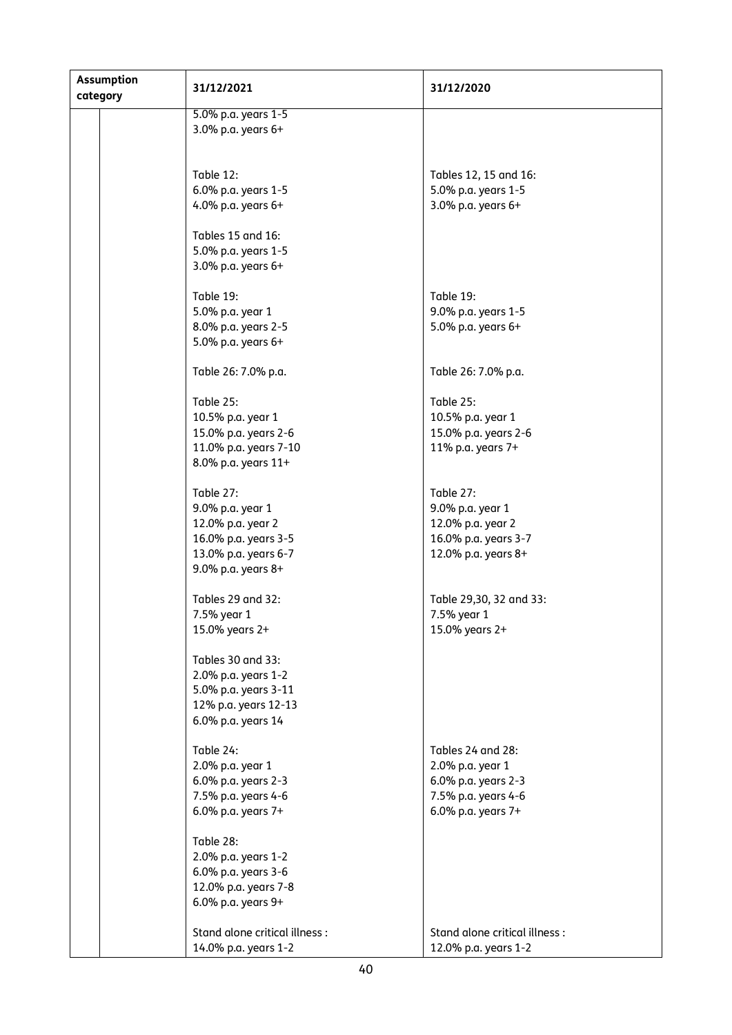| Assumption category | | 31/12/2021 | 31/12/2020 |
|---|---|---|---|
| | | 5.0% p.a. years 1-5<br>3.0% p.a. years 6+ | |
| | | Table 12:<br>6.0% p.a. years 1-5<br>4.0% p.a. years 6+<br><br>Tables 15 and 16:<br>5.0% p.a. years 1-5<br>3.0% p.a. years 6+ | Tables 12, 15 and 16:<br>5.0% p.a. years 1-5<br>3.0% p.a. years 6+ |
| | | Table 19:<br>5.0% p.a. year 1<br>8.0% p.a. years 2-5<br>5.0% p.a. years 6+ | Table 19:<br>9.0% p.a. years 1-5<br>5.0% p.a. years 6+ |
| | | Table 26: 7.0% p.a. | Table 26: 7.0% p.a. |
| | | Table 25:<br>10.5% p.a. year 1<br>15.0% p.a. years 2-6<br>11.0% p.a. years 7-10<br>8.0% p.a. years 11+ | Table 25:<br>10.5% p.a. year 1<br>15.0% p.a. years 2-6<br>11% p.a. years 7+ |
| | | Table 27:<br>9.0% p.a. year 1<br>12.0% p.a. year 2<br>16.0% p.a. years 3-5<br>13.0% p.a. years 6-7<br>9.0% p.a. years 8+ | Table 27:<br>9.0% p.a. year 1<br>12.0% p.a. year 2<br>16.0% p.a. years 3-7<br>12.0% p.a. years 8+ |
| | | Tables 29 and 32:<br>7.5% year 1<br>15.0% years 2+<br><br>Tables 30 and 33:<br>2.0% p.a. years 1-2<br>5.0% p.a. years 3-11<br>12% p.a. years 12-13<br>6.0% p.a. years 14 | Table 29,30, 32 and 33:<br>7.5% year 1<br>15.0% years 2+ |
| | | Table 24:<br>2.0% p.a. year 1<br>6.0% p.a. years 2-3<br>7.5% p.a. years 4-6<br>6.0% p.a. years 7+<br><br>Table 28:<br>2.0% p.a. years 1-2<br>6.0% p.a. years 3-6<br>12.0% p.a. years 7-8<br>6.0% p.a. years 9+ | Tables 24 and 28:<br>2.0% p.a. year 1<br>6.0% p.a. years 2-3<br>7.5% p.a. years 4-6<br>6.0% p.a. years 7+ |
| | | Stand alone critical illness :<br>14.0% p.a. years 1-2 | Stand alone critical illness :<br>12.0% p.a. years 1-2 |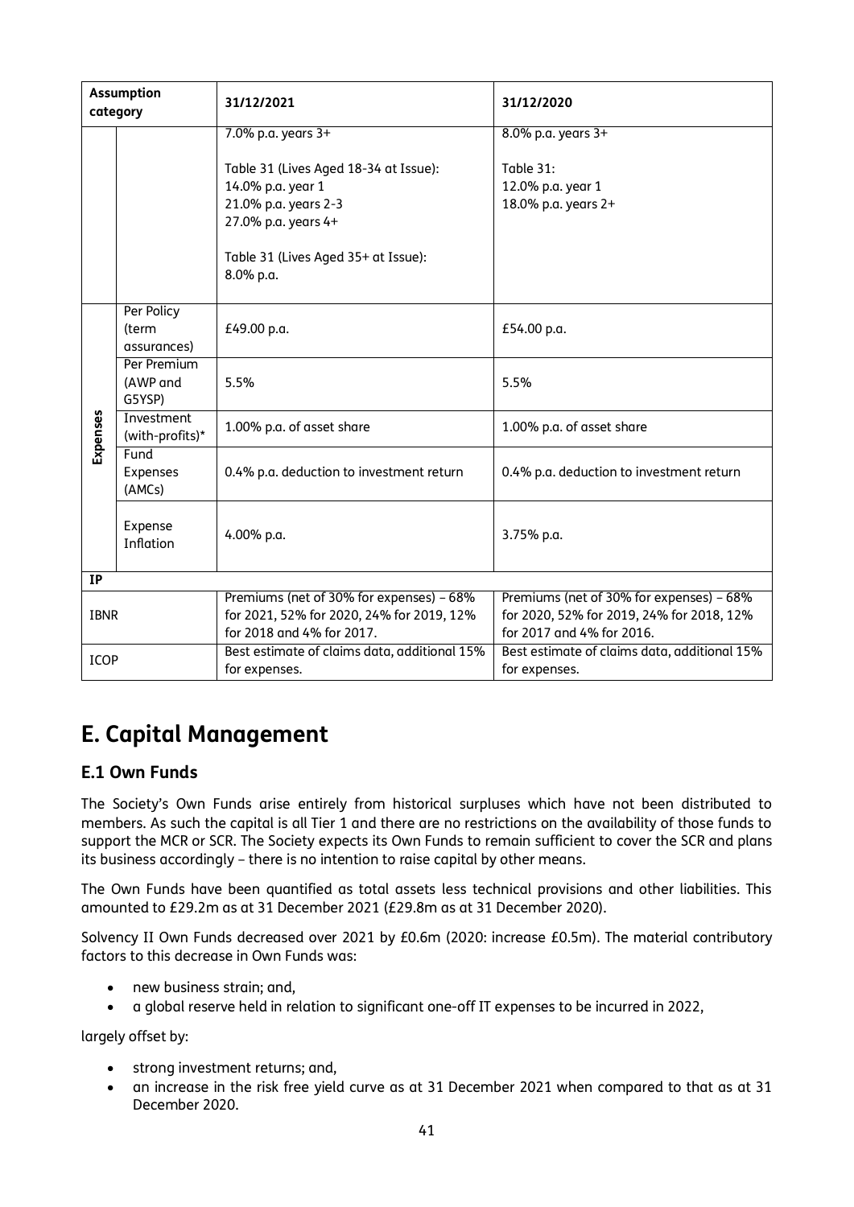| Assumption category | | 31/12/2021 | 31/12/2020 |
|---|---|---|---|
| | | 7.0% p.a. years 3+<br><br>Table 31 (Lives Aged 18-34 at Issue):<br>14.0% p.a. year 1<br>21.0% p.a. years 2-3<br>27.0% p.a. years 4+<br><br>Table 31 (Lives Aged 35+ at Issue):<br>8.0% p.a. | 8.0% p.a. years 3+<br><br>Table 31:<br>12.0% p.a. year 1<br>18.0% p.a. years 2+ |
| Expenses | Per Policy (term assurances) | £49.00 p.a. | £54.00 p.a. |
| | Per Premium (AWP and G5YSP) | 5.5% | 5.5% |
| | Investment (with-profits)* | 1.00% p.a. of asset share | 1.00% p.a. of asset share |
| | Fund Expenses (AMCs) | 0.4% p.a. deduction to investment return | 0.4% p.a. deduction to investment return |
| | Expense Inflation | 4.00% p.a. | 3.75% p.a. |
| **IP** | | | |
| IBNR | | Premiums (net of 30% for expenses) – 68% for 2021, 52% for 2020, 24% for 2019, 12% for 2018 and 4% for 2017. | Premiums (net of 30% for expenses) – 68% for 2020, 52% for 2019, 24% for 2018, 12% for 2017 and 4% for 2016. |
| ICOP | | Best estimate of claims data, additional 15% for expenses. | Best estimate of claims data, additional 15% for expenses. |

# E. Capital Management

## E.1 Own Funds

The Society's Own Funds arise entirely from historical surpluses which have not been distributed to members. As such the capital is all Tier 1 and there are no restrictions on the availability of those funds to support the MCR or SCR. The Society expects its Own Funds to remain sufficient to cover the SCR and plans its business accordingly – there is no intention to raise capital by other means.

The Own Funds have been quantified as total assets less technical provisions and other liabilities. This amounted to £29.2m as at 31 December 2021 (£29.8m as at 31 December 2020).

Solvency II Own Funds decreased over 2021 by £0.6m (2020: increase £0.5m). The material contributory factors to this decrease in Own Funds was:

- new business strain; and,
- a global reserve held in relation to significant one-off IT expenses to be incurred in 2022,

largely offset by:

- strong investment returns; and,
- an increase in the risk free yield curve as at 31 December 2021 when compared to that as at 31 December 2020.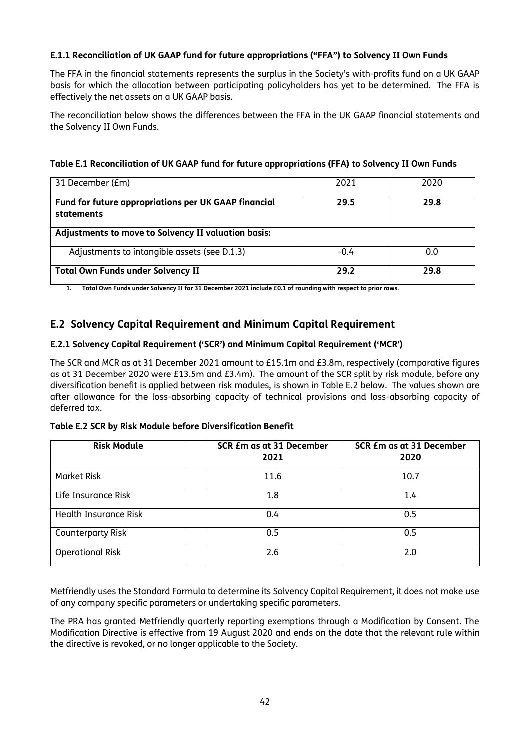### E.1.1 Reconciliation of UK GAAP fund for future appropriations ("FFA") to Solvency II Own Funds

The FFA in the financial statements represents the surplus in the Society's with-profits fund on a UK GAAP basis for which the allocation between participating policyholders has yet to be determined. The FFA is effectively the net assets on a UK GAAP basis.

The reconciliation below shows the differences between the FFA in the UK GAAP financial statements and the Solvency II Own Funds.

**Table E.1 Reconciliation of UK GAAP fund for future appropriations (FFA) to Solvency II Own Funds**

| 31 December (£m) | 2021 | 2020 |
|---|---|---|
| **Fund for future appropriations per UK GAAP financial statements** | **29.5** | **29.8** |
| **Adjustments to move to Solvency II valuation basis:** | | |
| Adjustments to intangible assets (see D.1.3) | -0.4 | 0.0 |
| **Total Own Funds under Solvency II** | **29.2** | **29.8** |

1. **Total Own Funds under Solvency II for 31 December 2021 include £0.1 of rounding with respect to prior rows.**

## E.2 Solvency Capital Requirement and Minimum Capital Requirement

### E.2.1 Solvency Capital Requirement ('SCR') and Minimum Capital Requirement ('MCR')

The SCR and MCR as at 31 December 2021 amount to £15.1m and £3.8m, respectively (comparative figures as at 31 December 2020 were £13.5m and £3.4m). The amount of the SCR split by risk module, before any diversification benefit is applied between risk modules, is shown in Table E.2 below. The values shown are after allowance for the loss-absorbing capacity of technical provisions and loss-absorbing capacity of deferred tax.

**Table E.2 SCR by Risk Module before Diversification Benefit**

| Risk Module | | SCR £m as at 31 December 2021 | SCR £m as at 31 December 2020 |
|---|---|---|---|
| Market Risk | | 11.6 | 10.7 |
| Life Insurance Risk | | 1.8 | 1.4 |
| Health Insurance Risk | | 0.4 | 0.5 |
| Counterparty Risk | | 0.5 | 0.5 |
| Operational Risk | | 2.6 | 2.0 |

Metfriendly uses the Standard Formula to determine its Solvency Capital Requirement, it does not make use of any company specific parameters or undertaking specific parameters.

The PRA has granted Metfriendly quarterly reporting exemptions through a Modification by Consent. The Modification Directive is effective from 19 August 2020 and ends on the date that the relevant rule within the directive is revoked, or no longer applicable to the Society.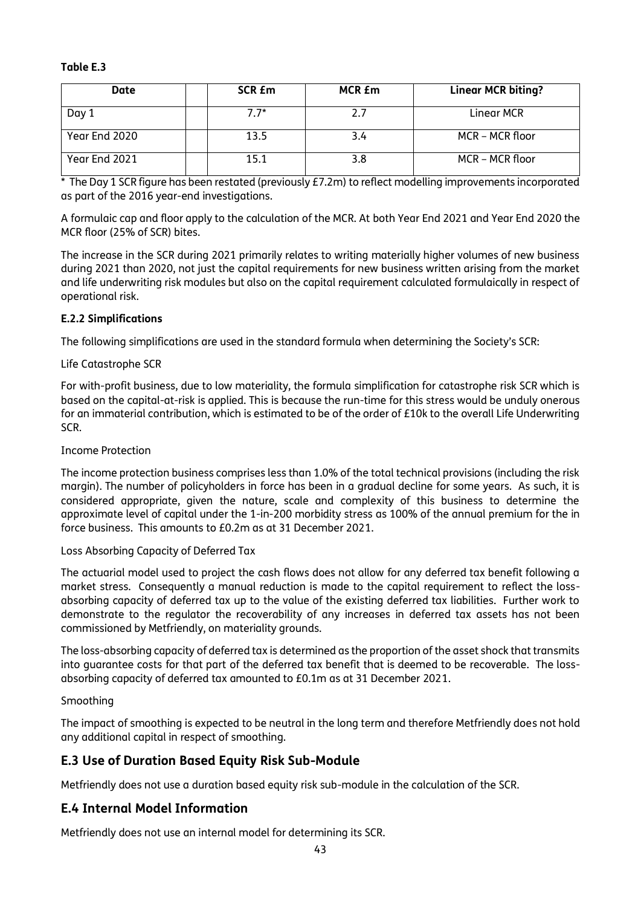**Table E.3**

| Date | | SCR £m | MCR £m | Linear MCR biting? |
|---|---|---|---|---|
| Day 1 | | 7.7* | 2.7 | Linear MCR |
| Year End 2020 | | 13.5 | 3.4 | MCR – MCR floor |
| Year End 2021 | | 15.1 | 3.8 | MCR – MCR floor |

* The Day 1 SCR figure has been restated (previously £7.2m) to reflect modelling improvements incorporated as part of the 2016 year-end investigations.

A formulaic cap and floor apply to the calculation of the MCR. At both Year End 2021 and Year End 2020 the MCR floor (25% of SCR) bites.

The increase in the SCR during 2021 primarily relates to writing materially higher volumes of new business during 2021 than 2020, not just the capital requirements for new business written arising from the market and life underwriting risk modules but also on the capital requirement calculated formulaically in respect of operational risk.

**E.2.2 Simplifications**

The following simplifications are used in the standard formula when determining the Society's SCR:

Life Catastrophe SCR

For with-profit business, due to low materiality, the formula simplification for catastrophe risk SCR which is based on the capital-at-risk is applied. This is because the run-time for this stress would be unduly onerous for an immaterial contribution, which is estimated to be of the order of £10k to the overall Life Underwriting SCR.

Income Protection

The income protection business comprises less than 1.0% of the total technical provisions (including the risk margin). The number of policyholders in force has been in a gradual decline for some years. As such, it is considered appropriate, given the nature, scale and complexity of this business to determine the approximate level of capital under the 1-in-200 morbidity stress as 100% of the annual premium for the in force business. This amounts to £0.2m as at 31 December 2021.

Loss Absorbing Capacity of Deferred Tax

The actuarial model used to project the cash flows does not allow for any deferred tax benefit following a market stress. Consequently a manual reduction is made to the capital requirement to reflect the loss-absorbing capacity of deferred tax up to the value of the existing deferred tax liabilities. Further work to demonstrate to the regulator the recoverability of any increases in deferred tax assets has not been commissioned by Metfriendly, on materiality grounds.

The loss-absorbing capacity of deferred tax is determined as the proportion of the asset shock that transmits into guarantee costs for that part of the deferred tax benefit that is deemed to be recoverable. The loss-absorbing capacity of deferred tax amounted to £0.1m as at 31 December 2021.

Smoothing

The impact of smoothing is expected to be neutral in the long term and therefore Metfriendly does not hold any additional capital in respect of smoothing.

## E.3 Use of Duration Based Equity Risk Sub-Module

Metfriendly does not use a duration based equity risk sub-module in the calculation of the SCR.

## E.4 Internal Model Information

Metfriendly does not use an internal model for determining its SCR.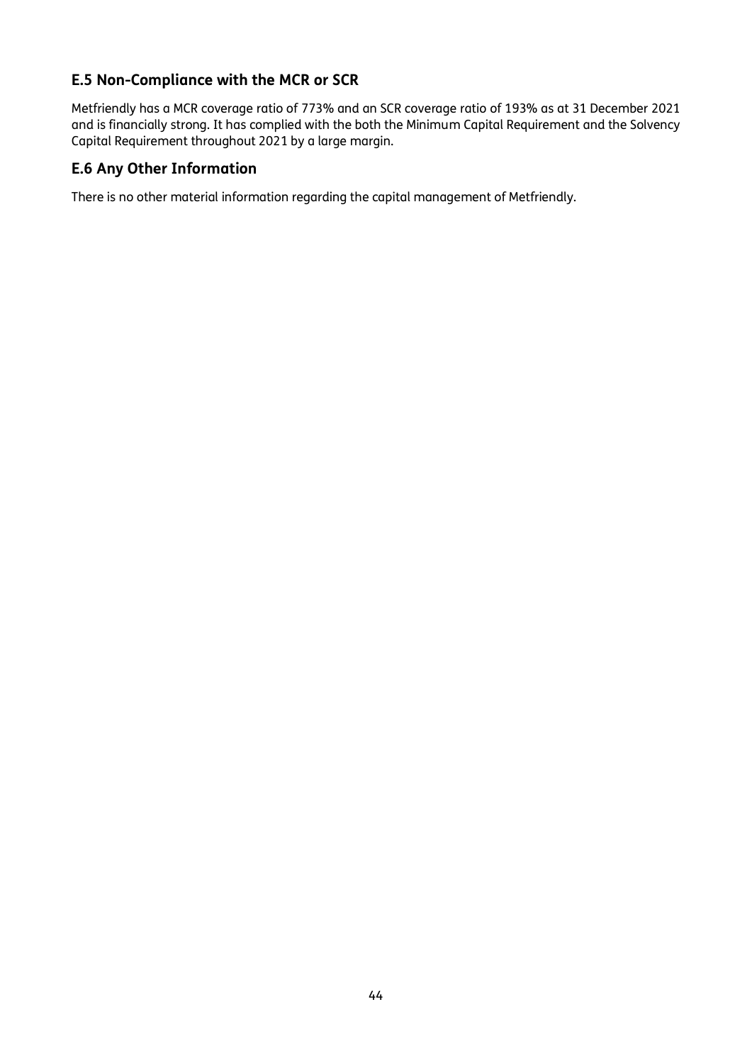## E.5 Non-Compliance with the MCR or SCR

Metfriendly has a MCR coverage ratio of 773% and an SCR coverage ratio of 193% as at 31 December 2021 and is financially strong. It has complied with the both the Minimum Capital Requirement and the Solvency Capital Requirement throughout 2021 by a large margin.

## E.6 Any Other Information

There is no other material information regarding the capital management of Metfriendly.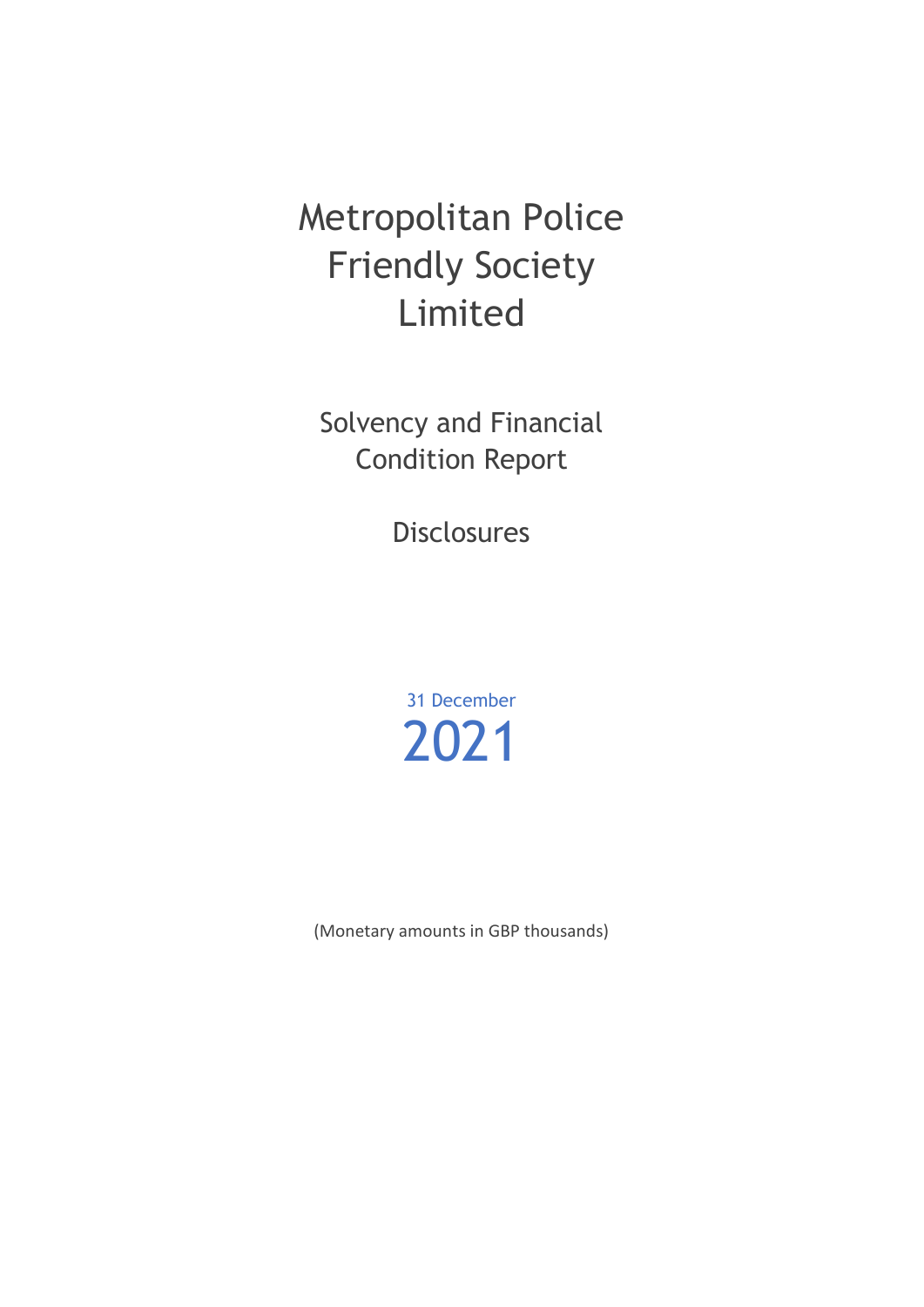# Metropolitan Police Friendly Society Limited

## Solvency and Financial Condition Report

## Disclosures

31 December

2021

(Monetary amounts in GBP thousands)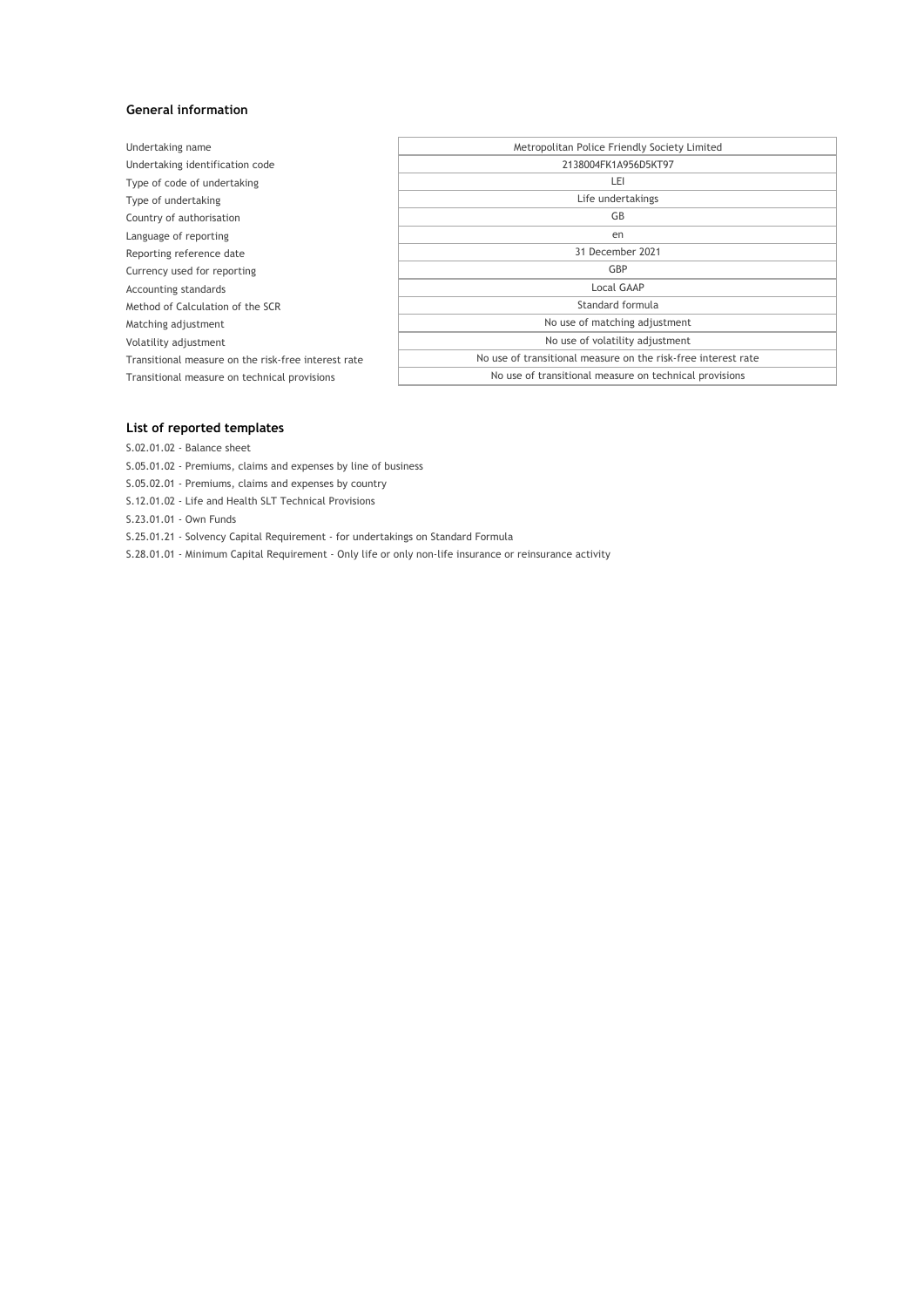### General information

| | |
|---|---|
| Undertaking name | Metropolitan Police Friendly Society Limited |
| Undertaking identification code | 2138004FK1A956D5KT97 |
| Type of code of undertaking | LEI |
| Type of undertaking | Life undertakings |
| Country of authorisation | GB |
| Language of reporting | en |
| Reporting reference date | 31 December 2021 |
| Currency used for reporting | GBP |
| Accounting standards | Local GAAP |
| Method of Calculation of the SCR | Standard formula |
| Matching adjustment | No use of matching adjustment |
| Volatility adjustment | No use of volatility adjustment |
| Transitional measure on the risk-free interest rate | No use of transitional measure on the risk-free interest rate |
| Transitional measure on technical provisions | No use of transitional measure on technical provisions |

### List of reported templates

S.02.01.02 - Balance sheet

S.05.01.02 - Premiums, claims and expenses by line of business

S.05.02.01 - Premiums, claims and expenses by country

S.12.01.02 - Life and Health SLT Technical Provisions

S.23.01.01 - Own Funds

S.25.01.21 - Solvency Capital Requirement - for undertakings on Standard Formula

S.28.01.01 - Minimum Capital Requirement - Only life or only non-life insurance or reinsurance activity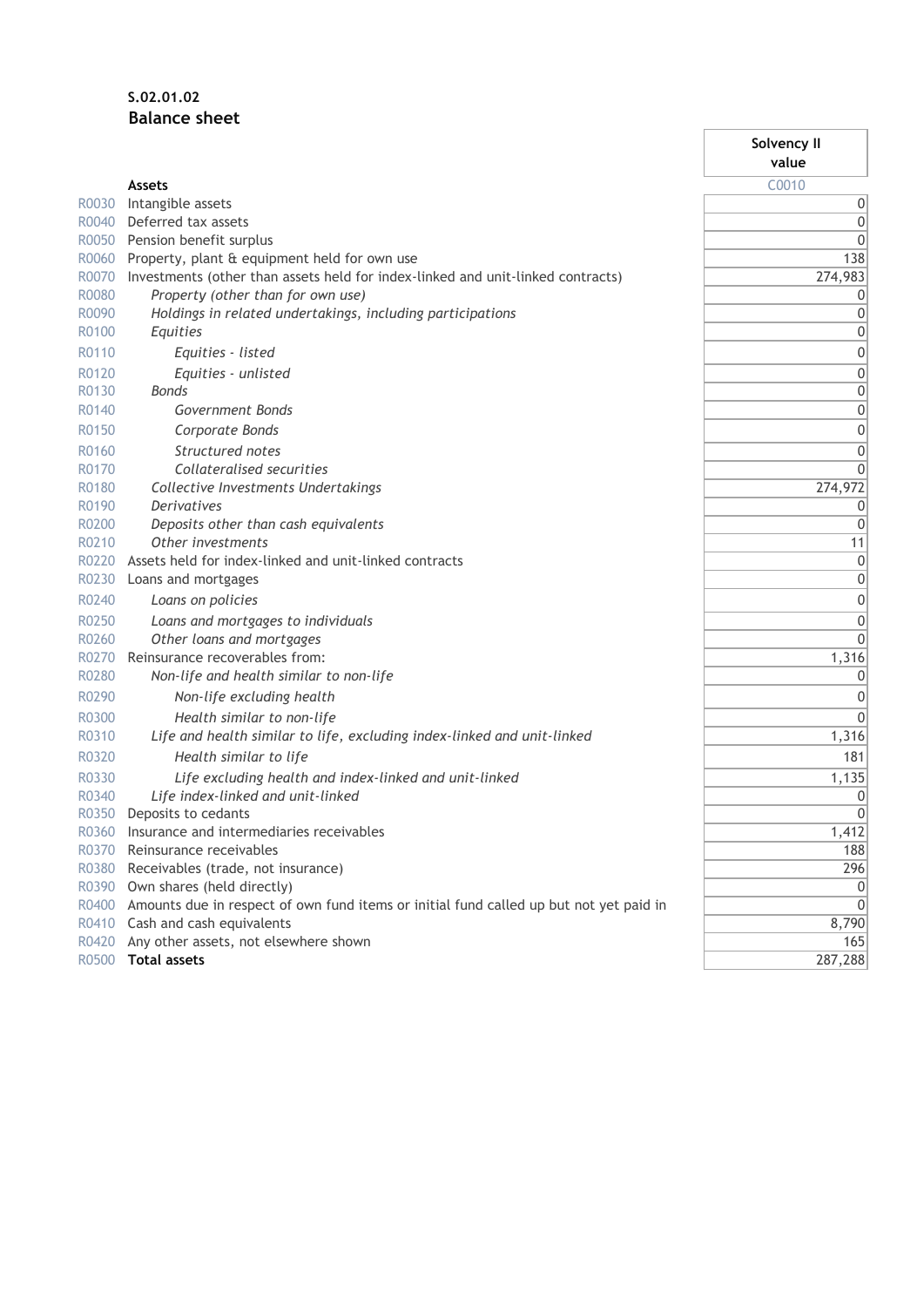**S.02.01.02**

**Balance sheet**

| | | Solvency II value |
|---|---|---|
| | **Assets** | C0010 |
| R0030 | Intangible assets | 0 |
| R0040 | Deferred tax assets | 0 |
| R0050 | Pension benefit surplus | 0 |
| R0060 | Property, plant & equipment held for own use | 138 |
| R0070 | Investments (other than assets held for index-linked and unit-linked contracts) | 274,983 |
| R0080 | *Property (other than for own use)* | 0 |
| R0090 | *Holdings in related undertakings, including participations* | 0 |
| R0100 | *Equities* | 0 |
| R0110 | *Equities - listed* | 0 |
| R0120 | *Equities - unlisted* | 0 |
| R0130 | *Bonds* | 0 |
| R0140 | *Government Bonds* | 0 |
| R0150 | *Corporate Bonds* | 0 |
| R0160 | *Structured notes* | 0 |
| R0170 | *Collateralised securities* | 0 |
| R0180 | *Collective Investments Undertakings* | 274,972 |
| R0190 | *Derivatives* | 0 |
| R0200 | *Deposits other than cash equivalents* | 0 |
| R0210 | *Other investments* | 11 |
| R0220 | Assets held for index-linked and unit-linked contracts | 0 |
| R0230 | Loans and mortgages | 0 |
| R0240 | *Loans on policies* | 0 |
| R0250 | *Loans and mortgages to individuals* | 0 |
| R0260 | *Other loans and mortgages* | 0 |
| R0270 | Reinsurance recoverables from: | 1,316 |
| R0280 | *Non-life and health similar to non-life* | 0 |
| R0290 | *Non-life excluding health* | 0 |
| R0300 | *Health similar to non-life* | 0 |
| R0310 | *Life and health similar to life, excluding index-linked and unit-linked* | 1,316 |
| R0320 | *Health similar to life* | 181 |
| R0330 | *Life excluding health and index-linked and unit-linked* | 1,135 |
| R0340 | *Life index-linked and unit-linked* | 0 |
| R0350 | Deposits to cedants | 0 |
| R0360 | Insurance and intermediaries receivables | 1,412 |
| R0370 | Reinsurance receivables | 188 |
| R0380 | Receivables (trade, not insurance) | 296 |
| R0390 | Own shares (held directly) | 0 |
| R0400 | Amounts due in respect of own fund items or initial fund called up but not yet paid in | 0 |
| R0410 | Cash and cash equivalents | 8,790 |
| R0420 | Any other assets, not elsewhere shown | 165 |
| R0500 | **Total assets** | 287,288 |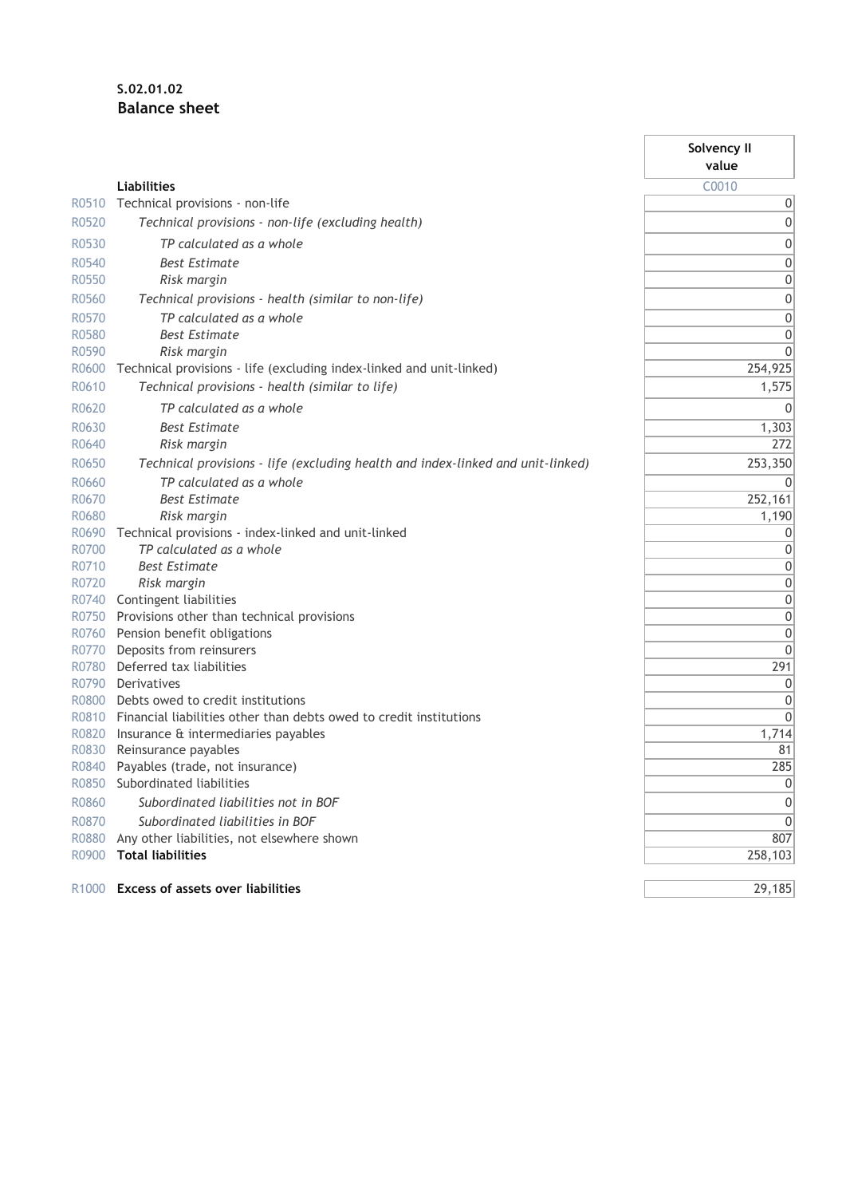**S.02.01.02**
**Balance sheet**

| | | Solvency II value |
|---|---|---|
| | **Liabilities** | C0010 |
| R0510 | Technical provisions - non-life | 0 |
| R0520 | *Technical provisions - non-life (excluding health)* | 0 |
| R0530 | *TP calculated as a whole* | 0 |
| R0540 | *Best Estimate* | 0 |
| R0550 | *Risk margin* | 0 |
| R0560 | *Technical provisions - health (similar to non-life)* | 0 |
| R0570 | *TP calculated as a whole* | 0 |
| R0580 | *Best Estimate* | 0 |
| R0590 | *Risk margin* | 0 |
| R0600 | Technical provisions - life (excluding index-linked and unit-linked) | 254,925 |
| R0610 | *Technical provisions - health (similar to life)* | 1,575 |
| R0620 | *TP calculated as a whole* | 0 |
| R0630 | *Best Estimate* | 1,303 |
| R0640 | *Risk margin* | 272 |
| R0650 | *Technical provisions - life (excluding health and index-linked and unit-linked)* | 253,350 |
| R0660 | *TP calculated as a whole* | 0 |
| R0670 | *Best Estimate* | 252,161 |
| R0680 | *Risk margin* | 1,190 |
| R0690 | Technical provisions - index-linked and unit-linked | 0 |
| R0700 | *TP calculated as a whole* | 0 |
| R0710 | *Best Estimate* | 0 |
| R0720 | *Risk margin* | 0 |
| R0740 | Contingent liabilities | 0 |
| R0750 | Provisions other than technical provisions | 0 |
| R0760 | Pension benefit obligations | 0 |
| R0770 | Deposits from reinsurers | 0 |
| R0780 | Deferred tax liabilities | 291 |
| R0790 | Derivatives | 0 |
| R0800 | Debts owed to credit institutions | 0 |
| R0810 | Financial liabilities other than debts owed to credit institutions | 0 |
| R0820 | Insurance & intermediaries payables | 1,714 |
| R0830 | Reinsurance payables | 81 |
| R0840 | Payables (trade, not insurance) | 285 |
| R0850 | Subordinated liabilities | 0 |
| R0860 | *Subordinated liabilities not in BOF* | 0 |
| R0870 | *Subordinated liabilities in BOF* | 0 |
| R0880 | Any other liabilities, not elsewhere shown | 807 |
| R0900 | **Total liabilities** | 258,103 |
| | | |
| R1000 | **Excess of assets over liabilities** | 29,185 |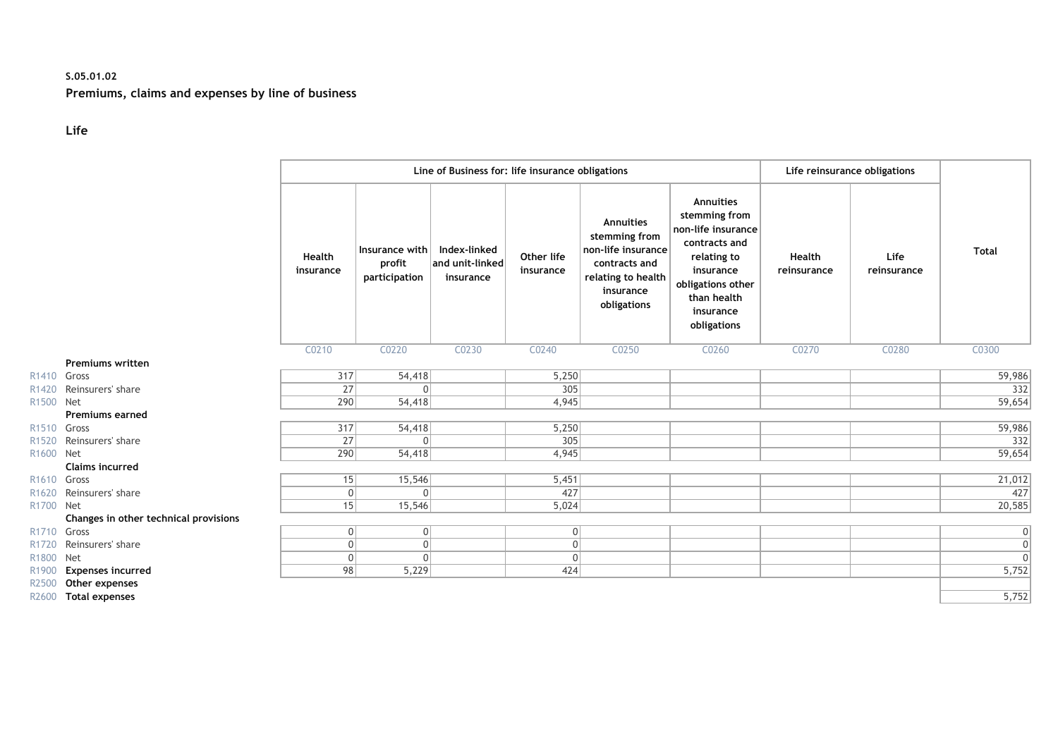**S.05.01.02**

**Premiums, claims and expenses by line of business**

**Life**

| | | Line of Business for: life insurance obligations | | | | | | Life reinsurance obligations | | Total |
|---|---|---|---|---|---|---|---|---|---|---|
| | | Health insurance | Insurance with profit participation | Index-linked and unit-linked insurance | Other life insurance | Annuities stemming from non-life insurance contracts and relating to health insurance obligations | Annuities stemming from non-life insurance contracts and relating to insurance obligations other than health insurance obligations | Health reinsurance | Life reinsurance | |
| | | C0210 | C0220 | C0230 | C0240 | C0250 | C0260 | C0270 | C0280 | C0300 |
| | **Premiums written** | | | | | | | | | |
| R1410 | Gross | 317 | 54,418 | | 5,250 | | | | | 59,986 |
| R1420 | Reinsurers' share | 27 | 0 | | 305 | | | | | 332 |
| R1500 | Net | 290 | 54,418 | | 4,945 | | | | | 59,654 |
| | **Premiums earned** | | | | | | | | | |
| R1510 | Gross | 317 | 54,418 | | 5,250 | | | | | 59,986 |
| R1520 | Reinsurers' share | 27 | 0 | | 305 | | | | | 332 |
| R1600 | Net | 290 | 54,418 | | 4,945 | | | | | 59,654 |
| | **Claims incurred** | | | | | | | | | |
| R1610 | Gross | 15 | 15,546 | | 5,451 | | | | | 21,012 |
| R1620 | Reinsurers' share | 0 | 0 | | 427 | | | | | 427 |
| R1700 | Net | 15 | 15,546 | | 5,024 | | | | | 20,585 |
| | **Changes in other technical provisions** | | | | | | | | | |
| R1710 | Gross | 0 | 0 | | 0 | | | | | 0 |
| R1720 | Reinsurers' share | 0 | 0 | | 0 | | | | | 0 |
| R1800 | Net | 0 | 0 | | 0 | | | | | 0 |
| R1900 | **Expenses incurred** | 98 | 5,229 | | 424 | | | | | 5,752 |
| R2500 | **Other expenses** | | | | | | | | | |
| R2600 | **Total expenses** | | | | | | | | | 5,752 |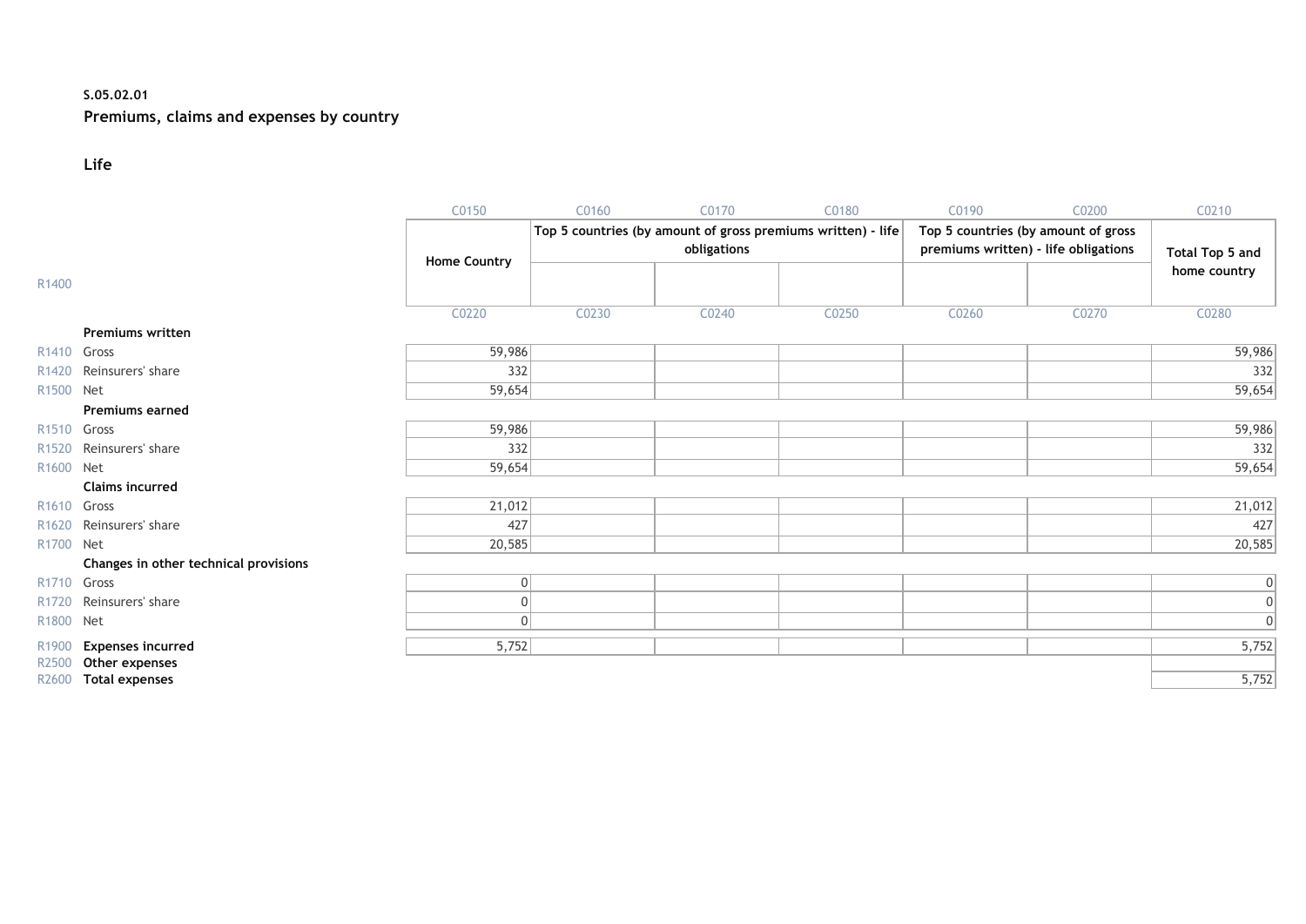**S.05.02.01**

**Premiums, claims and expenses by country**

**Life**

| | | C0150 | C0160 | C0170 | C0180 | C0190 | C0200 | C0210 |
|---|---|---|---|---|---|---|---|---|
| | | Home Country | Top 5 countries (by amount of gross premiums written) - life obligations | | | Top 5 countries (by amount of gross premiums written) - life obligations | | Total Top 5 and home country |
| R1400 | | | | | | | | |
| | | C0220 | C0230 | C0240 | C0250 | C0260 | C0270 | C0280 |
| | **Premiums written** | | | | | | | |
| R1410 | Gross | 59,986 | | | | | | 59,986 |
| R1420 | Reinsurers' share | 332 | | | | | | 332 |
| R1500 | Net | 59,654 | | | | | | 59,654 |
| | **Premiums earned** | | | | | | | |
| R1510 | Gross | 59,986 | | | | | | 59,986 |
| R1520 | Reinsurers' share | 332 | | | | | | 332 |
| R1600 | Net | 59,654 | | | | | | 59,654 |
| | **Claims incurred** | | | | | | | |
| R1610 | Gross | 21,012 | | | | | | 21,012 |
| R1620 | Reinsurers' share | 427 | | | | | | 427 |
| R1700 | Net | 20,585 | | | | | | 20,585 |
| | **Changes in other technical provisions** | | | | | | | |
| R1710 | Gross | 0 | | | | | | 0 |
| R1720 | Reinsurers' share | 0 | | | | | | 0 |
| R1800 | Net | 0 | | | | | | 0 |
| R1900 | **Expenses incurred** | 5,752 | | | | | | 5,752 |
| R2500 | **Other expenses** | | | | | | | |
| R2600 | **Total expenses** | | | | | | | 5,752 |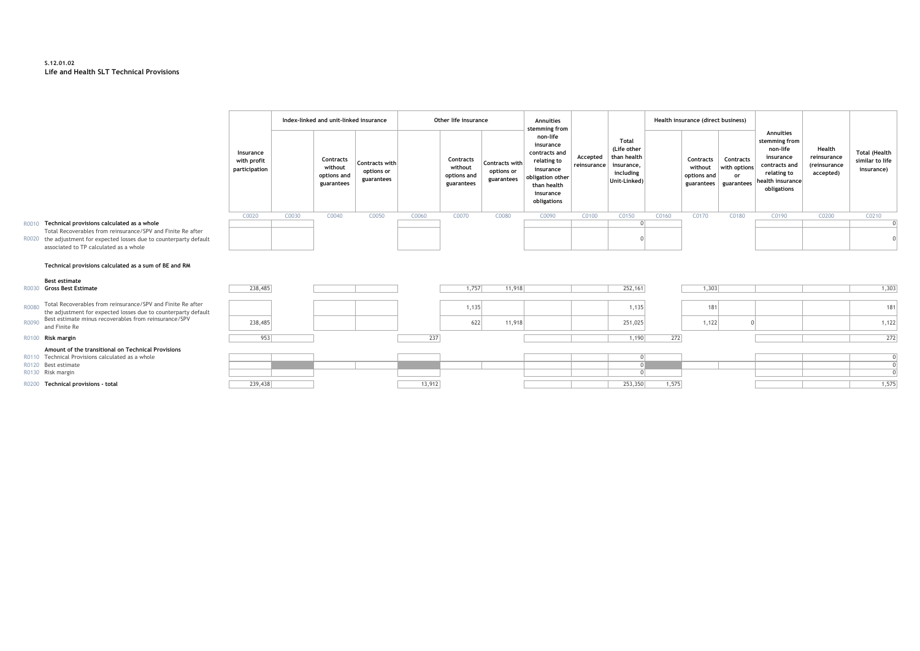**S.12.01.02**
**Life and Health SLT Technical Provisions**

| | | Insurance with profit participation | Index-linked and unit-linked insurance | | | Other life insurance | | | Annuities stemming from non-life insurance contracts and relating to insurance obligation other than health insurance obligations | Accepted reinsurance | Total (Life other than health insurance, including Unit-Linked) | Health insurance (direct business) | | | Annuities stemming from non-life insurance contracts and relating to health insurance obligations | Health reinsurance (reinsurance accepted) | Total (Health similar to life insurance) |
|---|---|---|---|---|---|---|---|---|---|---|---|---|---|---|---|---|---|
| | | | | Contracts without options and guarantees | Contracts with options or guarantees | | Contracts without options and guarantees | Contracts with options or guarantees | | | | | Contracts without options and guarantees | Contracts with options or guarantees | | | |
| | | C0020 | C0030 | C0040 | C0050 | C0060 | C0070 | C0080 | C0090 | C0100 | C0150 | C0160 | C0170 | C0180 | C0190 | C0200 | C0210 |
| R0010 | **Technical provisions calculated as a whole** | | | | | | | | | | 0 | | | | | | 0 |
| R0020 | Total Recoverables from reinsurance/SPV and Finite Re after the adjustment for expected losses due to counterparty default associated to TP calculated as a whole | | | | | | | | | | 0 | | | | | | 0 |
| | **Technical provisions calculated as a sum of BE and RM** | | | | | | | | | | | | | | | | |
| | **Best estimate** | | | | | | | | | | | | | | | | |
| R0030 | **Gross Best Estimate** | 238,485 | | | | | 1,757 | 11,918 | | | 252,161 | | 1,303 | | | | 1,303 |
| R0080 | Total Recoverables from reinsurance/SPV and Finite Re after the adjustment for expected losses due to counterparty default | | | | | | 1,135 | | | | 1,135 | | 181 | | | | 181 |
| R0090 | Best estimate minus recoverables from reinsurance/SPV and Finite Re | 238,485 | | | | | 622 | 11,918 | | | 251,025 | | 1,122 | 0 | | | 1,122 |
| R0100 | **Risk margin** | 953 | | | | 237 | | | | | 1,190 | 272 | | | | | 272 |
| | **Amount of the transitional on Technical Provisions** | | | | | | | | | | | | | | | | |
| R0110 | Technical Provisions calculated as a whole | | | | | | | | | | 0 | | | | | | 0 |
| R0120 | Best estimate | | | | | | | | | | 0 | | | | | | 0 |
| R0130 | Risk margin | | | | | | | | | | 0 | | | | | | 0 |
| R0200 | **Technical provisions - total** | 239,438 | | | | 13,912 | | | | | 253,350 | 1,575 | | | | | 1,575 |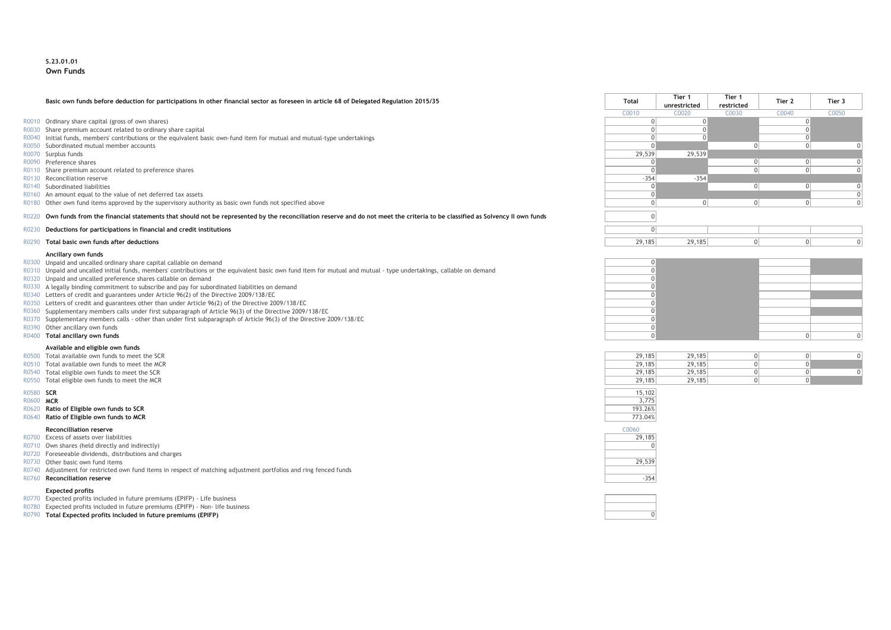**S.23.01.01**
**Own Funds**

| | Basic own funds before deduction for participations in other financial sector as foreseen in article 68 of Delegated Regulation 2015/35 | Total | Tier 1 unrestricted | Tier 1 restricted | Tier 2 | Tier 3 |
|---|---|---|---|---|---|---|
| | | C0010 | C0020 | C0030 | C0040 | C0050 |
| R0010 | Ordinary share capital (gross of own shares) | 0 | 0 | | 0 | |
| R0030 | Share premium account related to ordinary share capital | 0 | 0 | | 0 | |
| R0040 | Initial funds, members' contributions or the equivalent basic own-fund item for mutual and mutual-type undertakings | 0 | 0 | | 0 | |
| R0050 | Subordinated mutual member accounts | 0 | | 0 | 0 | 0 |
| R0070 | Surplus funds | 29,539 | 29,539 | | | |
| R0090 | Preference shares | 0 | | 0 | 0 | 0 |
| R0110 | Share premium account related to preference shares | 0 | | 0 | 0 | 0 |
| R0130 | Reconciliation reserve | -354 | -354 | | | |
| R0140 | Subordinated liabilities | 0 | | 0 | 0 | 0 |
| R0160 | An amount equal to the value of net deferred tax assets | 0 | | | | 0 |
| R0180 | Other own fund items approved by the supervisory authority as basic own funds not specified above | 0 | 0 | 0 | 0 | 0 |
| R0220 | **Own funds from the financial statements that should not be represented by the reconciliation reserve and do not meet the criteria to be classified as Solvency II own funds** | 0 | | | | |
| R0230 | **Deductions for participations in financial and credit institutions** | 0 | | | | |
| R0290 | **Total basic own funds after deductions** | 29,185 | 29,185 | 0 | 0 | 0 |
| | **Ancillary own funds** | | | | | |
| R0300 | Unpaid and uncalled ordinary share capital callable on demand | 0 | | | | |
| R0310 | Unpaid and uncalled initial funds, members' contributions or the equivalent basic own fund item for mutual and mutual - type undertakings, callable on demand | 0 | | | | |
| R0320 | Unpaid and uncalled preference shares callable on demand | 0 | | | | |
| R0330 | A legally binding commitment to subscribe and pay for subordinated liabilities on demand | 0 | | | | |
| R0340 | Letters of credit and guarantees under Article 96(2) of the Directive 2009/138/EC | 0 | | | | |
| R0350 | Letters of credit and guarantees other than under Article 96(2) of the Directive 2009/138/EC | 0 | | | | |
| R0360 | Supplementary members calls under first subparagraph of Article 96(3) of the Directive 2009/138/EC | 0 | | | | |
| R0370 | Supplementary members calls - other than under first subparagraph of Article 96(3) of the Directive 2009/138/EC | 0 | | | | |
| R0390 | Other ancillary own funds | 0 | | | | |
| R0400 | **Total ancillary own funds** | 0 | | | 0 | 0 |
| | **Available and eligible own funds** | | | | | |
| R0500 | Total available own funds to meet the SCR | 29,185 | 29,185 | 0 | 0 | 0 |
| R0510 | Total available own funds to meet the MCR | 29,185 | 29,185 | 0 | 0 | |
| R0540 | Total eligible own funds to meet the SCR | 29,185 | 29,185 | 0 | 0 | 0 |
| R0550 | Total eligible own funds to meet the MCR | 29,185 | 29,185 | 0 | 0 | |
| R0580 | **SCR** | 15,102 | | | | |
| R0600 | **MCR** | 3,775 | | | | |
| R0620 | **Ratio of Eligible own funds to SCR** | 193.26% | | | | |
| R0640 | **Ratio of Eligible own funds to MCR** | 773.04% | | | | |

| | **Reconcilliation reserve** | C0060 |
|---|---|---|
| R0700 | Excess of assets over liabilities | 29,185 |
| R0710 | Own shares (held directly and indirectly) | 0 |
| R0720 | Foreseeable dividends, distributions and charges | |
| R0730 | Other basic own fund items | 29,539 |
| R0740 | Adjustment for restricted own fund items in respect of matching adjustment portfolios and ring fenced funds | |
| R0760 | **Reconciliation reserve** | -354 |
| | **Expected profits** | |
| R0770 | Expected profits included in future premiums (EPIFP) - Life business | |
| R0780 | Expected profits included in future premiums (EPIFP) - Non- life business | |
| R0790 | **Total Expected profits included in future premiums (EPIFP)** | 0 |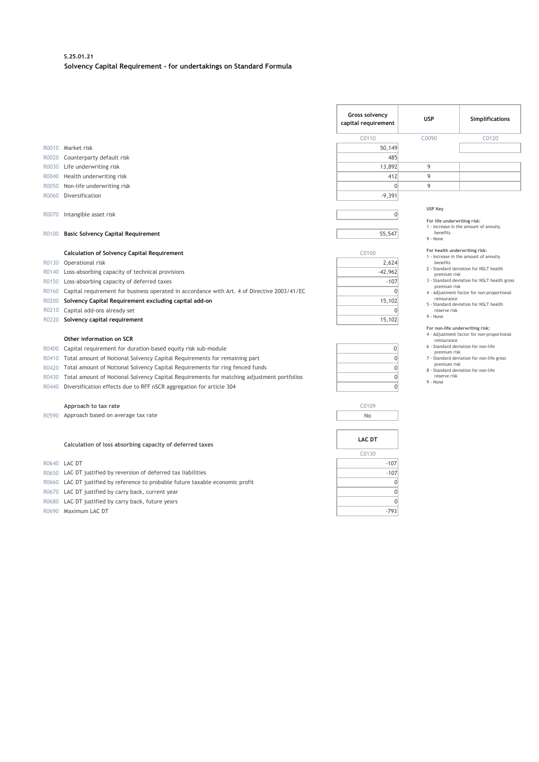**S.25.01.21**

**Solvency Capital Requirement - for undertakings on Standard Formula**

| | | Gross solvency capital requirement | USP | Simplifications |
|---|---|---|---|---|
| | | C0110 | C0090 | C0120 |
| R0010 | Market risk | 50,149 | | |
| R0020 | Counterparty default risk | 485 | | |
| R0030 | Life underwriting risk | 13,892 | 9 | |
| R0040 | Health underwriting risk | 412 | 9 | |
| R0050 | Non-life underwriting risk | 0 | 9 | |
| R0060 | Diversification | -9,391 | | |
| R0070 | Intangible asset risk | 0 | | |
| R0100 | **Basic Solvency Capital Requirement** | 55,547 | | |

**USP Key**

**For life underwriting risk:**
1 - Increase in the amount of annuity benefits
9 - None

**For health underwriting risk:**
1 - Increase in the amount of annuity benefits
2 - Standard deviation for NSLT health premium risk
3 - Standard deviation for NSLT health gross premium risk
4 - Adjustment factor for non-proportional reinsurance
5 - Standard deviation for NSLT health reserve risk
9 - None

**For non-life underwriting risk:**
4 - Adjustment factor for non-proportional reinsurance
6 - Standard deviation for non-life premium risk
7 - Standard deviation for non-life gross premium risk
8 - Standard deviation for non-life reserve risk
9 - None

| | **Calculation of Solvency Capital Requirement** | C0100 |
|---|---|---|
| R0130 | Operational risk | 2,624 |
| R0140 | Loss-absorbing capacity of technical provisions | -42,962 |
| R0150 | Loss-absorbing capacity of deferred taxes | -107 |
| R0160 | Capital requirement for business operated in accordance with Art. 4 of Directive 2003/41/EC | 0 |
| R0200 | **Solvency Capital Requirement excluding capital add-on** | 15,102 |
| R0210 | Capital add-ons already set | 0 |
| R0220 | **Solvency capital requirement** | 15,102 |
| | **Other information on SCR** | |
| R0400 | Capital requirement for duration-based equity risk sub-module | 0 |
| R0410 | Total amount of Notional Solvency Capital Requirements for remaining part | 0 |
| R0420 | Total amount of Notional Solvency Capital Requirements for ring fenced funds | 0 |
| R0430 | Total amount of Notional Solvency Capital Requirements for matching adjustment portfolios | 0 |
| R0440 | Diversification effects due to RFF nSCR aggregation for article 304 | 0 |

| | **Approach to tax rate** | C0109 |
|---|---|---|
| R0590 | Approach based on average tax rate | No |

| | **Calculation of loss absorbing capacity of deferred taxes** | LAC DT |
|---|---|---|
| | | C0130 |
| R0640 | LAC DT | -107 |
| R0650 | LAC DT justified by reversion of deferred tax liabilities | -107 |
| R0660 | LAC DT justified by reference to probable future taxable economic profit | 0 |
| R0670 | LAC DT justified by carry back, current year | 0 |
| R0680 | LAC DT justified by carry back, future years | 0 |
| R0690 | Maximum LAC DT | -793 |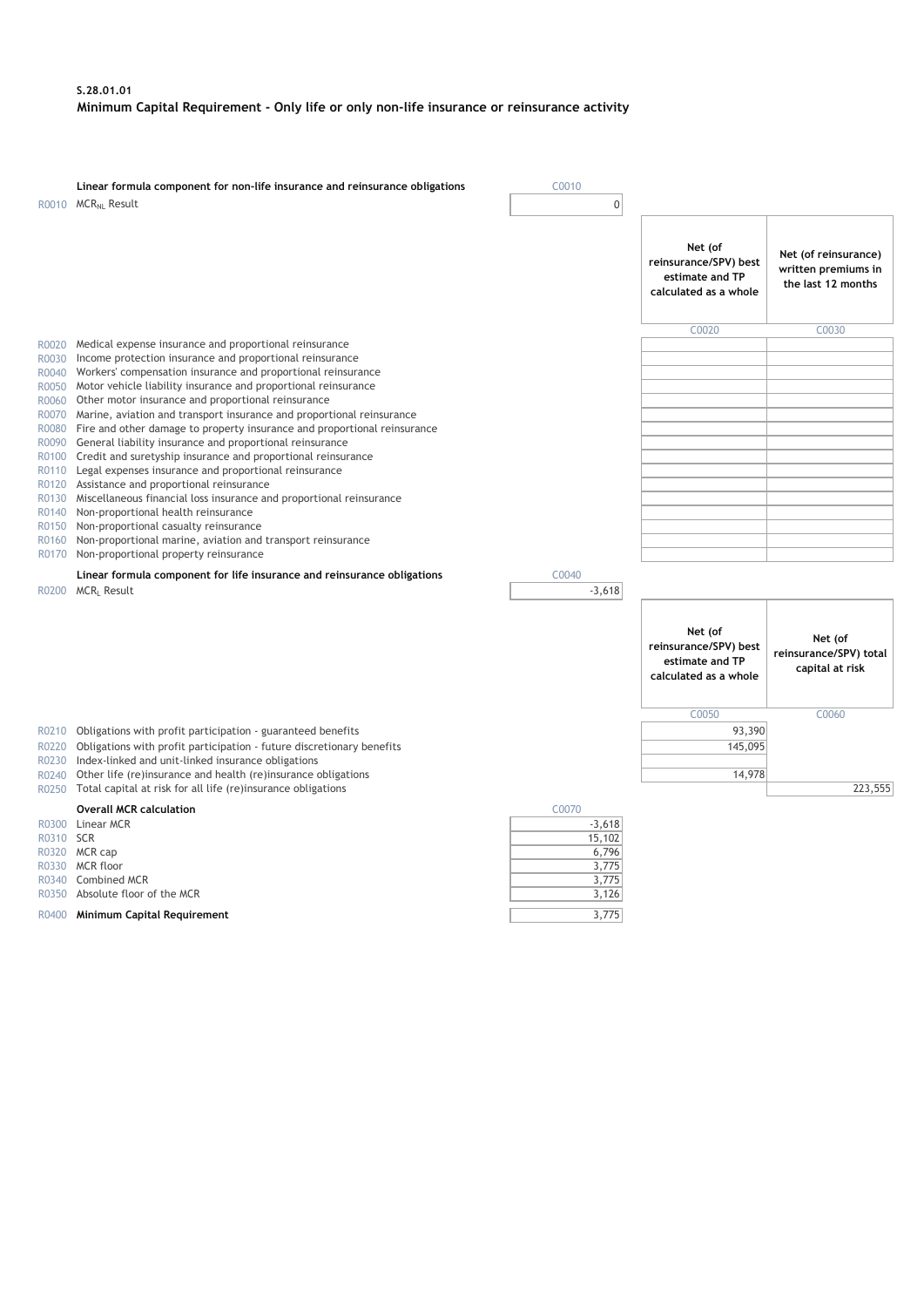**S.28.01.01**

**Minimum Capital Requirement - Only life or only non-life insurance or reinsurance activity**

**Linear formula component for non-life insurance and reinsurance obligations**

| | | C0010 |
|---|---|---|
| R0010 | $MCR_{NL}$ Result | 0 |

| | | Net (of reinsurance/SPV) best estimate and TP calculated as a whole | Net (of reinsurance) written premiums in the last 12 months |
|---|---|---|---|
| | | C0020 | C0030 |
| R0020 | Medical expense insurance and proportional reinsurance | | |
| R0030 | Income protection insurance and proportional reinsurance | | |
| R0040 | Workers' compensation insurance and proportional reinsurance | | |
| R0050 | Motor vehicle liability insurance and proportional reinsurance | | |
| R0060 | Other motor insurance and proportional reinsurance | | |
| R0070 | Marine, aviation and transport insurance and proportional reinsurance | | |
| R0080 | Fire and other damage to property insurance and proportional reinsurance | | |
| R0090 | General liability insurance and proportional reinsurance | | |
| R0100 | Credit and suretyship insurance and proportional reinsurance | | |
| R0110 | Legal expenses insurance and proportional reinsurance | | |
| R0120 | Assistance and proportional reinsurance | | |
| R0130 | Miscellaneous financial loss insurance and proportional reinsurance | | |
| R0140 | Non-proportional health reinsurance | | |
| R0150 | Non-proportional casualty reinsurance | | |
| R0160 | Non-proportional marine, aviation and transport reinsurance | | |
| R0170 | Non-proportional property reinsurance | | |

**Linear formula component for life insurance and reinsurance obligations**

| | | C0040 |
|---|---|---|
| R0200 | $MCR_L$ Result | -3,618 |

| | | Net (of reinsurance/SPV) best estimate and TP calculated as a whole | Net (of reinsurance/SPV) total capital at risk |
|---|---|---|---|
| | | C0050 | C0060 |
| R0210 | Obligations with profit participation - guaranteed benefits | 93,390 | |
| R0220 | Obligations with profit participation - future discretionary benefits | 145,095 | |
| R0230 | Index-linked and unit-linked insurance obligations | | |
| R0240 | Other life (re)insurance and health (re)insurance obligations | 14,978 | |
| R0250 | Total capital at risk for all life (re)insurance obligations | | 223,555 |

**Overall MCR calculation**

| | | C0070 |
|---|---|---|
| R0300 | Linear MCR | -3,618 |
| R0310 | SCR | 15,102 |
| R0320 | MCR cap | 6,796 |
| R0330 | MCR floor | 3,775 |
| R0340 | Combined MCR | 3,775 |
| R0350 | Absolute floor of the MCR | 3,126 |
| R0400 | **Minimum Capital Requirement** | 3,775 |